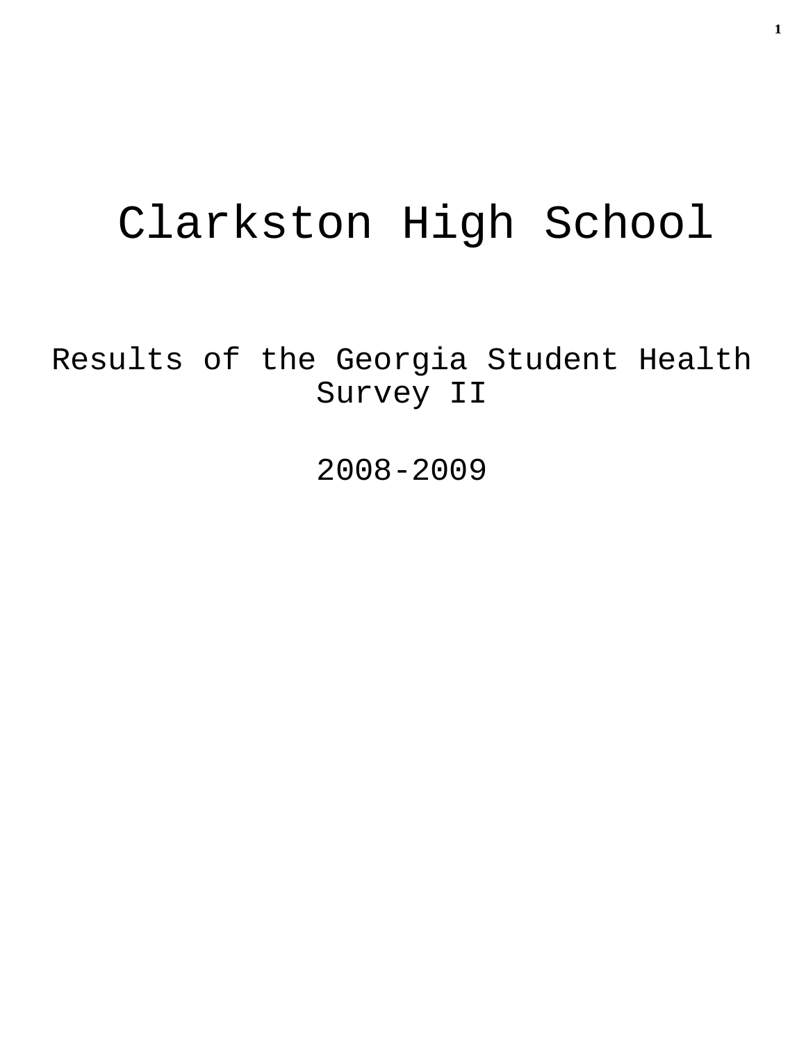# Clarkston High School

## Results of the Georgia Student Health Survey II

## 2008-2009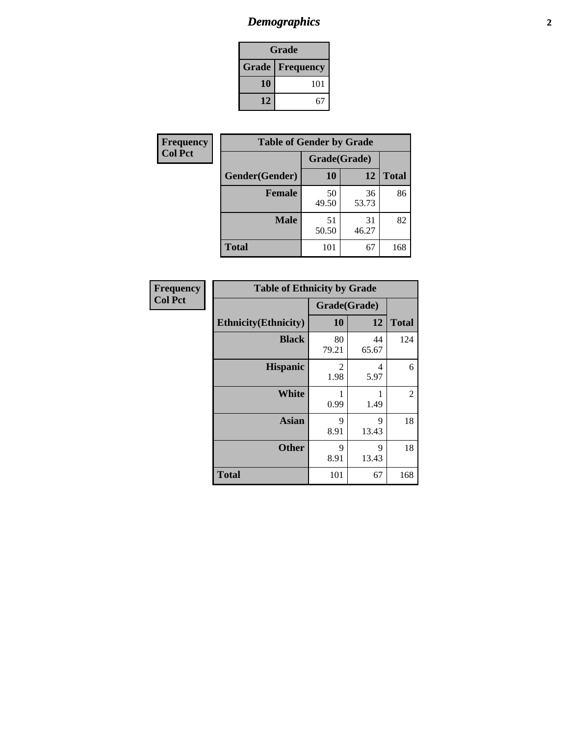# *Demographics*

| Grade | |
|---|---|
| **Grade** | **Frequency** |
| **10** | 101 |
| **12** | 67 |

**Frequency**
**Col Pct**

| Table of Gender by Grade | | | |
|---|---|---|---|
| | Grade(Grade) | | |
| **Gender(Gender)** | **10** | **12** | **Total** |
| **Female** | 50<br>49.50 | 36<br>53.73 | 86 |
| **Male** | 51<br>50.50 | 31<br>46.27 | 82 |
| **Total** | 101 | 67 | 168 |

**Frequency**
**Col Pct**

| Table of Ethnicity by Grade | | | |
|---|---|---|---|
| | Grade(Grade) | | |
| **Ethnicity(Ethnicity)** | **10** | **12** | **Total** |
| **Black** | 80<br>79.21 | 44<br>65.67 | 124 |
| **Hispanic** | 2<br>1.98 | 4<br>5.97 | 6 |
| **White** | 1<br>0.99 | 1<br>1.49 | 2 |
| **Asian** | 9<br>8.91 | 9<br>13.43 | 18 |
| **Other** | 9<br>8.91 | 9<br>13.43 | 18 |
| **Total** | 101 | 67 | 168 |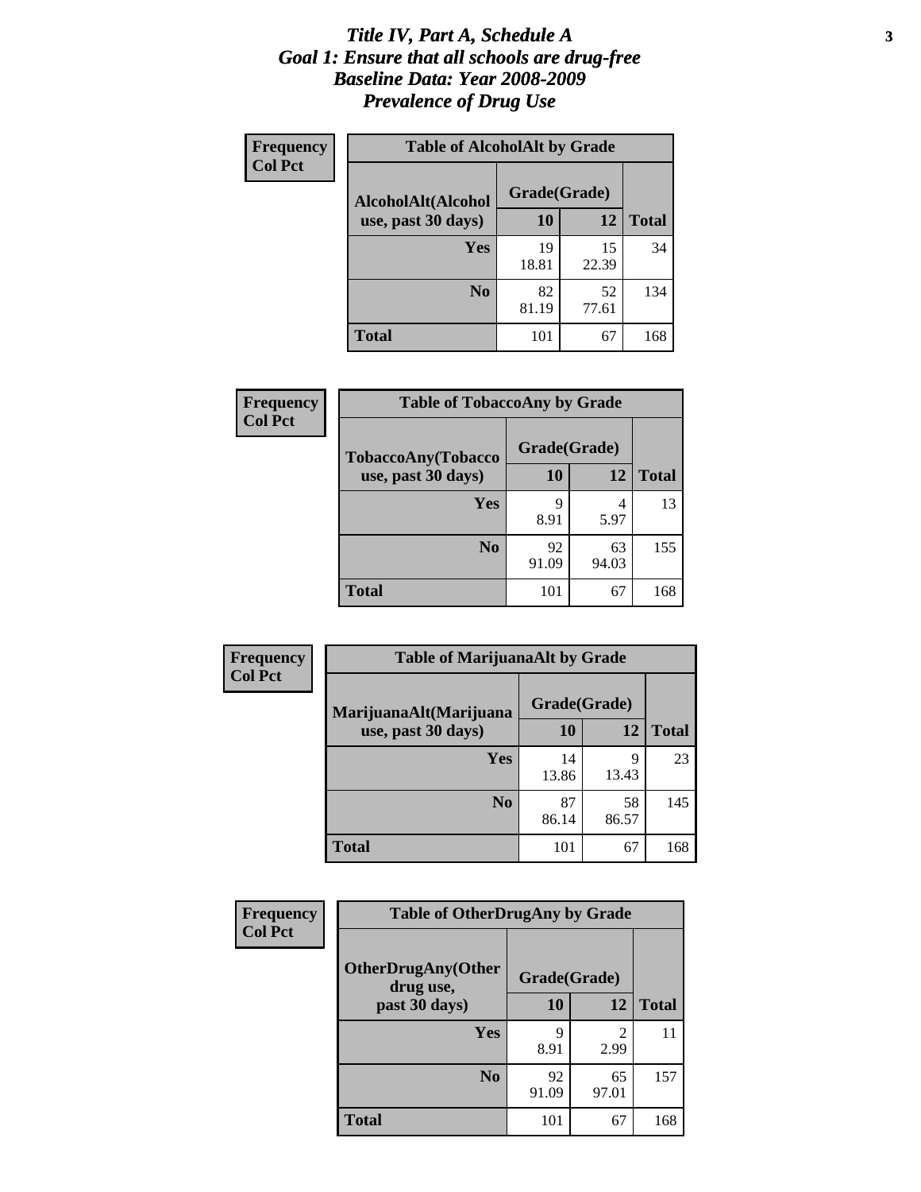# *Title IV, Part A, Schedule A*
# *Goal 1: Ensure that all schools are drug-free*
# *Baseline Data: Year 2008-2009*
# *Prevalence of Drug Use*

**Frequency**
**Col Pct**

**Table of AlcoholAlt by Grade**

| AlcoholAlt(Alcohol use, past 30 days) | Grade(Grade) 10 | 12 | Total |
|---|---|---|---|
| **Yes** | 19<br>18.81 | 15<br>22.39 | 34 |
| **No** | 82<br>81.19 | 52<br>77.61 | 134 |
| **Total** | 101 | 67 | 168 |

**Frequency**
**Col Pct**

**Table of TobaccoAny by Grade**

| TobaccoAny(Tobacco use, past 30 days) | Grade(Grade) 10 | 12 | Total |
|---|---|---|---|
| **Yes** | 9<br>8.91 | 4<br>5.97 | 13 |
| **No** | 92<br>91.09 | 63<br>94.03 | 155 |
| **Total** | 101 | 67 | 168 |

**Frequency**
**Col Pct**

**Table of MarijuanaAlt by Grade**

| MarijuanaAlt(Marijuana use, past 30 days) | Grade(Grade) 10 | 12 | Total |
|---|---|---|---|
| **Yes** | 14<br>13.86 | 9<br>13.43 | 23 |
| **No** | 87<br>86.14 | 58<br>86.57 | 145 |
| **Total** | 101 | 67 | 168 |

**Frequency**
**Col Pct**

**Table of OtherDrugAny by Grade**

| OtherDrugAny(Other drug use, past 30 days) | Grade(Grade) 10 | 12 | Total |
|---|---|---|---|
| **Yes** | 9<br>8.91 | 2<br>2.99 | 11 |
| **No** | 92<br>91.09 | 65<br>97.01 | 157 |
| **Total** | 101 | 67 | 168 |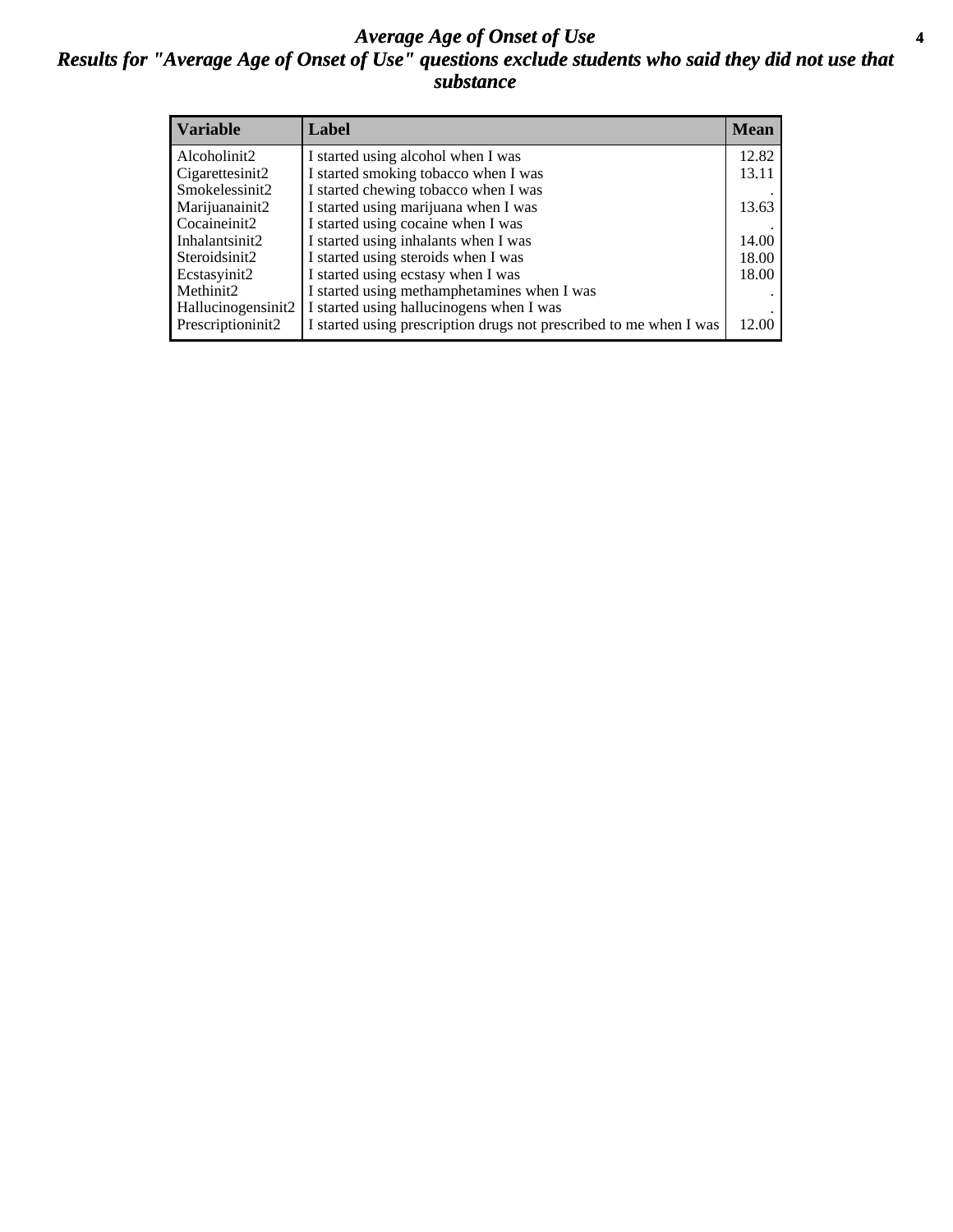# *Average Age of Onset of Use*

## *Results for "Average Age of Onset of Use" questions exclude students who said they did not use that substance*

| Variable | Label | Mean |
|---|---|---|
| Alcoholinit2 | I started using alcohol when I was | 12.82 |
| Cigarettesinit2 | I started smoking tobacco when I was | 13.11 |
| Smokelessinit2 | I started chewing tobacco when I was | . |
| Marijuanainit2 | I started using marijuana when I was | 13.63 |
| Cocaineinit2 | I started using cocaine when I was | . |
| Inhalantsinit2 | I started using inhalants when I was | 14.00 |
| Steroidsinit2 | I started using steroids when I was | 18.00 |
| Ecstasyinit2 | I started using ecstasy when I was | 18.00 |
| Methinit2 | I started using methamphetamines when I was | . |
| Hallucinogensinit2 | I started using hallucinogens when I was | . |
| Prescriptioninit2 | I started using prescription drugs not prescribed to me when I was | 12.00 |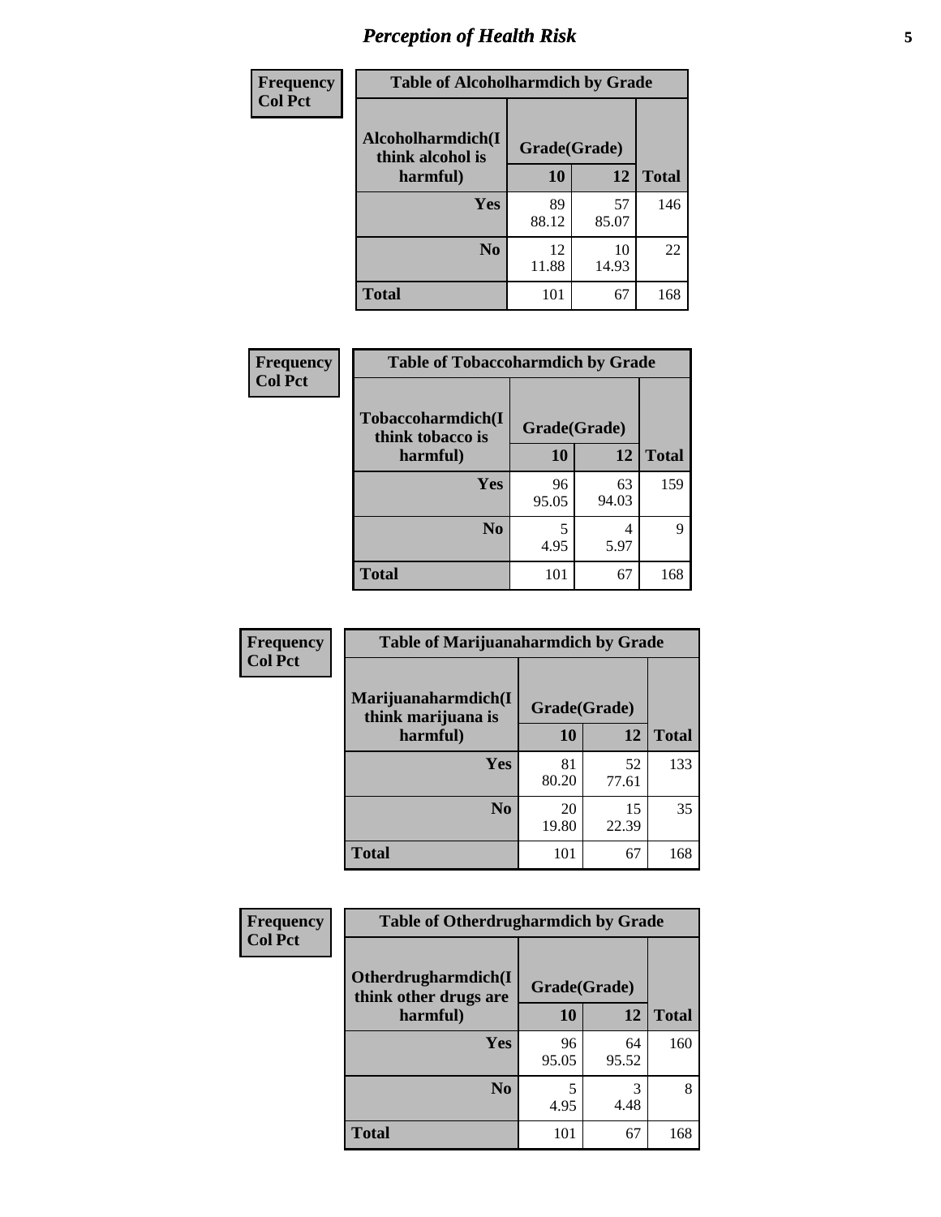# *Perception of Health Risk*

| Frequency<br>Col Pct | Table of Alcoholharmdich by Grade | | |
|---|---|---|---|
| Alcoholharmdich(I think alcohol is harmful) | Grade(Grade) | | |
| | 10 | 12 | Total |
| Yes | 89<br>88.12 | 57<br>85.07 | 146 |
| No | 12<br>11.88 | 10<br>14.93 | 22 |
| Total | 101 | 67 | 168 |

| Frequency<br>Col Pct | Table of Tobaccoharmdich by Grade | | |
|---|---|---|---|
| Tobaccoharmdich(I think tobacco is harmful) | Grade(Grade) | | |
| | 10 | 12 | Total |
| Yes | 96<br>95.05 | 63<br>94.03 | 159 |
| No | 5<br>4.95 | 4<br>5.97 | 9 |
| Total | 101 | 67 | 168 |

| Frequency<br>Col Pct | Table of Marijuanaharmdich by Grade | | |
|---|---|---|---|
| Marijuanaharmdich(I think marijuana is harmful) | Grade(Grade) | | |
| | 10 | 12 | Total |
| Yes | 81<br>80.20 | 52<br>77.61 | 133 |
| No | 20<br>19.80 | 15<br>22.39 | 35 |
| Total | 101 | 67 | 168 |

| Frequency<br>Col Pct | Table of Otherdrugharmdich by Grade | | |
|---|---|---|---|
| Otherdrugharmdich(I think other drugs are harmful) | Grade(Grade) | | |
| | 10 | 12 | Total |
| Yes | 96<br>95.05 | 64<br>95.52 | 160 |
| No | 5<br>4.95 | 3<br>4.48 | 8 |
| Total | 101 | 67 | 168 |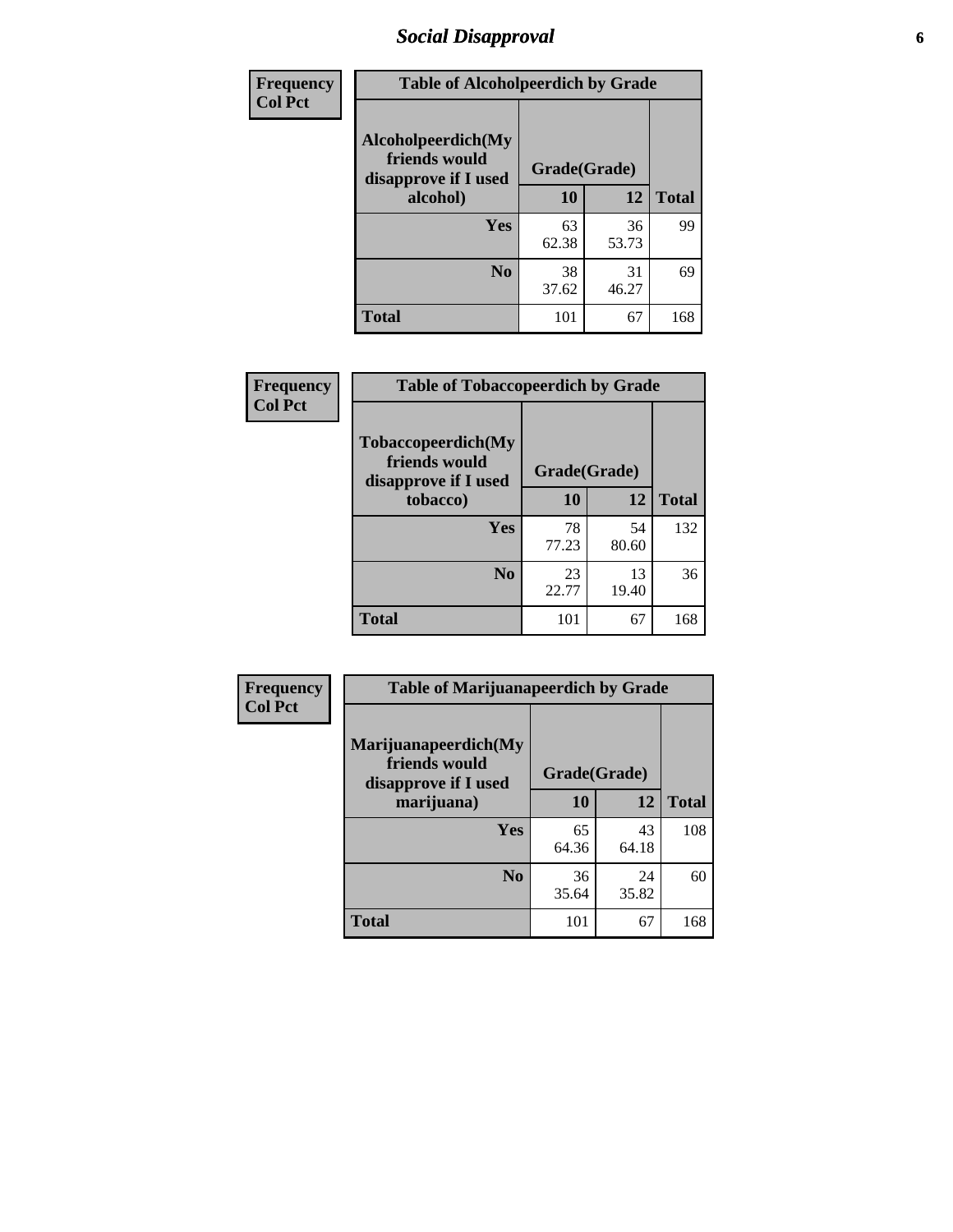## Social Disapproval

| Frequency<br>Col Pct | | | |
|---|---|---|---|

**Table of Alcoholpeerdich by Grade**

| Alcoholpeerdich(My friends would disapprove if I used alcohol) | Grade(Grade) | | |
|---|---|---|---|
| | 10 | 12 | Total |
| Yes | 63<br>62.38 | 36<br>53.73 | 99 |
| No | 38<br>37.62 | 31<br>46.27 | 69 |
| Total | 101 | 67 | 168 |

| Frequency<br>Col Pct | | | |
|---|---|---|---|

**Table of Tobaccopeerdich by Grade**

| Tobaccopeerdich(My friends would disapprove if I used tobacco) | Grade(Grade) | | |
|---|---|---|---|
| | 10 | 12 | Total |
| Yes | 78<br>77.23 | 54<br>80.60 | 132 |
| No | 23<br>22.77 | 13<br>19.40 | 36 |
| Total | 101 | 67 | 168 |

| Frequency<br>Col Pct | | | |
|---|---|---|---|

**Table of Marijuanapeerdich by Grade**

| Marijuanapeerdich(My friends would disapprove if I used marijuana) | Grade(Grade) | | |
|---|---|---|---|
| | 10 | 12 | Total |
| Yes | 65<br>64.36 | 43<br>64.18 | 108 |
| No | 36<br>35.64 | 24<br>35.82 | 60 |
| Total | 101 | 67 | 168 |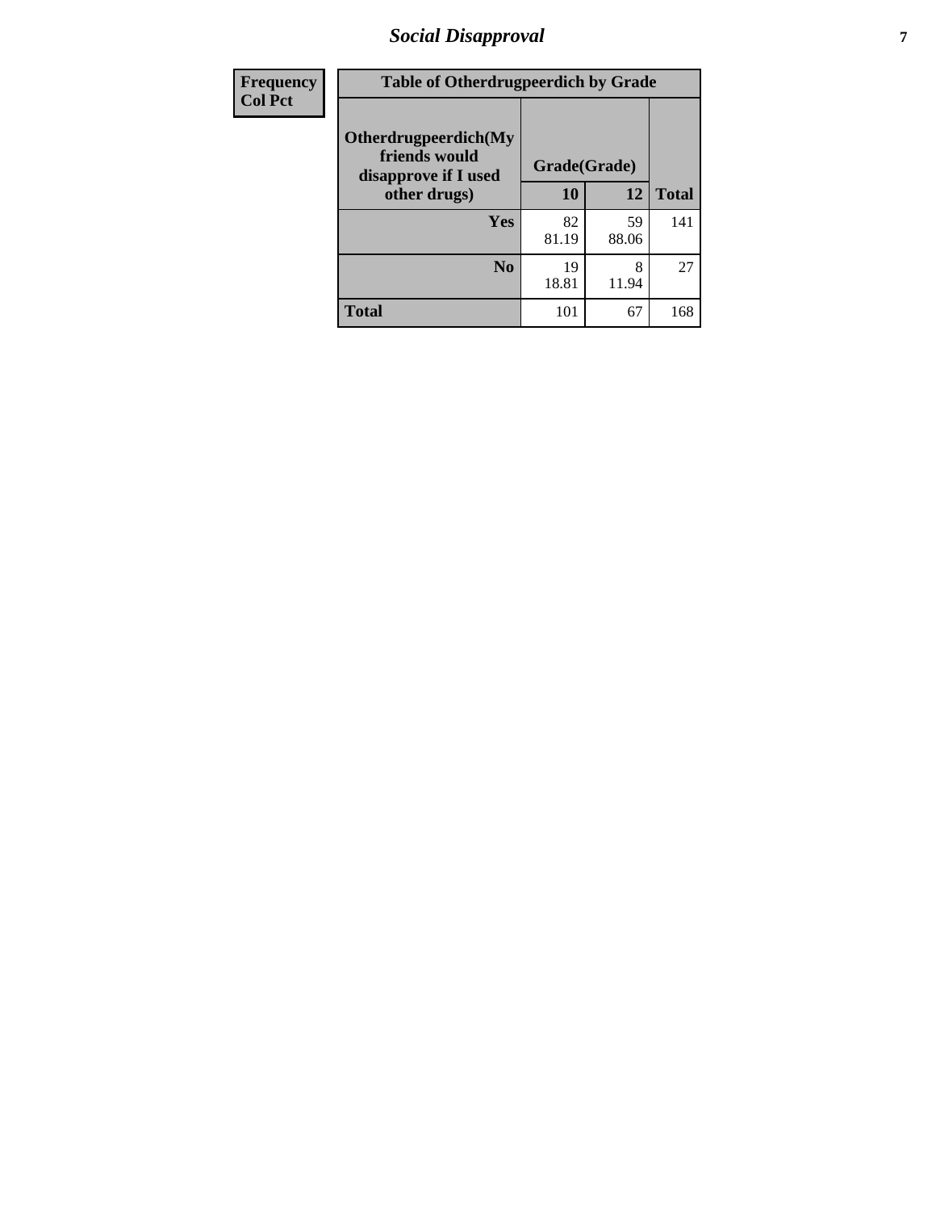| Frequency<br>Col Pct | | | |
|---|---|---|---|
| **Table of Otherdrugpeerdich by Grade** | | | |
| **Otherdrugpeerdich(My friends would disapprove if I used other drugs)** | **Grade(Grade)** | | **Total** |
| | **10** | **12** | |
| **Yes** | 82<br>81.19 | 59<br>88.06 | 141 |
| **No** | 19<br>18.81 | 8<br>11.94 | 27 |
| **Total** | 101 | 67 | 168 |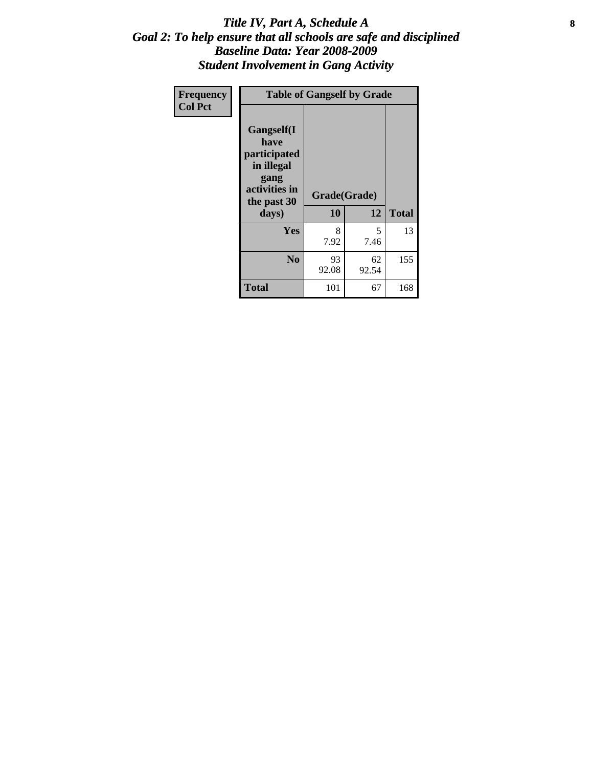# *Title IV, Part A, Schedule A*
## *Goal 2: To help ensure that all schools are safe and disciplined*
## *Baseline Data: Year 2008-2009*
## *Student Involvement in Gang Activity*

| Frequency<br>Col Pct | Table of Gangself by Grade | | |
|---|---|---|---|
| Gangself(I have participated in illegal gang activities in the past 30 days) | Grade(Grade) | | |
| | 10 | 12 | Total |
| Yes | 8<br>7.92 | 5<br>7.46 | 13 |
| No | 93<br>92.08 | 62<br>92.54 | 155 |
| Total | 101 | 67 | 168 |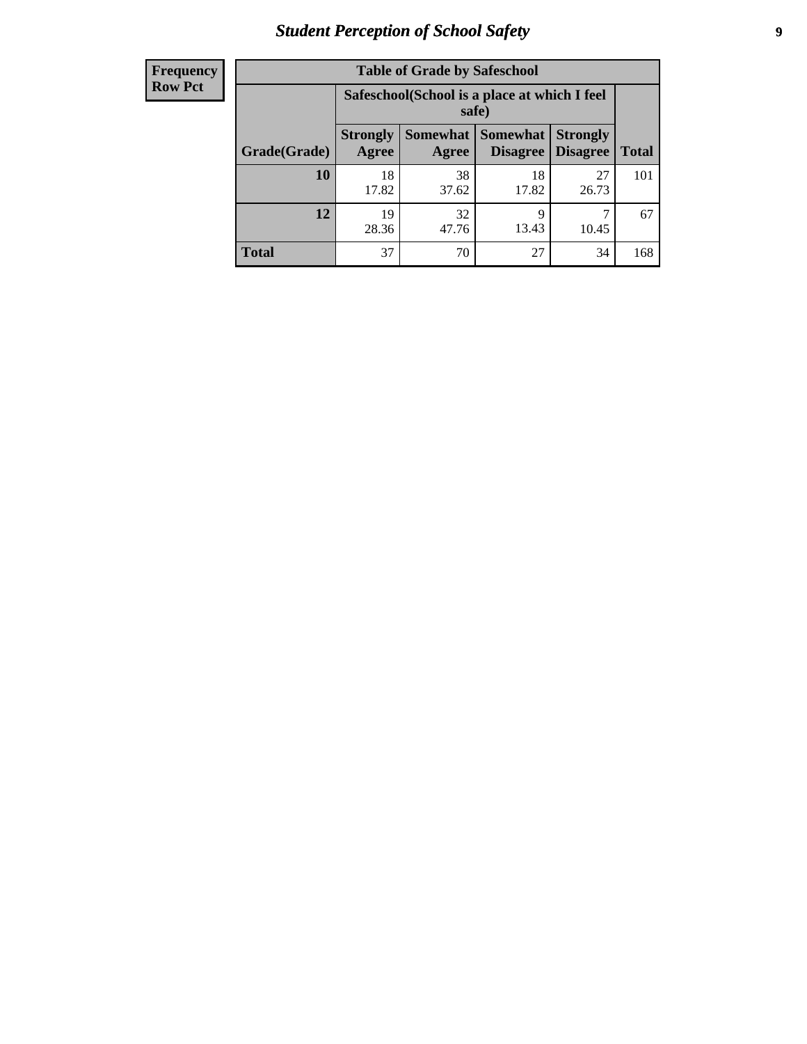| Frequency Row Pct |
| --- |

**Table of Grade by Safeschool**

| Grade(Grade) | Safeschool(School is a place at which I feel safe) | | | | Total |
| --- | --- | --- | --- | --- | --- |
| | Strongly Agree | Somewhat Agree | Somewhat Disagree | Strongly Disagree | |
| 10 | 18<br>17.82 | 38<br>37.62 | 18<br>17.82 | 27<br>26.73 | 101 |
| 12 | 19<br>28.36 | 32<br>47.76 | 9<br>13.43 | 7<br>10.45 | 67 |
| Total | 37 | 70 | 27 | 34 | 168 |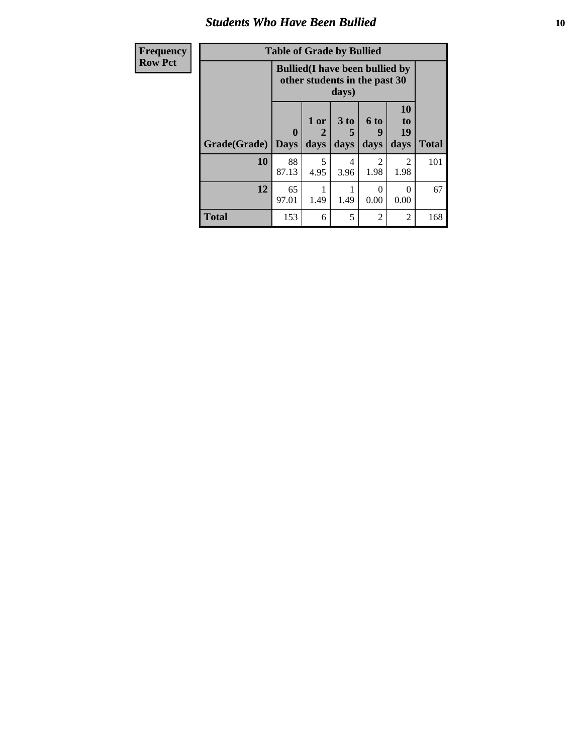## Students Who Have Been Bullied

| Frequency<br>Row Pct |
|---|

| Table of Grade by Bullied | | | | | | |
|---|---|---|---|---|---|---|
| | Bullied(I have been bullied by other students in the past 30 days) | | | | | |
| Grade(Grade) | 0 Days | 1 or 2 days | 3 to 5 days | 6 to 9 days | 10 to 19 days | Total |
| 10 | 88<br>87.13 | 5<br>4.95 | 4<br>3.96 | 2<br>1.98 | 2<br>1.98 | 101 |
| 12 | 65<br>97.01 | 1<br>1.49 | 1<br>1.49 | 0<br>0.00 | 0<br>0.00 | 67 |
| Total | 153 | 6 | 5 | 2 | 2 | 168 |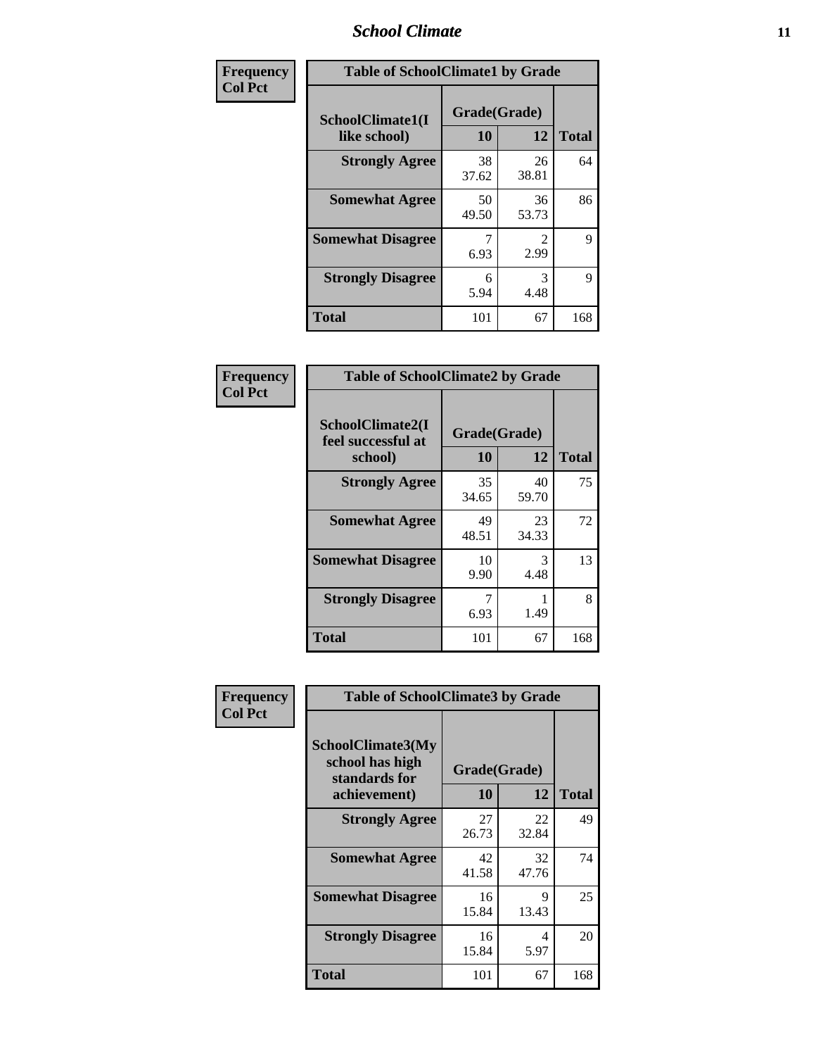| Frequency<br>Col Pct | Table of SchoolClimate1 by Grade | | |
|---|---|---|---|
| **SchoolClimate1(I like school)** | **Grade(Grade)** | | |
| | **10** | **12** | **Total** |
| **Strongly Agree** | 38<br>37.62 | 26<br>38.81 | 64 |
| **Somewhat Agree** | 50<br>49.50 | 36<br>53.73 | 86 |
| **Somewhat Disagree** | 7<br>6.93 | 2<br>2.99 | 9 |
| **Strongly Disagree** | 6<br>5.94 | 3<br>4.48 | 9 |
| **Total** | 101 | 67 | 168 |

| Frequency<br>Col Pct | Table of SchoolClimate2 by Grade | | |
|---|---|---|---|
| **SchoolClimate2(I feel successful at school)** | **Grade(Grade)** | | |
| | **10** | **12** | **Total** |
| **Strongly Agree** | 35<br>34.65 | 40<br>59.70 | 75 |
| **Somewhat Agree** | 49<br>48.51 | 23<br>34.33 | 72 |
| **Somewhat Disagree** | 10<br>9.90 | 3<br>4.48 | 13 |
| **Strongly Disagree** | 7<br>6.93 | 1<br>1.49 | 8 |
| **Total** | 101 | 67 | 168 |

| Frequency<br>Col Pct | Table of SchoolClimate3 by Grade | | |
|---|---|---|---|
| **SchoolClimate3(My school has high standards for achievement)** | **Grade(Grade)** | | |
| | **10** | **12** | **Total** |
| **Strongly Agree** | 27<br>26.73 | 22<br>32.84 | 49 |
| **Somewhat Agree** | 42<br>41.58 | 32<br>47.76 | 74 |
| **Somewhat Disagree** | 16<br>15.84 | 9<br>13.43 | 25 |
| **Strongly Disagree** | 16<br>15.84 | 4<br>5.97 | 20 |
| **Total** | 101 | 67 | 168 |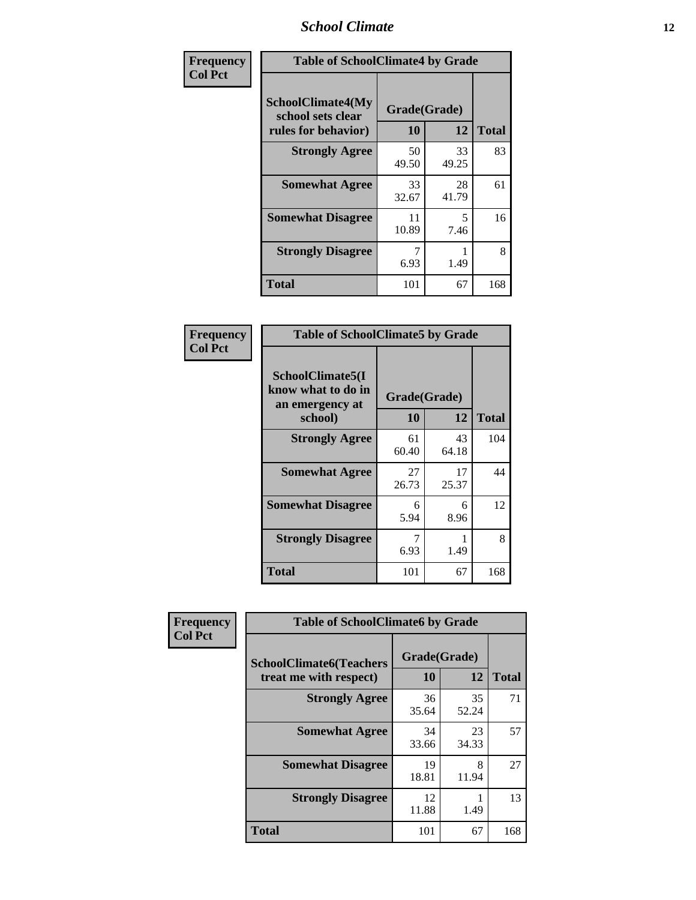| Frequency Col Pct | Table of SchoolClimate4 by Grade | | |
|---|---|---|---|
| SchoolClimate4(My school sets clear rules for behavior) | Grade(Grade) | | |
| | 10 | 12 | Total |
| Strongly Agree | 50<br>49.50 | 33<br>49.25 | 83 |
| Somewhat Agree | 33<br>32.67 | 28<br>41.79 | 61 |
| Somewhat Disagree | 11<br>10.89 | 5<br>7.46 | 16 |
| Strongly Disagree | 7<br>6.93 | 1<br>1.49 | 8 |
| Total | 101 | 67 | 168 |

| Frequency Col Pct | Table of SchoolClimate5 by Grade | | |
|---|---|---|---|
| SchoolClimate5(I know what to do in an emergency at school) | Grade(Grade) | | |
| | 10 | 12 | Total |
| Strongly Agree | 61<br>60.40 | 43<br>64.18 | 104 |
| Somewhat Agree | 27<br>26.73 | 17<br>25.37 | 44 |
| Somewhat Disagree | 6<br>5.94 | 6<br>8.96 | 12 |
| Strongly Disagree | 7<br>6.93 | 1<br>1.49 | 8 |
| Total | 101 | 67 | 168 |

| Frequency Col Pct | Table of SchoolClimate6 by Grade | | |
|---|---|---|---|
| SchoolClimate6(Teachers treat me with respect) | Grade(Grade) | | |
| | 10 | 12 | Total |
| Strongly Agree | 36<br>35.64 | 35<br>52.24 | 71 |
| Somewhat Agree | 34<br>33.66 | 23<br>34.33 | 57 |
| Somewhat Disagree | 19<br>18.81 | 8<br>11.94 | 27 |
| Strongly Disagree | 12<br>11.88 | 1<br>1.49 | 13 |
| Total | 101 | 67 | 168 |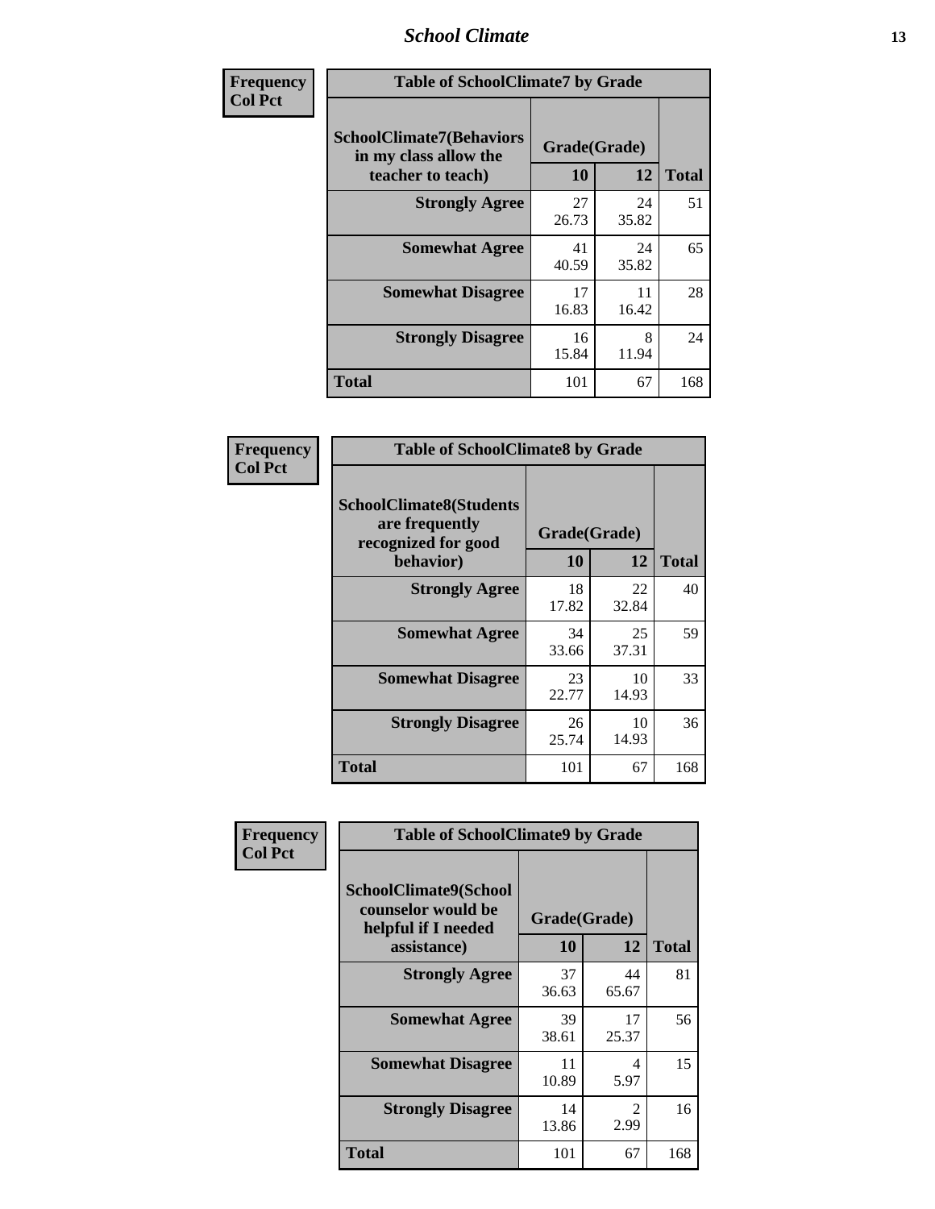| Frequency<br>Col Pct | Table of SchoolClimate7 by Grade | | |
|---|---|---|---|
| SchoolClimate7(Behaviors in my class allow the teacher to teach) | Grade(Grade) | | |
| | 10 | 12 | Total |
| Strongly Agree | 27<br>26.73 | 24<br>35.82 | 51 |
| Somewhat Agree | 41<br>40.59 | 24<br>35.82 | 65 |
| Somewhat Disagree | 17<br>16.83 | 11<br>16.42 | 28 |
| Strongly Disagree | 16<br>15.84 | 8<br>11.94 | 24 |
| Total | 101 | 67 | 168 |

| Frequency<br>Col Pct | Table of SchoolClimate8 by Grade | | |
|---|---|---|---|
| SchoolClimate8(Students are frequently recognized for good behavior) | Grade(Grade) | | |
| | 10 | 12 | Total |
| Strongly Agree | 18<br>17.82 | 22<br>32.84 | 40 |
| Somewhat Agree | 34<br>33.66 | 25<br>37.31 | 59 |
| Somewhat Disagree | 23<br>22.77 | 10<br>14.93 | 33 |
| Strongly Disagree | 26<br>25.74 | 10<br>14.93 | 36 |
| Total | 101 | 67 | 168 |

| Frequency<br>Col Pct | Table of SchoolClimate9 by Grade | | |
|---|---|---|---|
| SchoolClimate9(School counselor would be helpful if I needed assistance) | Grade(Grade) | | |
| | 10 | 12 | Total |
| Strongly Agree | 37<br>36.63 | 44<br>65.67 | 81 |
| Somewhat Agree | 39<br>38.61 | 17<br>25.37 | 56 |
| Somewhat Disagree | 11<br>10.89 | 4<br>5.97 | 15 |
| Strongly Disagree | 14<br>13.86 | 2<br>2.99 | 16 |
| Total | 101 | 67 | 168 |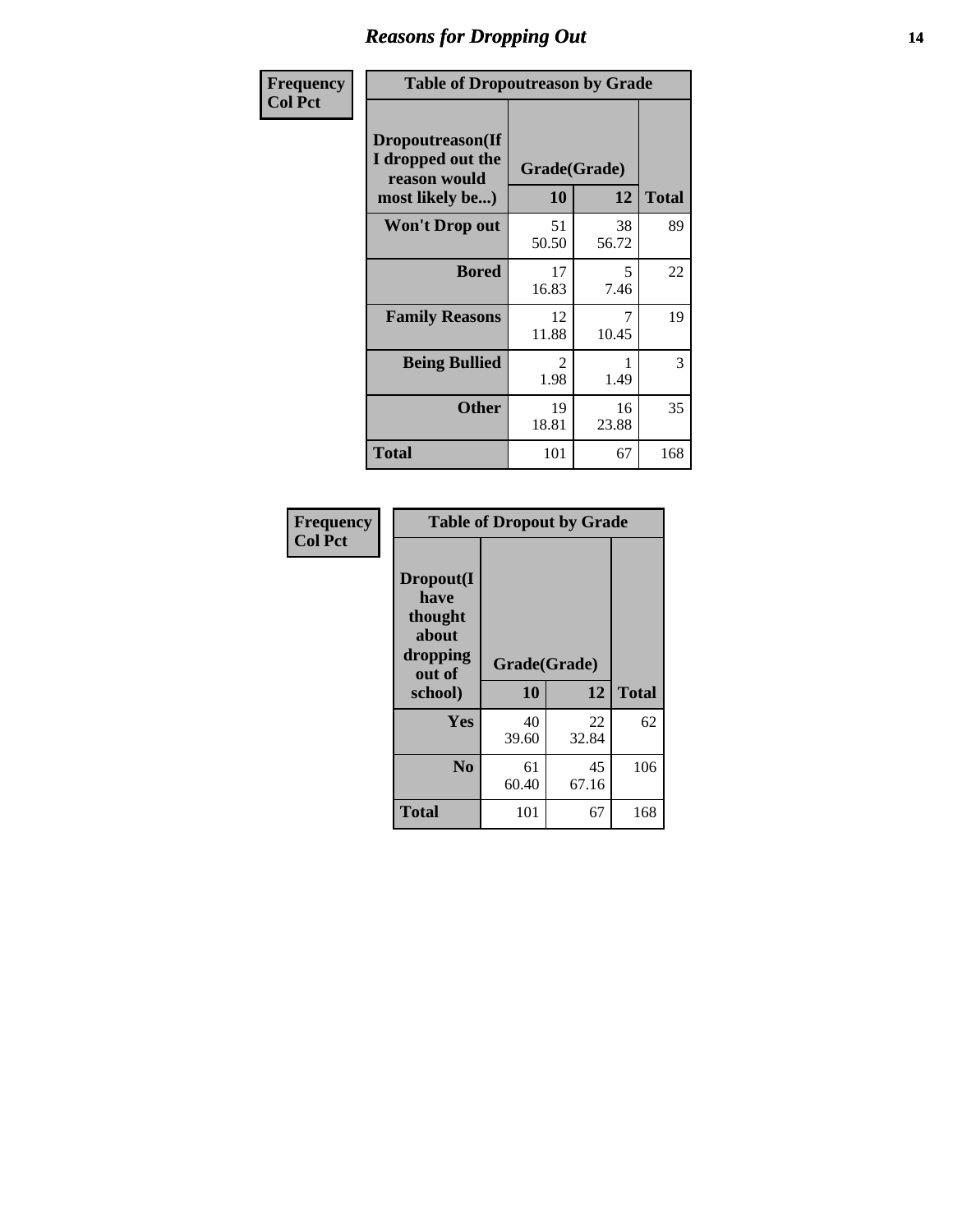# Reasons for Dropping Out

**Frequency**
**Col Pct**

| Table of Dropoutreason by Grade | | | |
|---|---|---|---|
| **Dropoutreason(If I dropped out the reason would most likely be...)** | **Grade(Grade)** | | |
| | **10** | **12** | **Total** |
| **Won't Drop out** | 51<br>50.50 | 38<br>56.72 | 89 |
| **Bored** | 17<br>16.83 | 5<br>7.46 | 22 |
| **Family Reasons** | 12<br>11.88 | 7<br>10.45 | 19 |
| **Being Bullied** | 2<br>1.98 | 1<br>1.49 | 3 |
| **Other** | 19<br>18.81 | 16<br>23.88 | 35 |
| **Total** | 101 | 67 | 168 |

**Frequency**
**Col Pct**

| Table of Dropout by Grade | | | |
|---|---|---|---|
| **Dropout(I have thought about dropping out of school)** | **Grade(Grade)** | | |
| | **10** | **12** | **Total** |
| **Yes** | 40<br>39.60 | 22<br>32.84 | 62 |
| **No** | 61<br>60.40 | 45<br>67.16 | 106 |
| **Total** | 101 | 67 | 168 |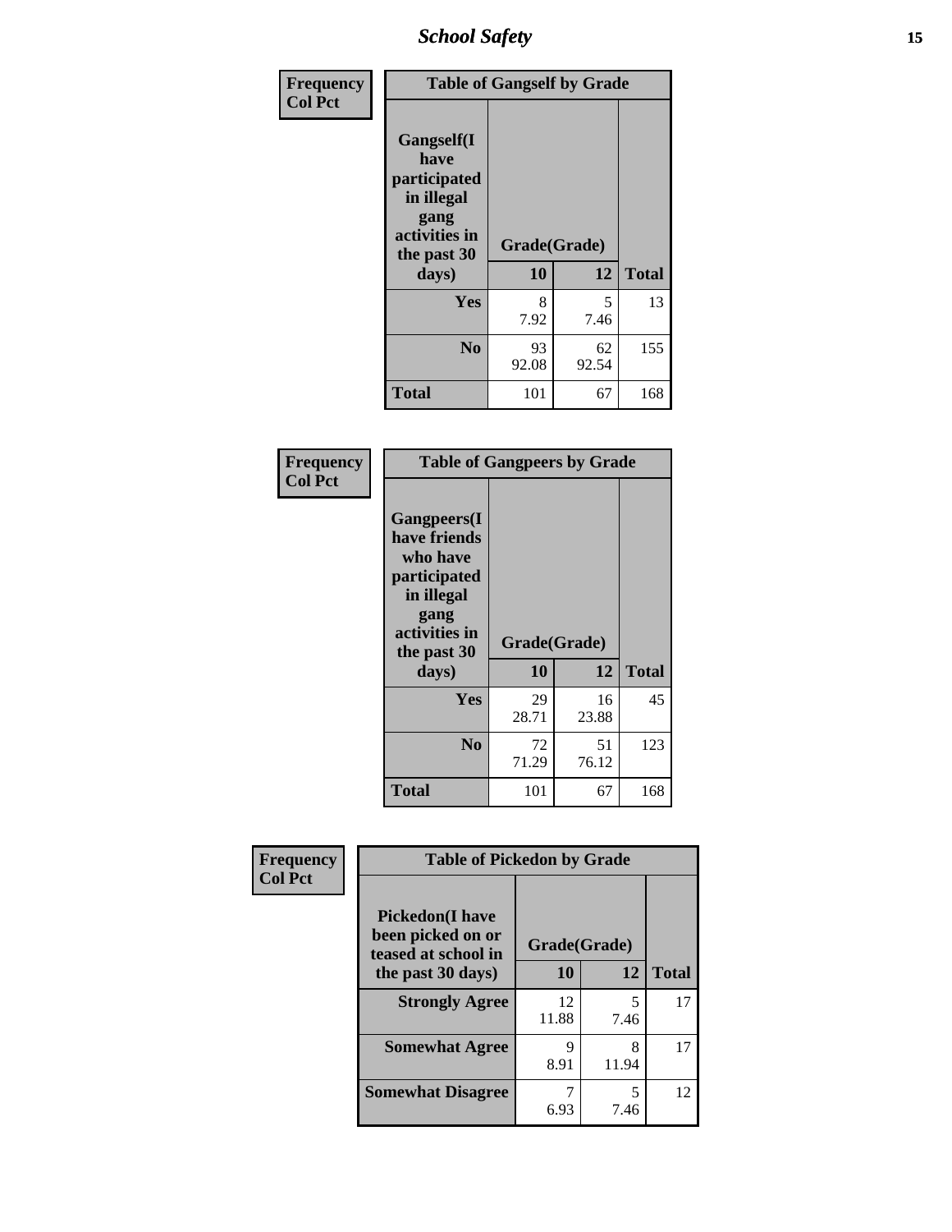| Frequency<br>Col Pct | Table of Gangself by Grade | | |
|---|---|---|---|
| Gangself(I have participated in illegal gang activities in the past 30 days) | Grade(Grade) | | |
| | 10 | 12 | Total |
| Yes | 8<br>7.92 | 5<br>7.46 | 13 |
| No | 93<br>92.08 | 62<br>92.54 | 155 |
| Total | 101 | 67 | 168 |

| Frequency<br>Col Pct | Table of Gangpeers by Grade | | |
|---|---|---|---|
| Gangpeers(I have friends who have participated in illegal gang activities in the past 30 days) | Grade(Grade) | | |
| | 10 | 12 | Total |
| Yes | 29<br>28.71 | 16<br>23.88 | 45 |
| No | 72<br>71.29 | 51<br>76.12 | 123 |
| Total | 101 | 67 | 168 |

| Frequency<br>Col Pct | Table of Pickedon by Grade | | |
|---|---|---|---|
| Pickedon(I have been picked on or teased at school in the past 30 days) | Grade(Grade) | | |
| | 10 | 12 | Total |
| Strongly Agree | 12<br>11.88 | 5<br>7.46 | 17 |
| Somewhat Agree | 9<br>8.91 | 8<br>11.94 | 17 |
| Somewhat Disagree | 7<br>6.93 | 5<br>7.46 | 12 |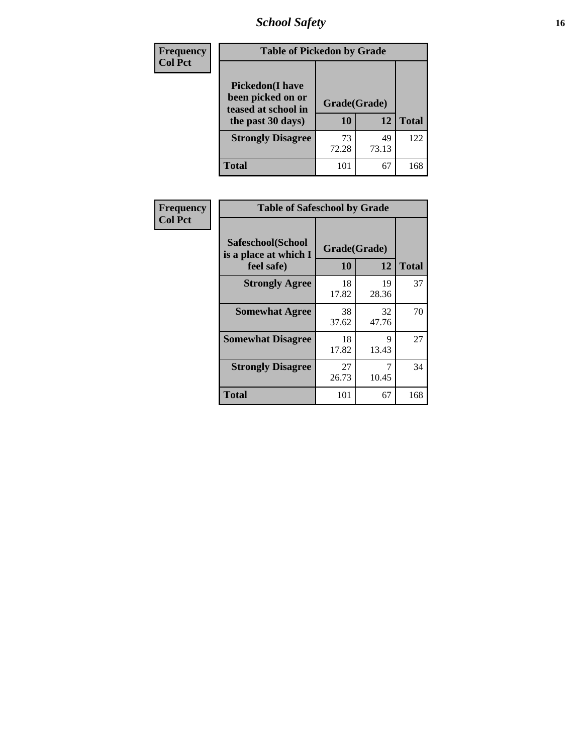| Frequency Col Pct | Table of Pickedon by Grade | | |
|---|---|---|---|
| **Pickedon(I have been picked on or teased at school in the past 30 days)** | **Grade(Grade)** | | |
| | **10** | **12** | **Total** |
| **Strongly Disagree** | 73<br>72.28 | 49<br>73.13 | 122 |
| **Total** | 101 | 67 | 168 |

| Frequency Col Pct | Table of Safeschool by Grade | | |
|---|---|---|---|
| **Safeschool(School is a place at which I feel safe)** | **Grade(Grade)** | | |
| | **10** | **12** | **Total** |
| **Strongly Agree** | 18<br>17.82 | 19<br>28.36 | 37 |
| **Somewhat Agree** | 38<br>37.62 | 32<br>47.76 | 70 |
| **Somewhat Disagree** | 18<br>17.82 | 9<br>13.43 | 27 |
| **Strongly Disagree** | 27<br>26.73 | 7<br>10.45 | 34 |
| **Total** | 101 | 67 | 168 |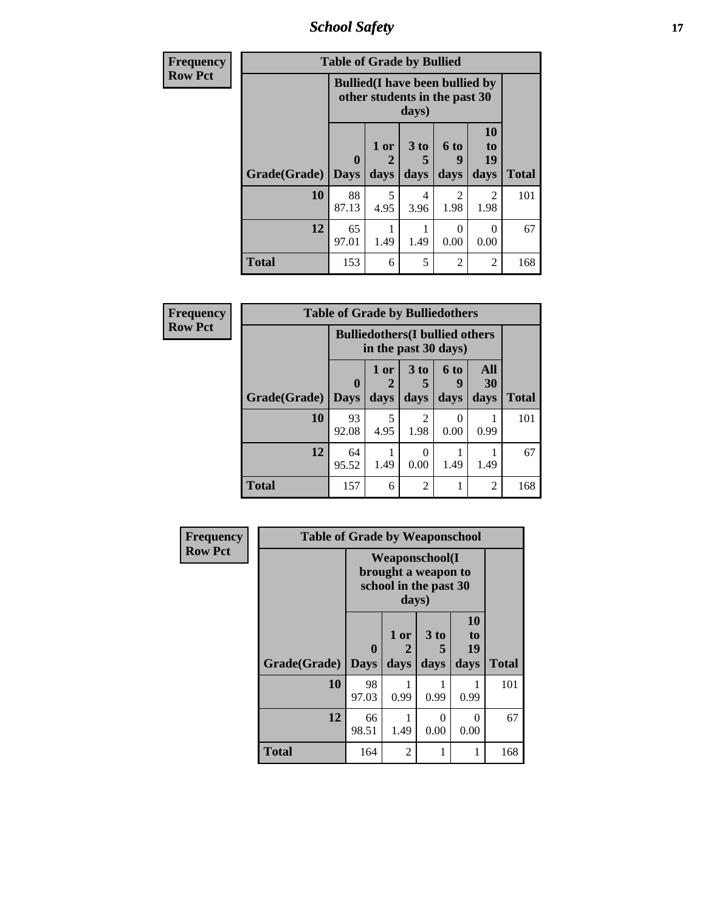| Frequency<br>Row Pct | Table of Grade by Bullied | | | | | |
|---|---|---|---|---|---|---|
| | Bullied(I have been bullied by other students in the past 30 days) | | | | | |
| Grade(Grade) | 0 Days | 1 or 2 days | 3 to 5 days | 6 to 9 days | 10 to 19 days | Total |
| **10** | 88<br>87.13 | 5<br>4.95 | 4<br>3.96 | 2<br>1.98 | 2<br>1.98 | 101 |
| **12** | 65<br>97.01 | 1<br>1.49 | 1<br>1.49 | 0<br>0.00 | 0<br>0.00 | 67 |
| **Total** | 153 | 6 | 5 | 2 | 2 | 168 |

| Frequency<br>Row Pct | Table of Grade by Bulliedothers | | | | | |
|---|---|---|---|---|---|---|
| | Bulliedothers(I bullied others in the past 30 days) | | | | | |
| Grade(Grade) | 0 Days | 1 or 2 days | 3 to 5 days | 6 to 9 days | All 30 days | Total |
| **10** | 93<br>92.08 | 5<br>4.95 | 2<br>1.98 | 0<br>0.00 | 1<br>0.99 | 101 |
| **12** | 64<br>95.52 | 1<br>1.49 | 0<br>0.00 | 1<br>1.49 | 1<br>1.49 | 67 |
| **Total** | 157 | 6 | 2 | 1 | 2 | 168 |

| Frequency<br>Row Pct | Table of Grade by Weaponschool | | | | |
|---|---|---|---|---|---|
| | Weaponschool(I brought a weapon to school in the past 30 days) | | | | |
| Grade(Grade) | 0 Days | 1 or 2 days | 3 to 5 days | 10 to 19 days | Total |
| **10** | 98<br>97.03 | 1<br>0.99 | 1<br>0.99 | 1<br>0.99 | 101 |
| **12** | 66<br>98.51 | 1<br>1.49 | 0<br>0.00 | 0<br>0.00 | 67 |
| **Total** | 164 | 2 | 1 | 1 | 168 |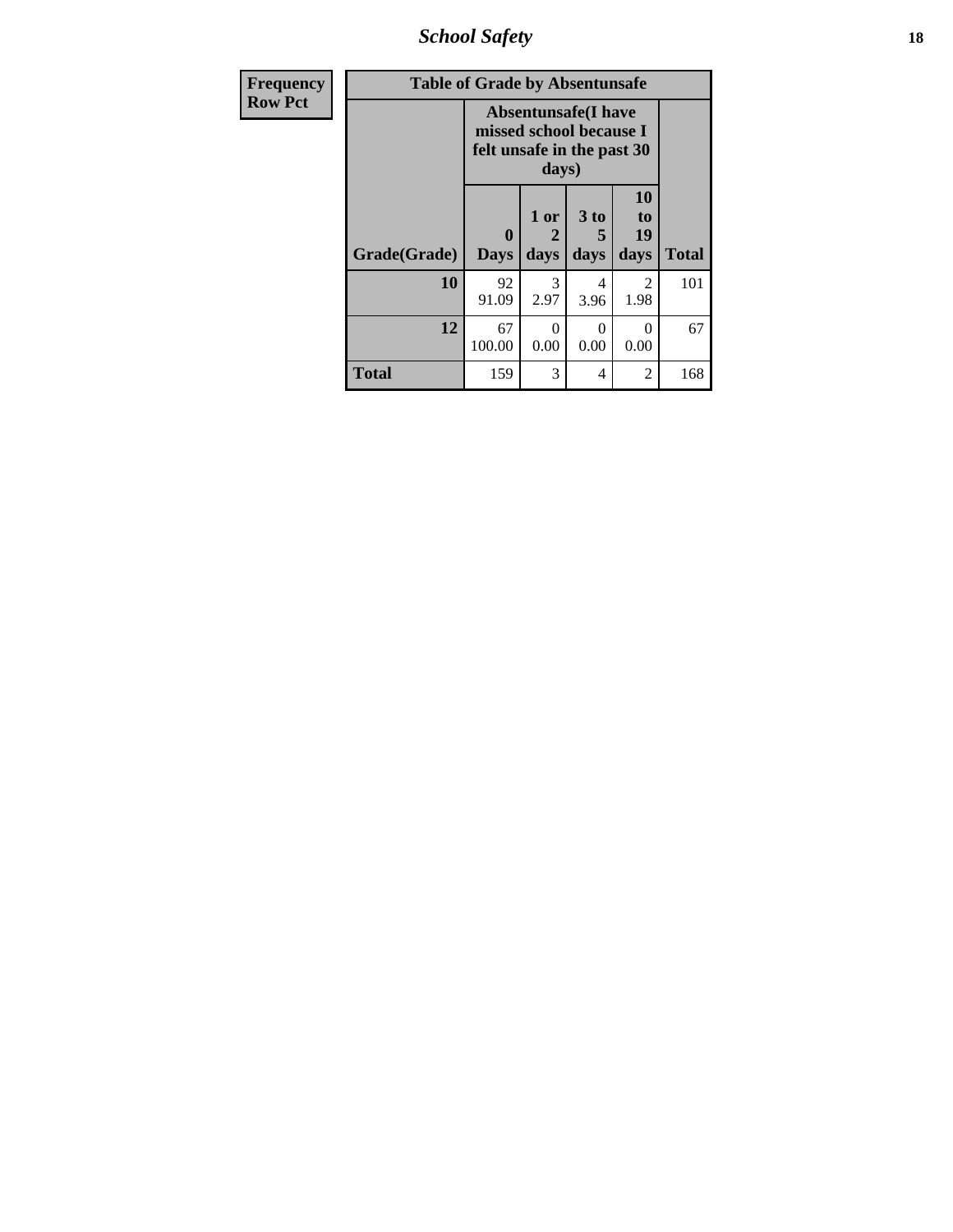| Frequency Row Pct | Table of Grade by Absentunsafe | | | | | |
|---|---|---|---|---|---|---|
| | Grade(Grade) | Absentunsafe(I have missed school because I felt unsafe in the past 30 days) | | | | Total |
| | | 0 Days | 1 or 2 days | 3 to 5 days | 10 to 19 days | |
| | 10 | 92<br>91.09 | 3<br>2.97 | 4<br>3.96 | 2<br>1.98 | 101 |
| | 12 | 67<br>100.00 | 0<br>0.00 | 0<br>0.00 | 0<br>0.00 | 67 |
| | Total | 159 | 3 | 4 | 2 | 168 |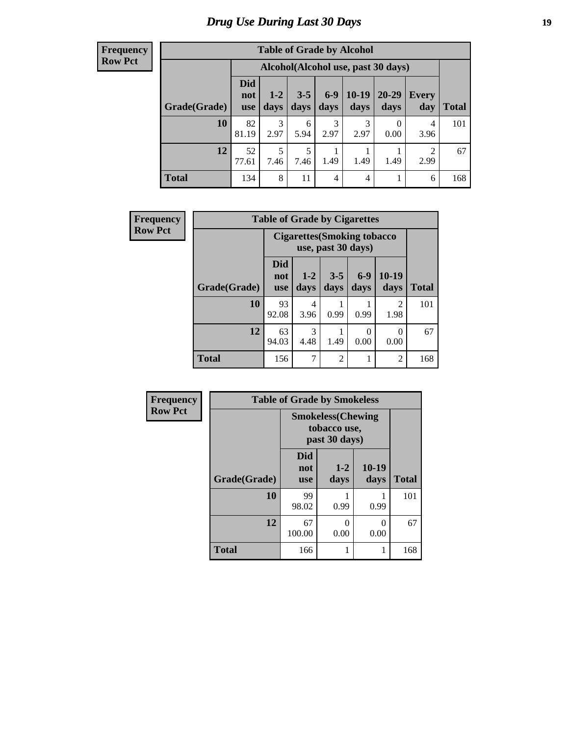# Drug Use During Last 30 Days

**Frequency**
**Row Pct**

| Table of Grade by Alcohol | | | | | | | | |
|---|---|---|---|---|---|---|---|---|
| | Alcohol(Alcohol use, past 30 days) | | | | | | | |
| Grade(Grade) | Did not use | 1-2 days | 3-5 days | 6-9 days | 10-19 days | 20-29 days | Every day | Total |
| 10 | 82<br>81.19 | 3<br>2.97 | 6<br>5.94 | 3<br>2.97 | 3<br>2.97 | 0<br>0.00 | 4<br>3.96 | 101 |
| 12 | 52<br>77.61 | 5<br>7.46 | 5<br>7.46 | 1<br>1.49 | 1<br>1.49 | 1<br>1.49 | 2<br>2.99 | 67 |
| Total | 134 | 8 | 11 | 4 | 4 | 1 | 6 | 168 |

**Frequency**
**Row Pct**

| Table of Grade by Cigarettes | | | | | | |
|---|---|---|---|---|---|---|
| | Cigarettes(Smoking tobacco use, past 30 days) | | | | | |
| Grade(Grade) | Did not use | 1-2 days | 3-5 days | 6-9 days | 10-19 days | Total |
| 10 | 93<br>92.08 | 4<br>3.96 | 1<br>0.99 | 1<br>0.99 | 2<br>1.98 | 101 |
| 12 | 63<br>94.03 | 3<br>4.48 | 1<br>1.49 | 0<br>0.00 | 0<br>0.00 | 67 |
| Total | 156 | 7 | 2 | 1 | 2 | 168 |

**Frequency**
**Row Pct**

| Table of Grade by Smokeless | | | | |
|---|---|---|---|---|
| | Smokeless(Chewing tobacco use, past 30 days) | | | |
| Grade(Grade) | Did not use | 1-2 days | 10-19 days | Total |
| 10 | 99<br>98.02 | 1<br>0.99 | 1<br>0.99 | 101 |
| 12 | 67<br>100.00 | 0<br>0.00 | 0<br>0.00 | 67 |
| Total | 166 | 1 | 1 | 168 |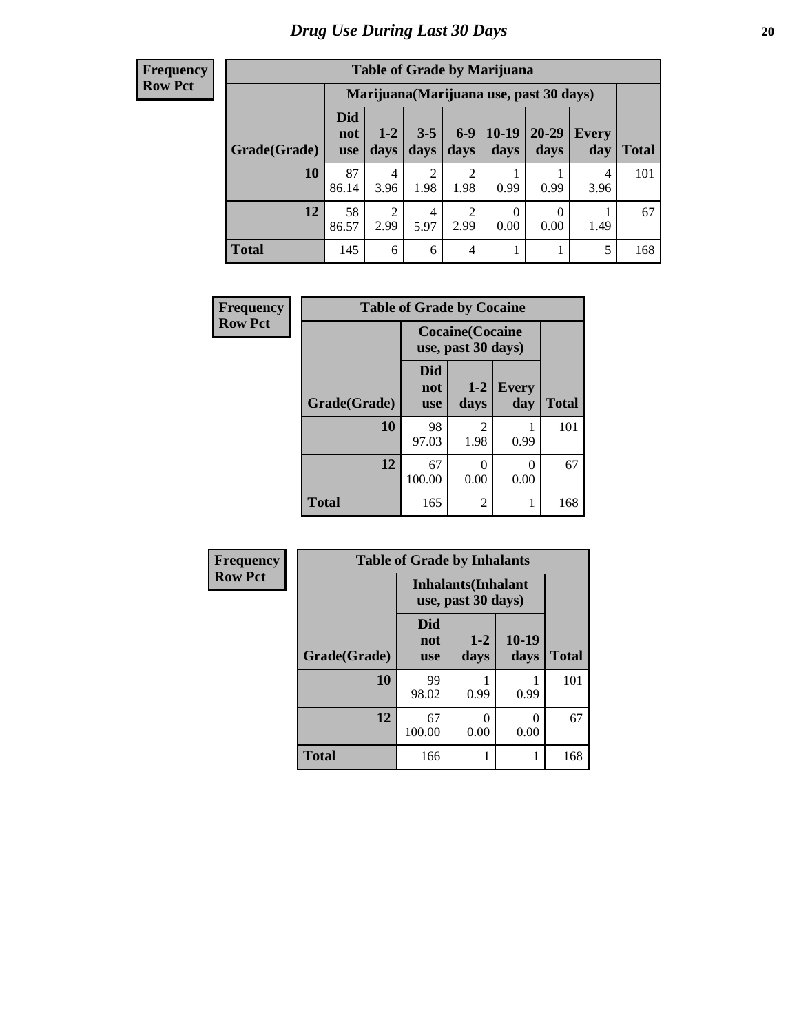# Drug Use During Last 30 Days

**Frequency**
**Row Pct**

| Table of Grade by Marijuana | | | | | | | | |
|---|---|---|---|---|---|---|---|---|
| | Marijuana(Marijuana use, past 30 days) | | | | | | | |
| Grade(Grade) | Did not use | 1-2 days | 3-5 days | 6-9 days | 10-19 days | 20-29 days | Every day | Total |
| **10** | 87<br>86.14 | 4<br>3.96 | 2<br>1.98 | 2<br>1.98 | 1<br>0.99 | 1<br>0.99 | 4<br>3.96 | 101 |
| **12** | 58<br>86.57 | 2<br>2.99 | 4<br>5.97 | 2<br>2.99 | 0<br>0.00 | 0<br>0.00 | 1<br>1.49 | 67 |
| **Total** | 145 | 6 | 6 | 4 | 1 | 1 | 5 | 168 |

**Frequency**
**Row Pct**

| Table of Grade by Cocaine | | | | |
|---|---|---|---|---|
| | Cocaine(Cocaine use, past 30 days) | | | |
| Grade(Grade) | Did not use | 1-2 days | Every day | Total |
| **10** | 98<br>97.03 | 2<br>1.98 | 1<br>0.99 | 101 |
| **12** | 67<br>100.00 | 0<br>0.00 | 0<br>0.00 | 67 |
| **Total** | 165 | 2 | 1 | 168 |

**Frequency**
**Row Pct**

| Table of Grade by Inhalants | | | | |
|---|---|---|---|---|
| | Inhalants(Inhalant use, past 30 days) | | | |
| Grade(Grade) | Did not use | 1-2 days | 10-19 days | Total |
| **10** | 99<br>98.02 | 1<br>0.99 | 1<br>0.99 | 101 |
| **12** | 67<br>100.00 | 0<br>0.00 | 0<br>0.00 | 67 |
| **Total** | 166 | 1 | 1 | 168 |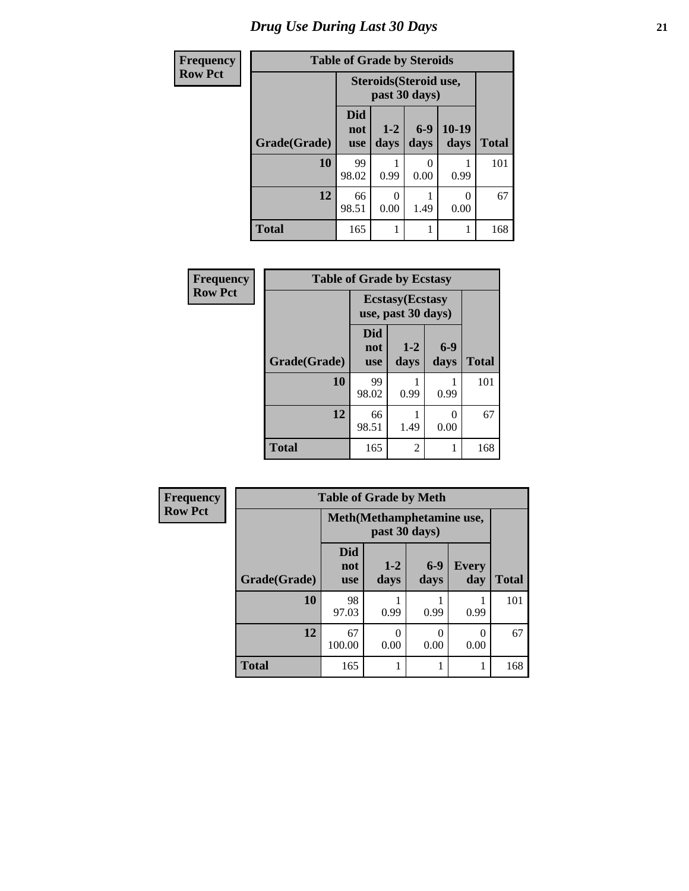# Drug Use During Last 30 Days

**Frequency**
**Row Pct**

| Table of Grade by Steroids | | | | | |
|---|---|---|---|---|---|
| | Steroids(Steroid use, past 30 days) | | | | |
| Grade(Grade) | Did not use | 1-2 days | 6-9 days | 10-19 days | Total |
| 10 | 99<br>98.02 | 1<br>0.99 | 0<br>0.00 | 1<br>0.99 | 101 |
| 12 | 66<br>98.51 | 0<br>0.00 | 1<br>1.49 | 0<br>0.00 | 67 |
| Total | 165 | 1 | 1 | 1 | 168 |

**Frequency**
**Row Pct**

| Table of Grade by Ecstasy | | | | |
|---|---|---|---|---|
| | Ecstasy(Ecstasy use, past 30 days) | | | |
| Grade(Grade) | Did not use | 1-2 days | 6-9 days | Total |
| 10 | 99<br>98.02 | 1<br>0.99 | 1<br>0.99 | 101 |
| 12 | 66<br>98.51 | 1<br>1.49 | 0<br>0.00 | 67 |
| Total | 165 | 2 | 1 | 168 |

**Frequency**
**Row Pct**

| Table of Grade by Meth | | | | | |
|---|---|---|---|---|---|
| | Meth(Methamphetamine use, past 30 days) | | | | |
| Grade(Grade) | Did not use | 1-2 days | 6-9 days | Every day | Total |
| 10 | 98<br>97.03 | 1<br>0.99 | 1<br>0.99 | 1<br>0.99 | 101 |
| 12 | 67<br>100.00 | 0<br>0.00 | 0<br>0.00 | 0<br>0.00 | 67 |
| Total | 165 | 1 | 1 | 1 | 168 |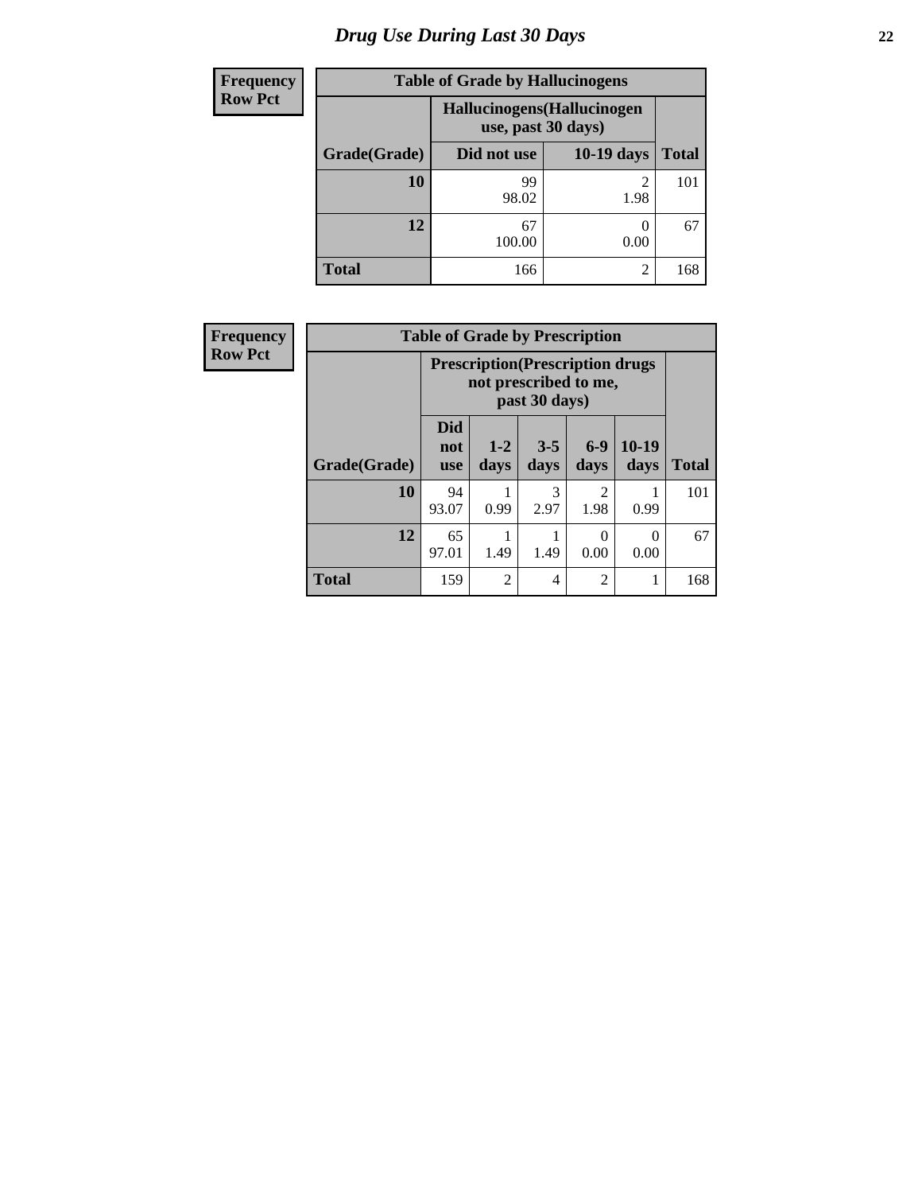# Drug Use During Last 30 Days

| Frequency<br>Row Pct |
|---|

**Table of Grade by Hallucinogens**

| | Hallucinogens(Hallucinogen use, past 30 days) | | |
|---|---|---|---|
| **Grade(Grade)** | **Did not use** | **10-19 days** | **Total** |
| **10** | 99<br>98.02 | 2<br>1.98 | 101 |
| **12** | 67<br>100.00 | 0<br>0.00 | 67 |
| **Total** | 166 | 2 | 168 |

| Frequency<br>Row Pct |
|---|

**Table of Grade by Prescription**

| | Prescription(Prescription drugs not prescribed to me, past 30 days) | | | | | |
|---|---|---|---|---|---|---|
| **Grade(Grade)** | **Did not use** | **1-2 days** | **3-5 days** | **6-9 days** | **10-19 days** | **Total** |
| **10** | 94<br>93.07 | 1<br>0.99 | 3<br>2.97 | 2<br>1.98 | 1<br>0.99 | 101 |
| **12** | 65<br>97.01 | 1<br>1.49 | 1<br>1.49 | 0<br>0.00 | 0<br>0.00 | 67 |
| **Total** | 159 | 2 | 4 | 2 | 1 | 168 |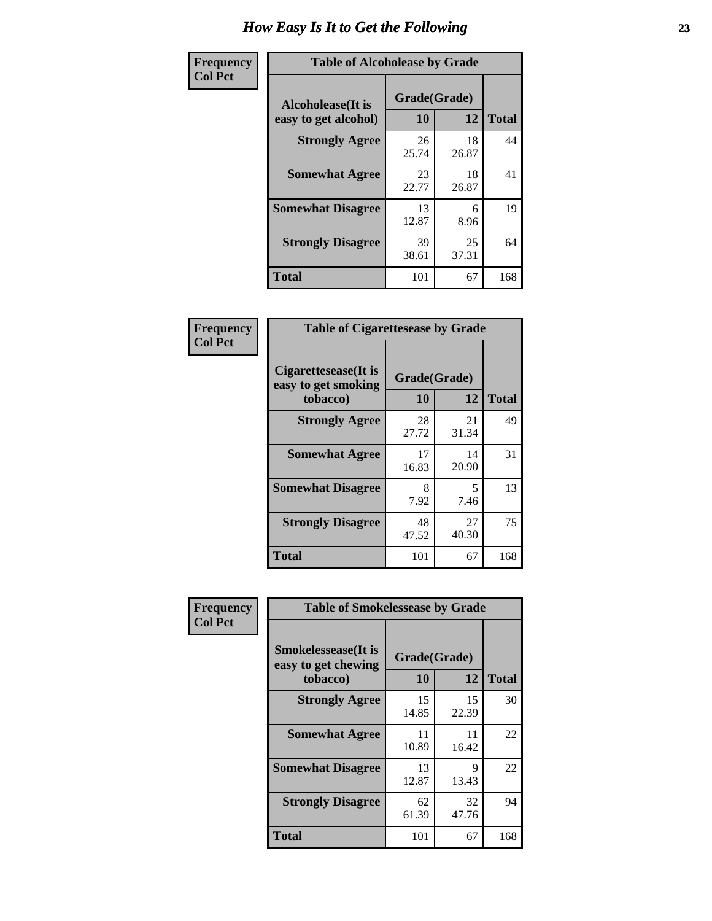# How Easy Is It to Get the Following

**Frequency**
**Col Pct**

**Table of Alcoholease by Grade**

| Alcoholease(It is easy to get alcohol) | Grade(Grade) | | Total |
|---|---|---|---|
| | 10 | 12 | |
| **Strongly Agree** | 26<br>25.74 | 18<br>26.87 | 44 |
| **Somewhat Agree** | 23<br>22.77 | 18<br>26.87 | 41 |
| **Somewhat Disagree** | 13<br>12.87 | 6<br>8.96 | 19 |
| **Strongly Disagree** | 39<br>38.61 | 25<br>37.31 | 64 |
| **Total** | 101 | 67 | 168 |

**Frequency**
**Col Pct**

**Table of Cigarettesease by Grade**

| Cigarettesease(It is easy to get smoking tobacco) | Grade(Grade) | | Total |
|---|---|---|---|
| | 10 | 12 | |
| **Strongly Agree** | 28<br>27.72 | 21<br>31.34 | 49 |
| **Somewhat Agree** | 17<br>16.83 | 14<br>20.90 | 31 |
| **Somewhat Disagree** | 8<br>7.92 | 5<br>7.46 | 13 |
| **Strongly Disagree** | 48<br>47.52 | 27<br>40.30 | 75 |
| **Total** | 101 | 67 | 168 |

**Frequency**
**Col Pct**

**Table of Smokelessease by Grade**

| Smokelessease(It is easy to get chewing tobacco) | Grade(Grade) | | Total |
|---|---|---|---|
| | 10 | 12 | |
| **Strongly Agree** | 15<br>14.85 | 15<br>22.39 | 30 |
| **Somewhat Agree** | 11<br>10.89 | 11<br>16.42 | 22 |
| **Somewhat Disagree** | 13<br>12.87 | 9<br>13.43 | 22 |
| **Strongly Disagree** | 62<br>61.39 | 32<br>47.76 | 94 |
| **Total** | 101 | 67 | 168 |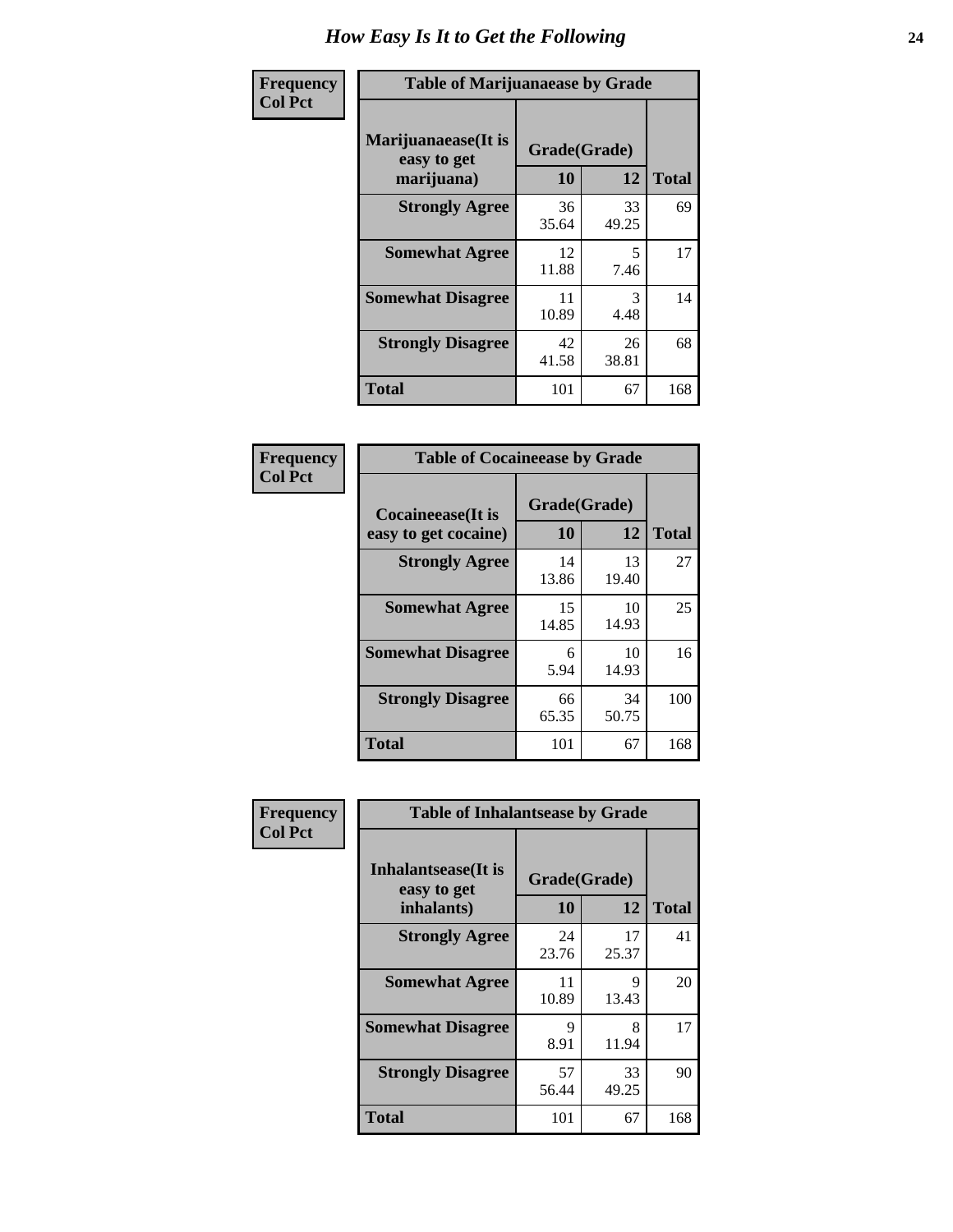# How Easy Is It to Get the Following

**Frequency**
**Col Pct**

**Table of Marijuanaease by Grade**

| Marijuanaease(It is easy to get marijuana) | Grade(Grade) | | Total |
|---|---|---|---|
| | 10 | 12 | |
| Strongly Agree | 36<br>35.64 | 33<br>49.25 | 69 |
| Somewhat Agree | 12<br>11.88 | 5<br>7.46 | 17 |
| Somewhat Disagree | 11<br>10.89 | 3<br>4.48 | 14 |
| Strongly Disagree | 42<br>41.58 | 26<br>38.81 | 68 |
| Total | 101 | 67 | 168 |

**Frequency**
**Col Pct**

**Table of Cocaineease by Grade**

| Cocaineease(It is easy to get cocaine) | Grade(Grade) | | Total |
|---|---|---|---|
| | 10 | 12 | |
| Strongly Agree | 14<br>13.86 | 13<br>19.40 | 27 |
| Somewhat Agree | 15<br>14.85 | 10<br>14.93 | 25 |
| Somewhat Disagree | 6<br>5.94 | 10<br>14.93 | 16 |
| Strongly Disagree | 66<br>65.35 | 34<br>50.75 | 100 |
| Total | 101 | 67 | 168 |

**Frequency**
**Col Pct**

**Table of Inhalantsease by Grade**

| Inhalantsease(It is easy to get inhalants) | Grade(Grade) | | Total |
|---|---|---|---|
| | 10 | 12 | |
| Strongly Agree | 24<br>23.76 | 17<br>25.37 | 41 |
| Somewhat Agree | 11<br>10.89 | 9<br>13.43 | 20 |
| Somewhat Disagree | 9<br>8.91 | 8<br>11.94 | 17 |
| Strongly Disagree | 57<br>56.44 | 33<br>49.25 | 90 |
| Total | 101 | 67 | 168 |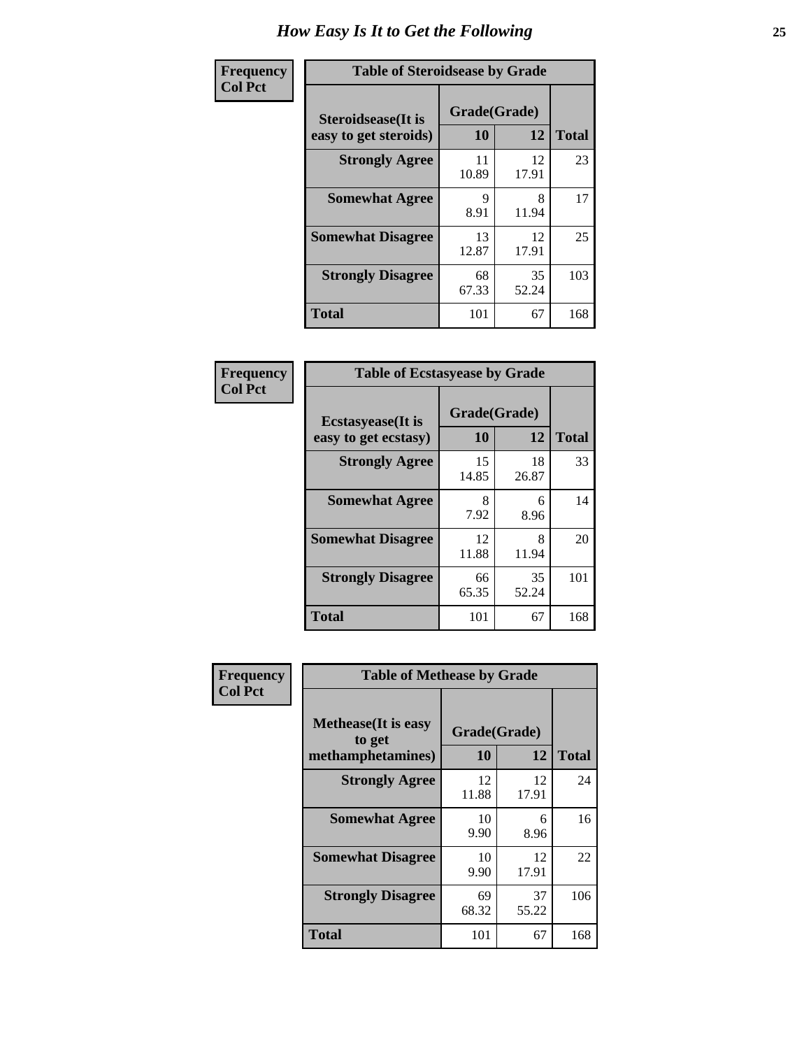# How Easy Is It to Get the Following

**Frequency**
**Col Pct**

| Table of Steroidsease by Grade | | | |
|---|---|---|---|
| **Steroidsease(It is easy to get steroids)** | **Grade(Grade)** | | **Total** |
| | **10** | **12** | |
| **Strongly Agree** | 11<br>10.89 | 12<br>17.91 | 23 |
| **Somewhat Agree** | 9<br>8.91 | 8<br>11.94 | 17 |
| **Somewhat Disagree** | 13<br>12.87 | 12<br>17.91 | 25 |
| **Strongly Disagree** | 68<br>67.33 | 35<br>52.24 | 103 |
| **Total** | 101 | 67 | 168 |

**Frequency**
**Col Pct**

| Table of Ecstasyease by Grade | | | |
|---|---|---|---|
| **Ecstasyease(It is easy to get ecstasy)** | **Grade(Grade)** | | **Total** |
| | **10** | **12** | |
| **Strongly Agree** | 15<br>14.85 | 18<br>26.87 | 33 |
| **Somewhat Agree** | 8<br>7.92 | 6<br>8.96 | 14 |
| **Somewhat Disagree** | 12<br>11.88 | 8<br>11.94 | 20 |
| **Strongly Disagree** | 66<br>65.35 | 35<br>52.24 | 101 |
| **Total** | 101 | 67 | 168 |

**Frequency**
**Col Pct**

| Table of Methease by Grade | | | |
|---|---|---|---|
| **Methease(It is easy to get methamphetamines)** | **Grade(Grade)** | | **Total** |
| | **10** | **12** | |
| **Strongly Agree** | 12<br>11.88 | 12<br>17.91 | 24 |
| **Somewhat Agree** | 10<br>9.90 | 6<br>8.96 | 16 |
| **Somewhat Disagree** | 10<br>9.90 | 12<br>17.91 | 22 |
| **Strongly Disagree** | 69<br>68.32 | 37<br>55.22 | 106 |
| **Total** | 101 | 67 | 168 |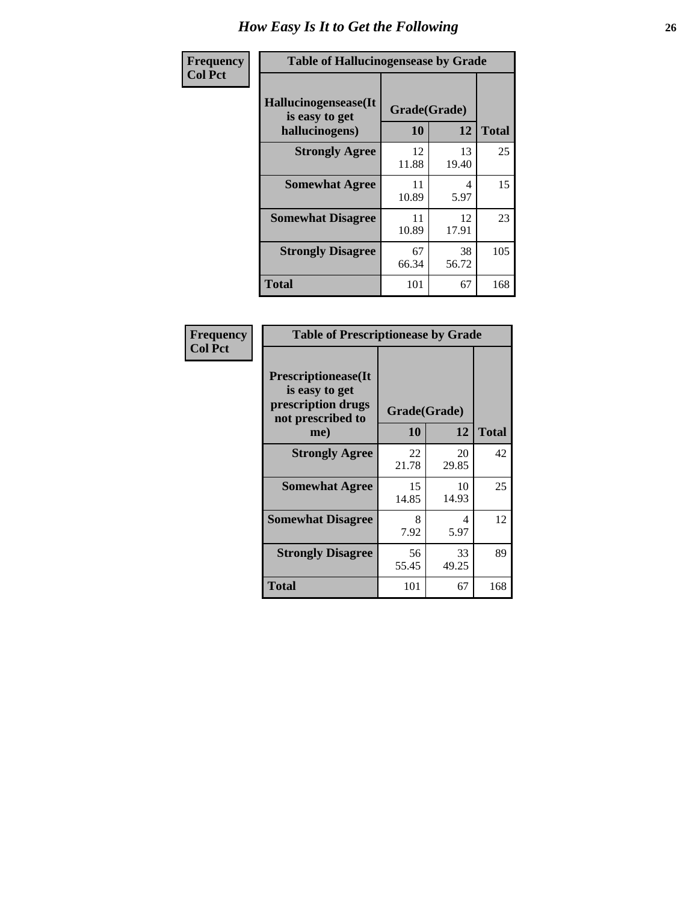# How Easy Is It to Get the Following

Frequency
Col Pct

| Table of Hallucinogensease by Grade | | | |
|---|---|---|---|
| Hallucinogensease(It is easy to get hallucinogens) | Grade(Grade) | | Total |
| | 10 | 12 | |
| **Strongly Agree** | 12<br>11.88 | 13<br>19.40 | 25 |
| **Somewhat Agree** | 11<br>10.89 | 4<br>5.97 | 15 |
| **Somewhat Disagree** | 11<br>10.89 | 12<br>17.91 | 23 |
| **Strongly Disagree** | 67<br>66.34 | 38<br>56.72 | 105 |
| **Total** | 101 | 67 | 168 |

Frequency
Col Pct

| Table of Prescriptionease by Grade | | | |
|---|---|---|---|
| Prescriptionease(It is easy to get prescription drugs not prescribed to me) | Grade(Grade) | | Total |
| | 10 | 12 | |
| **Strongly Agree** | 22<br>21.78 | 20<br>29.85 | 42 |
| **Somewhat Agree** | 15<br>14.85 | 10<br>14.93 | 25 |
| **Somewhat Disagree** | 8<br>7.92 | 4<br>5.97 | 12 |
| **Strongly Disagree** | 56<br>55.45 | 33<br>49.25 | 89 |
| **Total** | 101 | 67 | 168 |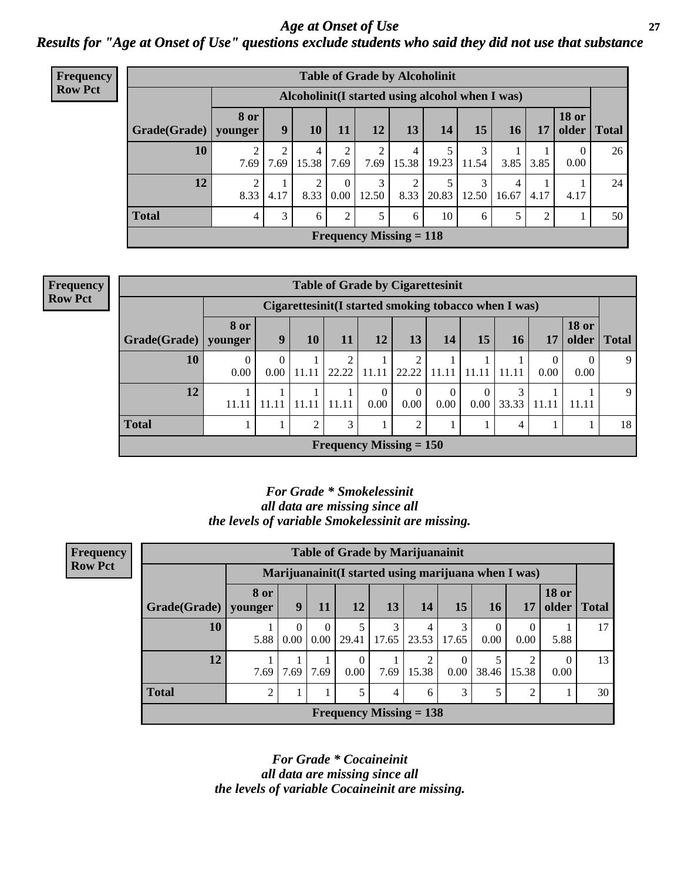# *Age at Onset of Use*

## *Results for "Age at Onset of Use" questions exclude students who said they did not use that substance*

**Frequency Row Pct**

**Table of Grade by Alcoholinit**

| Grade(Grade) | Alcoholinit(I started using alcohol when I was) | | | | | | | | | | | Total |
|---|---|---|---|---|---|---|---|---|---|---|---|---|
| | 8 or younger | 9 | 10 | 11 | 12 | 13 | 14 | 15 | 16 | 17 | 18 or older | |
| 10 | 2<br>7.69 | 2<br>7.69 | 4<br>15.38 | 2<br>7.69 | 2<br>7.69 | 4<br>15.38 | 5<br>19.23 | 3<br>11.54 | 1<br>3.85 | 1<br>3.85 | 0<br>0.00 | 26 |
| 12 | 2<br>8.33 | 1<br>4.17 | 2<br>8.33 | 0<br>0.00 | 3<br>12.50 | 2<br>8.33 | 5<br>20.83 | 3<br>12.50 | 4<br>16.67 | 1<br>4.17 | 1<br>4.17 | 24 |
| **Total** | 4 | 3 | 6 | 2 | 5 | 6 | 10 | 6 | 5 | 2 | 1 | 50 |

**Frequency Missing = 118**

**Frequency Row Pct**

**Table of Grade by Cigarettesinit**

| Grade(Grade) | Cigarettesinit(I started smoking tobacco when I was) | | | | | | | | | | | Total |
|---|---|---|---|---|---|---|---|---|---|---|---|---|
| | 8 or younger | 9 | 10 | 11 | 12 | 13 | 14 | 15 | 16 | 17 | 18 or older | |
| 10 | 0<br>0.00 | 0<br>0.00 | 1<br>11.11 | 2<br>22.22 | 1<br>11.11 | 2<br>22.22 | 1<br>11.11 | 1<br>11.11 | 1<br>11.11 | 0<br>0.00 | 0<br>0.00 | 9 |
| 12 | 1<br>11.11 | 1<br>11.11 | 1<br>11.11 | 1<br>11.11 | 0<br>0.00 | 0<br>0.00 | 0<br>0.00 | 0<br>0.00 | 3<br>33.33 | 1<br>11.11 | 1<br>11.11 | 9 |
| **Total** | 1 | 1 | 2 | 3 | 1 | 2 | 1 | 1 | 4 | 1 | 1 | 18 |

**Frequency Missing = 150**

***For Grade * Smokelessinit all data are missing since all the levels of variable Smokelessinit are missing.***

**Frequency Row Pct**

**Table of Grade by Marijuanainit**

| Grade(Grade) | Marijuanainit(I started using marijuana when I was) | | | | | | | | | | Total |
|---|---|---|---|---|---|---|---|---|---|---|---|
| | 8 or younger | 9 | 11 | 12 | 13 | 14 | 15 | 16 | 17 | 18 or older | |
| 10 | 1<br>5.88 | 0<br>0.00 | 0<br>0.00 | 5<br>29.41 | 3<br>17.65 | 4<br>23.53 | 3<br>17.65 | 0<br>0.00 | 0<br>0.00 | 1<br>5.88 | 17 |
| 12 | 1<br>7.69 | 1<br>7.69 | 1<br>7.69 | 0<br>0.00 | 1<br>7.69 | 2<br>15.38 | 0<br>0.00 | 5<br>38.46 | 2<br>15.38 | 0<br>0.00 | 13 |
| **Total** | 2 | 1 | 1 | 5 | 4 | 6 | 3 | 5 | 2 | 1 | 30 |

**Frequency Missing = 138**

***For Grade * Cocaineinit all data are missing since all the levels of variable Cocaineinit are missing.***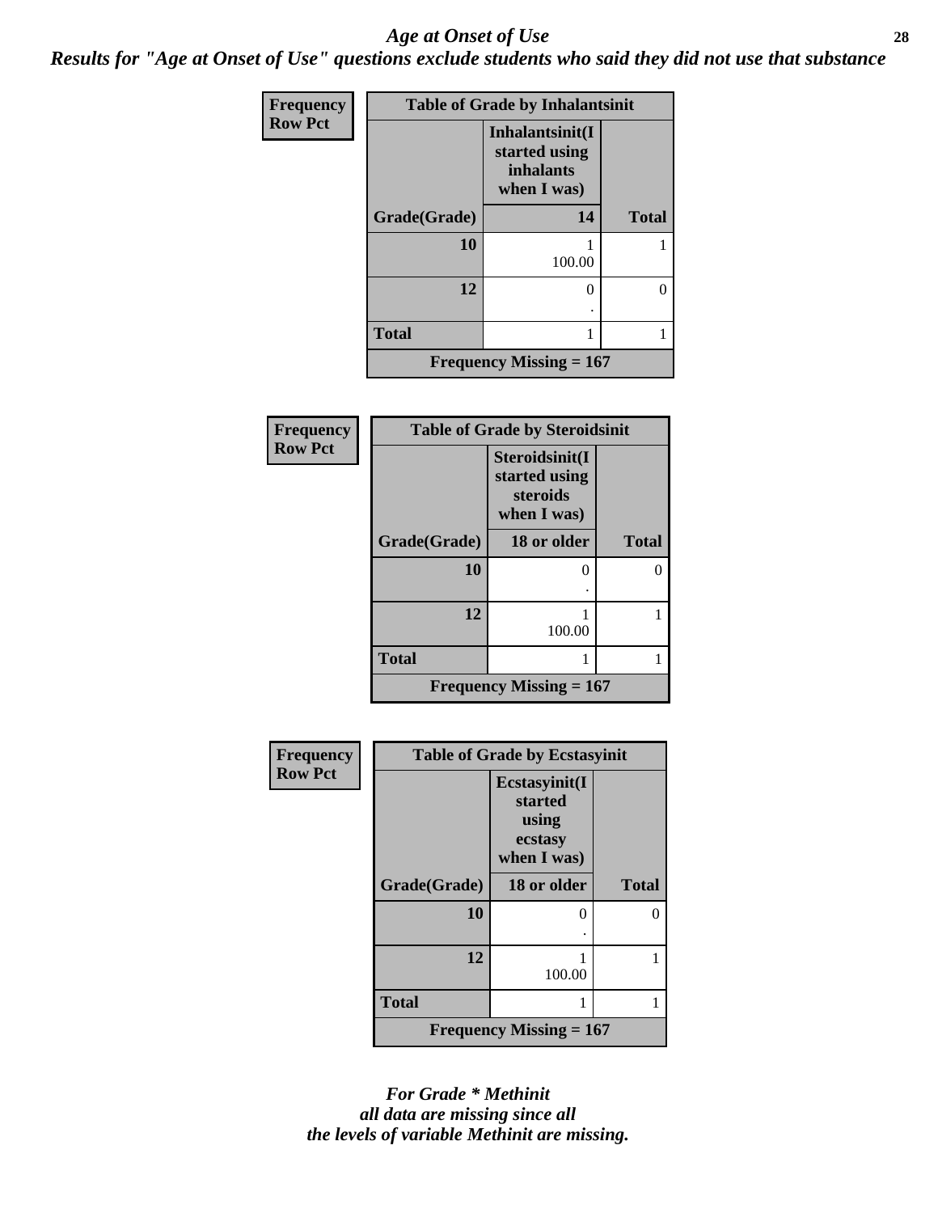## *Age at Onset of Use*

***Results for "Age at Onset of Use" questions exclude students who said they did not use that substance***

**Frequency**
**Row Pct**

| Table of Grade by Inhalantsinit | | |
|---|---|---|
| | **Inhalantsinit(I started using inhalants when I was)** | |
| **Grade(Grade)** | **14** | **Total** |
| **10** | 1<br>100.00 | 1 |
| **12** | 0<br>. | 0 |
| **Total** | 1 | 1 |
| **Frequency Missing = 167** | | |

**Frequency**
**Row Pct**

| Table of Grade by Steroidsinit | | |
|---|---|---|
| | **Steroidsinit(I started using steroids when I was)** | |
| **Grade(Grade)** | **18 or older** | **Total** |
| **10** | 0<br>. | 0 |
| **12** | 1<br>100.00 | 1 |
| **Total** | 1 | 1 |
| **Frequency Missing = 167** | | |

**Frequency**
**Row Pct**

| Table of Grade by Ecstasyinit | | |
|---|---|---|
| | **Ecstasyinit(I started using ecstasy when I was)** | |
| **Grade(Grade)** | **18 or older** | **Total** |
| **10** | 0<br>. | 0 |
| **12** | 1<br>100.00 | 1 |
| **Total** | 1 | 1 |
| **Frequency Missing = 167** | | |

***For Grade * Methinit all data are missing since all the levels of variable Methinit are missing.***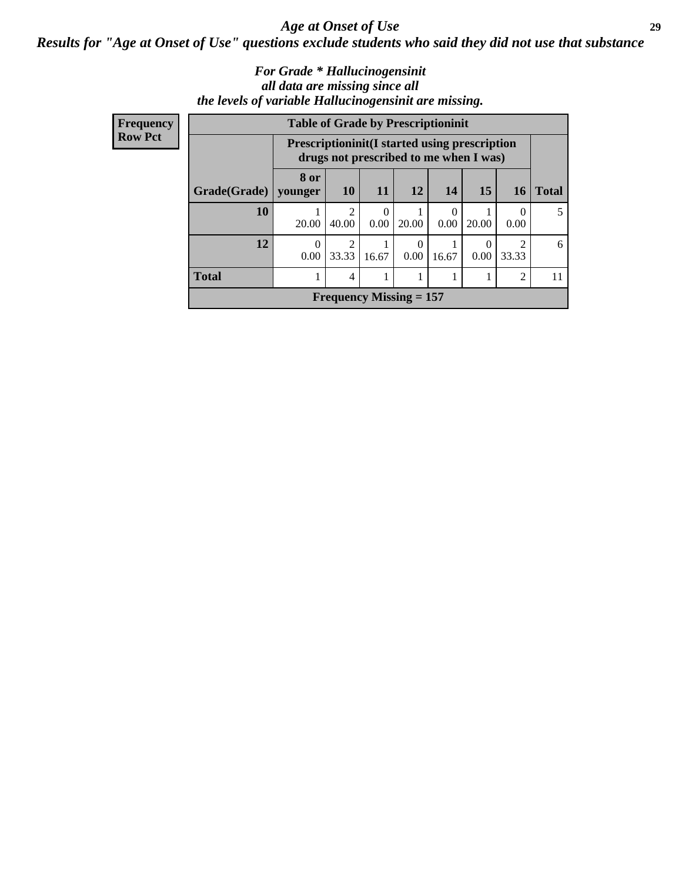## *Age at Onset of Use*

### *Results for "Age at Onset of Use" questions exclude students who said they did not use that substance*

*For Grade * Hallucinogensinit all data are missing since all the levels of variable Hallucinogensinit are missing.*

**Frequency**
**Row Pct**

| Table of Grade by Prescriptioninit | | | | | | | | |
|---|---|---|---|---|---|---|---|---|
| | Prescriptioninit(I started using prescription drugs not prescribed to me when I was) | | | | | | | |
| Grade(Grade) | 8 or younger | 10 | 11 | 12 | 14 | 15 | 16 | Total |
| **10** | 1<br>20.00 | 2<br>40.00 | 0<br>0.00 | 1<br>20.00 | 0<br>0.00 | 1<br>20.00 | 0<br>0.00 | 5 |
| **12** | 0<br>0.00 | 2<br>33.33 | 1<br>16.67 | 0<br>0.00 | 1<br>16.67 | 0<br>0.00 | 2<br>33.33 | 6 |
| **Total** | 1 | 4 | 1 | 1 | 1 | 1 | 2 | 11 |
| Frequency Missing = 157 | | | | | | | | |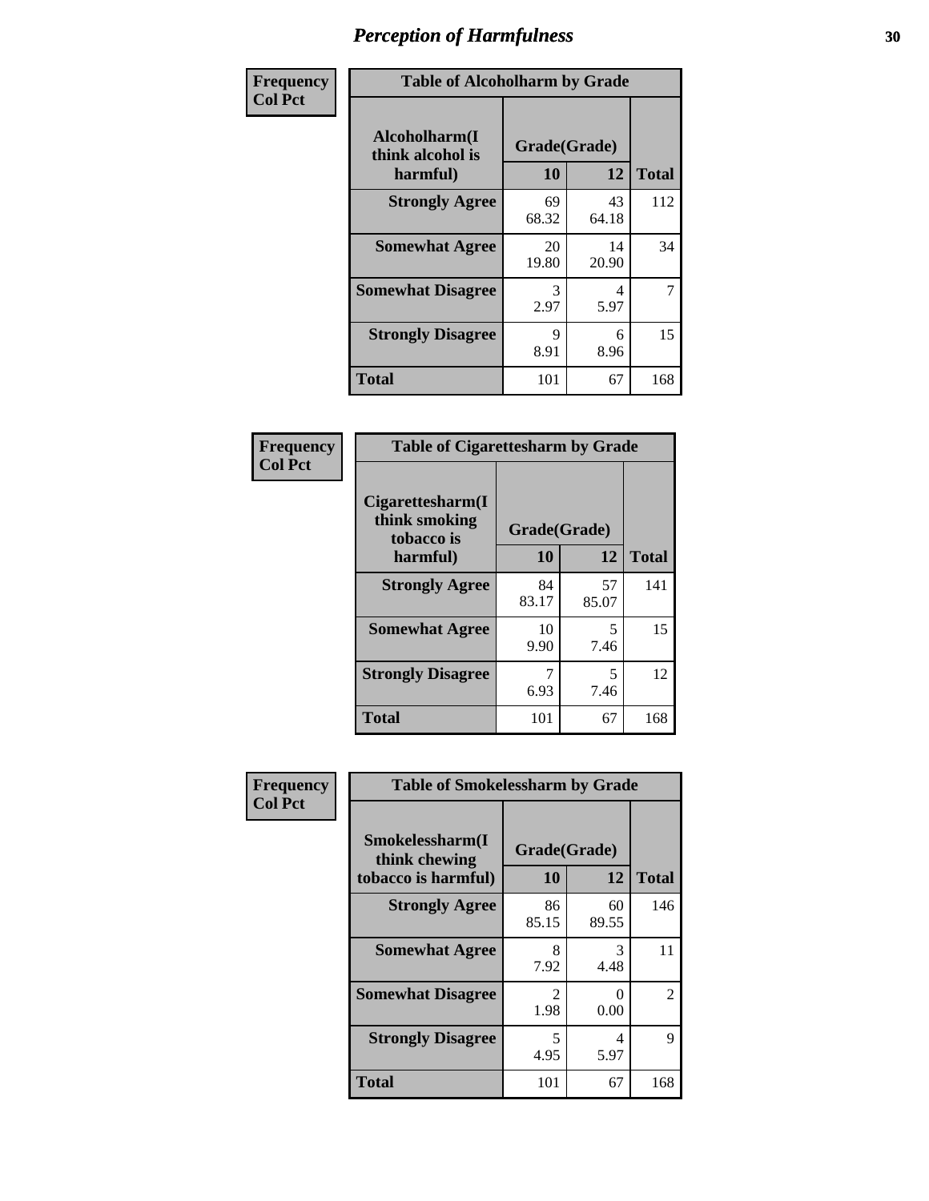# Perception of Harmfulness

| Frequency Col Pct | Table of Alcoholharm by Grade | | |
|---|---|---|---|
| Alcoholharm(I think alcohol is harmful) | Grade(Grade) | | |
| | 10 | 12 | Total |
| Strongly Agree | 69<br>68.32 | 43<br>64.18 | 112 |
| Somewhat Agree | 20<br>19.80 | 14<br>20.90 | 34 |
| Somewhat Disagree | 3<br>2.97 | 4<br>5.97 | 7 |
| Strongly Disagree | 9<br>8.91 | 6<br>8.96 | 15 |
| Total | 101 | 67 | 168 |

| Frequency Col Pct | Table of Cigarettesharm by Grade | | |
|---|---|---|---|
| Cigarettesharm(I think smoking tobacco is harmful) | Grade(Grade) | | |
| | 10 | 12 | Total |
| Strongly Agree | 84<br>83.17 | 57<br>85.07 | 141 |
| Somewhat Agree | 10<br>9.90 | 5<br>7.46 | 15 |
| Strongly Disagree | 7<br>6.93 | 5<br>7.46 | 12 |
| Total | 101 | 67 | 168 |

| Frequency Col Pct | Table of Smokelessharm by Grade | | |
|---|---|---|---|
| Smokelessharm(I think chewing tobacco is harmful) | Grade(Grade) | | |
| | 10 | 12 | Total |
| Strongly Agree | 86<br>85.15 | 60<br>89.55 | 146 |
| Somewhat Agree | 8<br>7.92 | 3<br>4.48 | 11 |
| Somewhat Disagree | 2<br>1.98 | 0<br>0.00 | 2 |
| Strongly Disagree | 5<br>4.95 | 4<br>5.97 | 9 |
| Total | 101 | 67 | 168 |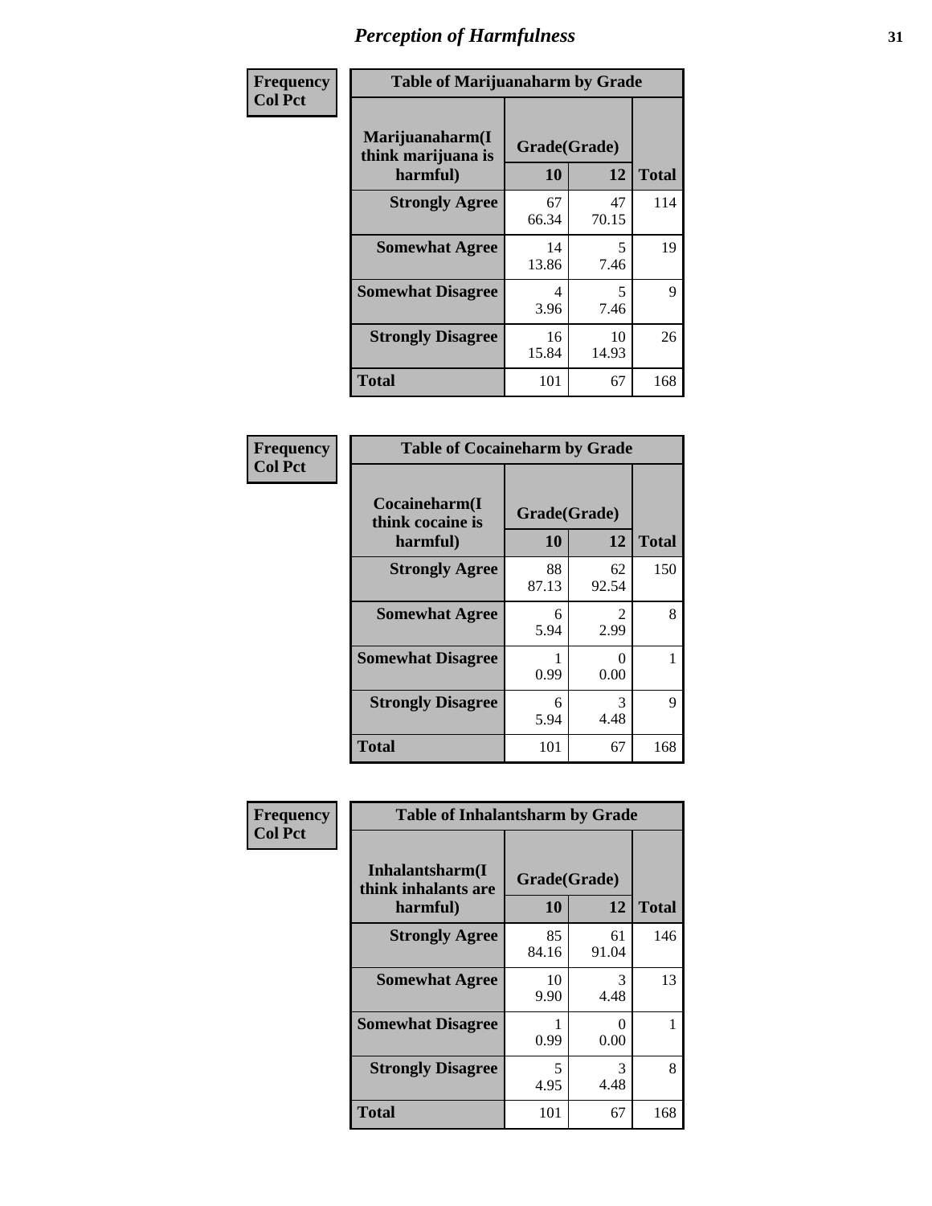# Perception of Harmfulness

**Frequency**
**Col Pct**

| Table of Marijuanaharm by Grade | | | |
|---|---|---|---|
| Marijuanaharm(I think marijuana is harmful) | Grade(Grade) | | Total |
| | 10 | 12 | |
| **Strongly Agree** | 67<br>66.34 | 47<br>70.15 | 114 |
| **Somewhat Agree** | 14<br>13.86 | 5<br>7.46 | 19 |
| **Somewhat Disagree** | 4<br>3.96 | 5<br>7.46 | 9 |
| **Strongly Disagree** | 16<br>15.84 | 10<br>14.93 | 26 |
| **Total** | 101 | 67 | 168 |

**Frequency**
**Col Pct**

| Table of Cocaineharm by Grade | | | |
|---|---|---|---|
| Cocaineharm(I think cocaine is harmful) | Grade(Grade) | | Total |
| | 10 | 12 | |
| **Strongly Agree** | 88<br>87.13 | 62<br>92.54 | 150 |
| **Somewhat Agree** | 6<br>5.94 | 2<br>2.99 | 8 |
| **Somewhat Disagree** | 1<br>0.99 | 0<br>0.00 | 1 |
| **Strongly Disagree** | 6<br>5.94 | 3<br>4.48 | 9 |
| **Total** | 101 | 67 | 168 |

**Frequency**
**Col Pct**

| Table of Inhalantsharm by Grade | | | |
|---|---|---|---|
| Inhalantsharm(I think inhalants are harmful) | Grade(Grade) | | Total |
| | 10 | 12 | |
| **Strongly Agree** | 85<br>84.16 | 61<br>91.04 | 146 |
| **Somewhat Agree** | 10<br>9.90 | 3<br>4.48 | 13 |
| **Somewhat Disagree** | 1<br>0.99 | 0<br>0.00 | 1 |
| **Strongly Disagree** | 5<br>4.95 | 3<br>4.48 | 8 |
| **Total** | 101 | 67 | 168 |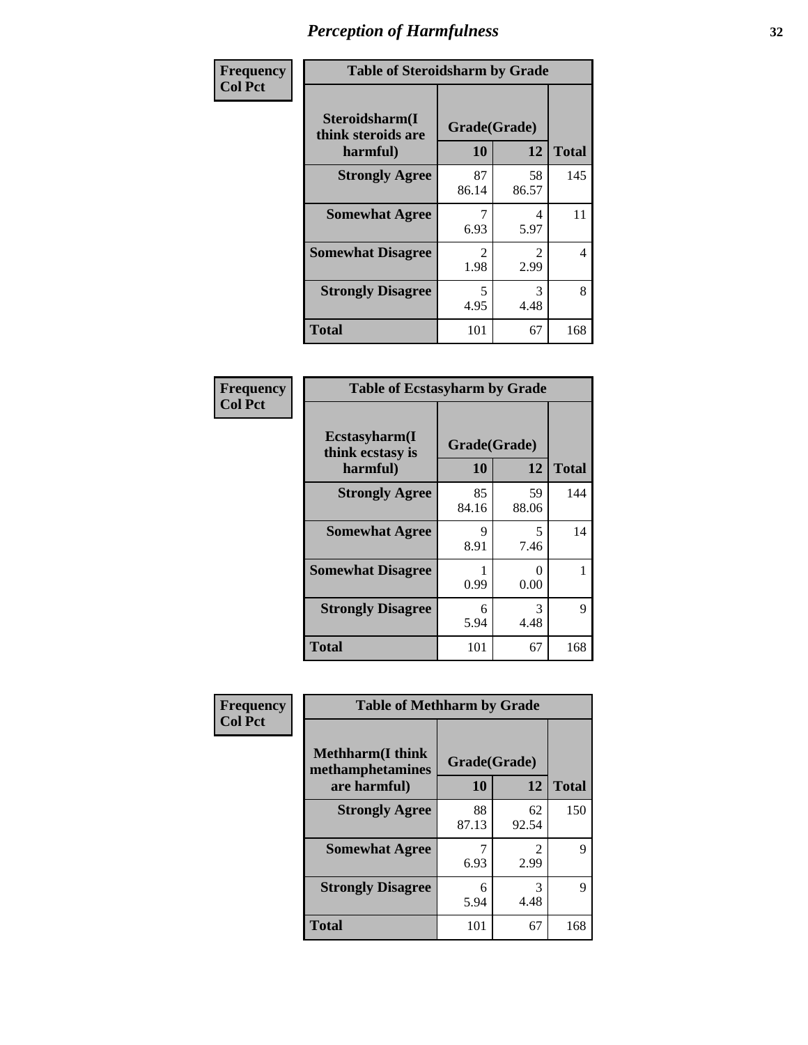# Perception of Harmfulness

**Frequency**
**Col Pct**

| Table of Steroidsharm by Grade | | | |
|---|---|---|---|
| **Steroidsharm(I think steroids are harmful)** | **Grade(Grade)** | | **Total** |
| | **10** | **12** | |
| **Strongly Agree** | 87<br>86.14 | 58<br>86.57 | 145 |
| **Somewhat Agree** | 7<br>6.93 | 4<br>5.97 | 11 |
| **Somewhat Disagree** | 2<br>1.98 | 2<br>2.99 | 4 |
| **Strongly Disagree** | 5<br>4.95 | 3<br>4.48 | 8 |
| **Total** | 101 | 67 | 168 |

**Frequency**
**Col Pct**

| Table of Ecstasyharm by Grade | | | |
|---|---|---|---|
| **Ecstasyharm(I think ecstasy is harmful)** | **Grade(Grade)** | | **Total** |
| | **10** | **12** | |
| **Strongly Agree** | 85<br>84.16 | 59<br>88.06 | 144 |
| **Somewhat Agree** | 9<br>8.91 | 5<br>7.46 | 14 |
| **Somewhat Disagree** | 1<br>0.99 | 0<br>0.00 | 1 |
| **Strongly Disagree** | 6<br>5.94 | 3<br>4.48 | 9 |
| **Total** | 101 | 67 | 168 |

**Frequency**
**Col Pct**

| Table of Methharm by Grade | | | |
|---|---|---|---|
| **Methharm(I think methamphetamines are harmful)** | **Grade(Grade)** | | **Total** |
| | **10** | **12** | |
| **Strongly Agree** | 88<br>87.13 | 62<br>92.54 | 150 |
| **Somewhat Agree** | 7<br>6.93 | 2<br>2.99 | 9 |
| **Strongly Disagree** | 6<br>5.94 | 3<br>4.48 | 9 |
| **Total** | 101 | 67 | 168 |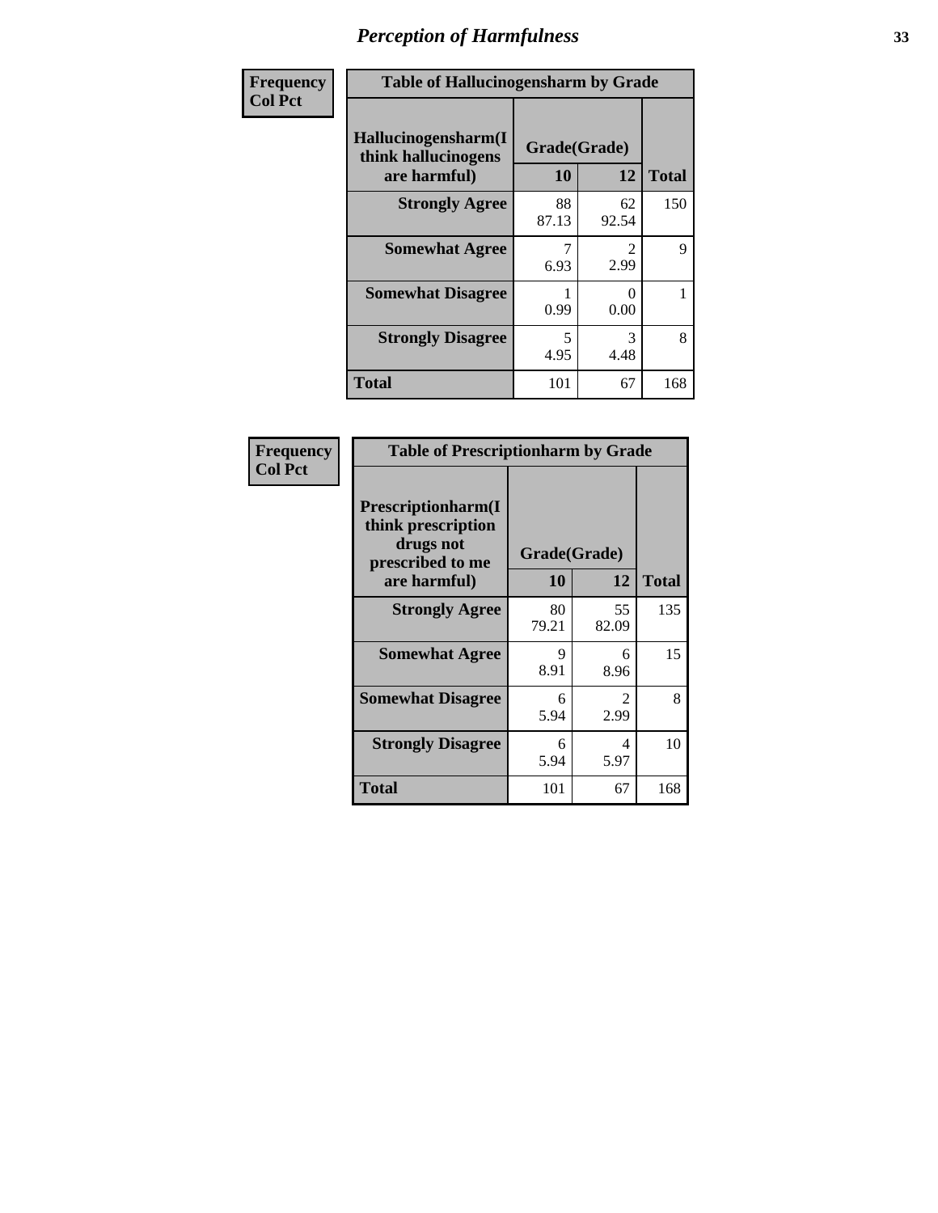# Perception of Harmfulness

| Frequency<br>Col Pct | Table of Hallucinogensharm by Grade | | |
|---|---|---|---|
| Hallucinogensharm(I think hallucinogens are harmful) | Grade(Grade) | | |
| | 10 | 12 | Total |
| Strongly Agree | 88<br>87.13 | 62<br>92.54 | 150 |
| Somewhat Agree | 7<br>6.93 | 2<br>2.99 | 9 |
| Somewhat Disagree | 1<br>0.99 | 0<br>0.00 | 1 |
| Strongly Disagree | 5<br>4.95 | 3<br>4.48 | 8 |
| Total | 101 | 67 | 168 |

| Frequency<br>Col Pct | Table of Prescriptionharm by Grade | | |
|---|---|---|---|
| Prescriptionharm(I think prescription drugs not prescribed to me are harmful) | Grade(Grade) | | |
| | 10 | 12 | Total |
| Strongly Agree | 80<br>79.21 | 55<br>82.09 | 135 |
| Somewhat Agree | 9<br>8.91 | 6<br>8.96 | 15 |
| Somewhat Disagree | 6<br>5.94 | 2<br>2.99 | 8 |
| Strongly Disagree | 6<br>5.94 | 4<br>5.97 | 10 |
| Total | 101 | 67 | 168 |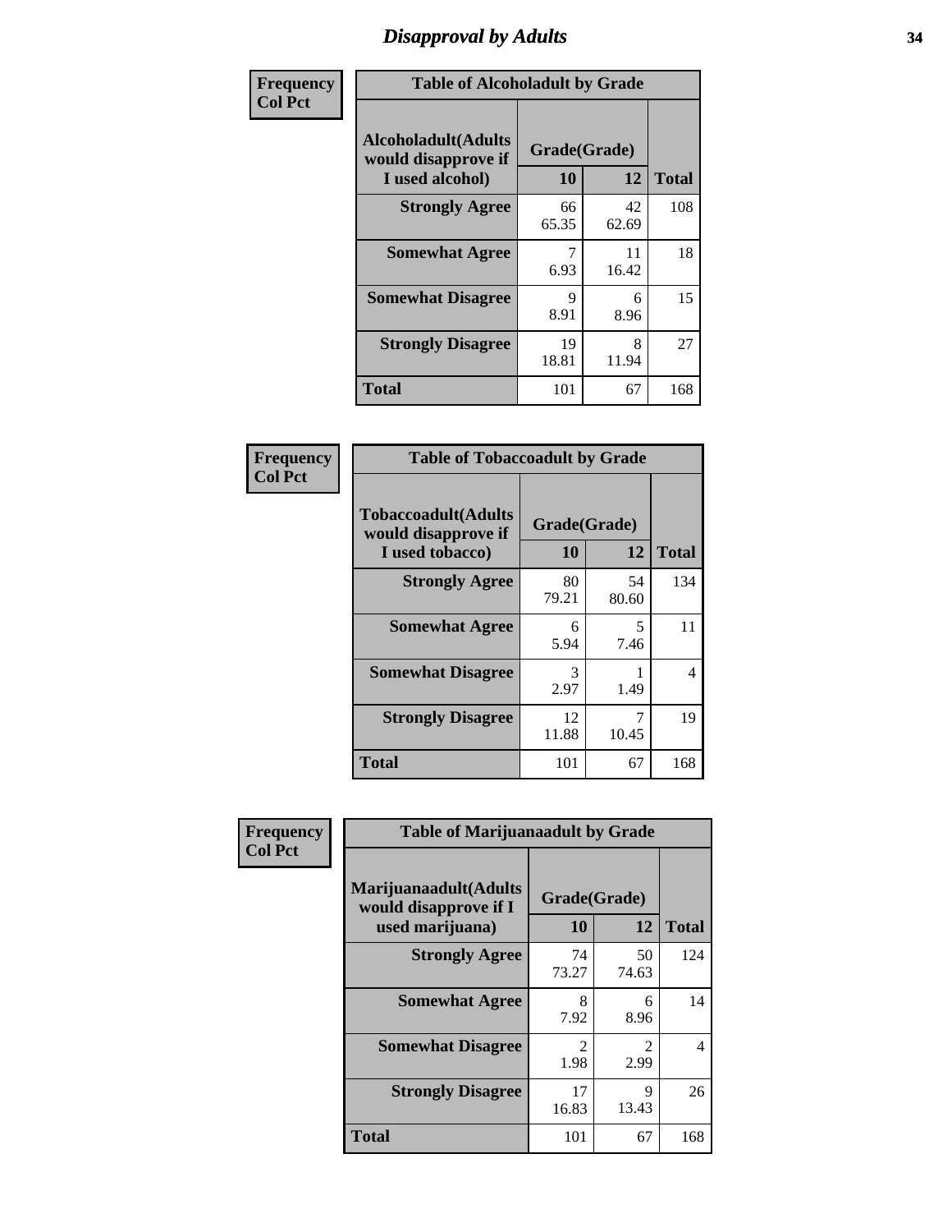# Disapproval by Adults

| Frequency Col Pct | Table of Alcoholadult by Grade | | |
|---|---|---|---|
| Alcoholadult(Adults would disapprove if I used alcohol) | Grade(Grade) | | |
| | 10 | 12 | Total |
| Strongly Agree | 66<br>65.35 | 42<br>62.69 | 108 |
| Somewhat Agree | 7<br>6.93 | 11<br>16.42 | 18 |
| Somewhat Disagree | 9<br>8.91 | 6<br>8.96 | 15 |
| Strongly Disagree | 19<br>18.81 | 8<br>11.94 | 27 |
| Total | 101 | 67 | 168 |

| Frequency Col Pct | Table of Tobaccoadult by Grade | | |
|---|---|---|---|
| Tobaccoadult(Adults would disapprove if I used tobacco) | Grade(Grade) | | |
| | 10 | 12 | Total |
| Strongly Agree | 80<br>79.21 | 54<br>80.60 | 134 |
| Somewhat Agree | 6<br>5.94 | 5<br>7.46 | 11 |
| Somewhat Disagree | 3<br>2.97 | 1<br>1.49 | 4 |
| Strongly Disagree | 12<br>11.88 | 7<br>10.45 | 19 |
| Total | 101 | 67 | 168 |

| Frequency Col Pct | Table of Marijuanaadult by Grade | | |
|---|---|---|---|
| Marijuanaadult(Adults would disapprove if I used marijuana) | Grade(Grade) | | |
| | 10 | 12 | Total |
| Strongly Agree | 74<br>73.27 | 50<br>74.63 | 124 |
| Somewhat Agree | 8<br>7.92 | 6<br>8.96 | 14 |
| Somewhat Disagree | 2<br>1.98 | 2<br>2.99 | 4 |
| Strongly Disagree | 17<br>16.83 | 9<br>13.43 | 26 |
| Total | 101 | 67 | 168 |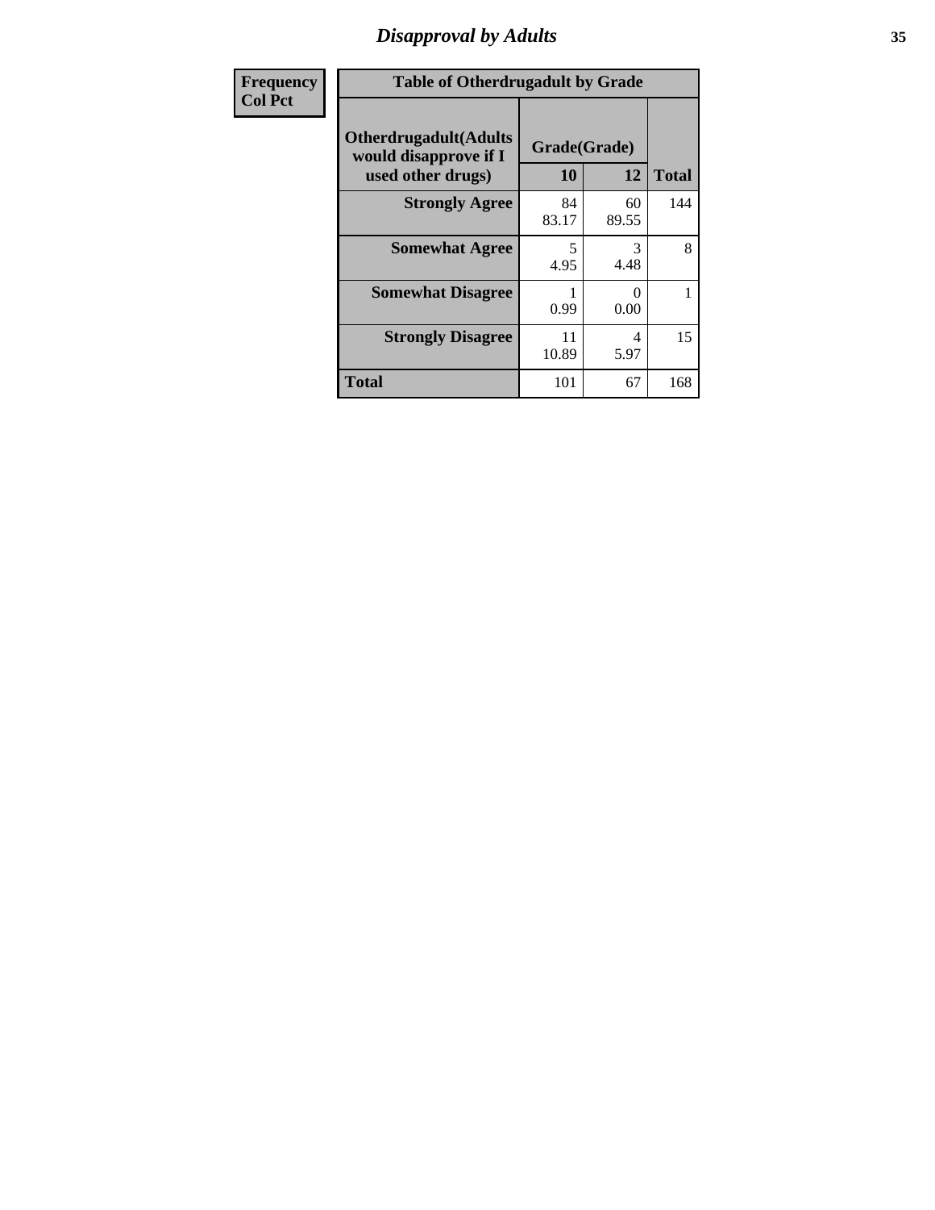| Frequency Col Pct |
|---|

**Table of Otherdrugadult by Grade**

| Otherdrugadult(Adults would disapprove if I used other drugs) | Grade(Grade) 10 | 12 | Total |
|---|---|---|---|
| **Strongly Agree** | 84 83.17 | 60 89.55 | 144 |
| **Somewhat Agree** | 5 4.95 | 3 4.48 | 8 |
| **Somewhat Disagree** | 1 0.99 | 0 0.00 | 1 |
| **Strongly Disagree** | 11 10.89 | 4 5.97 | 15 |
| **Total** | 101 | 67 | 168 |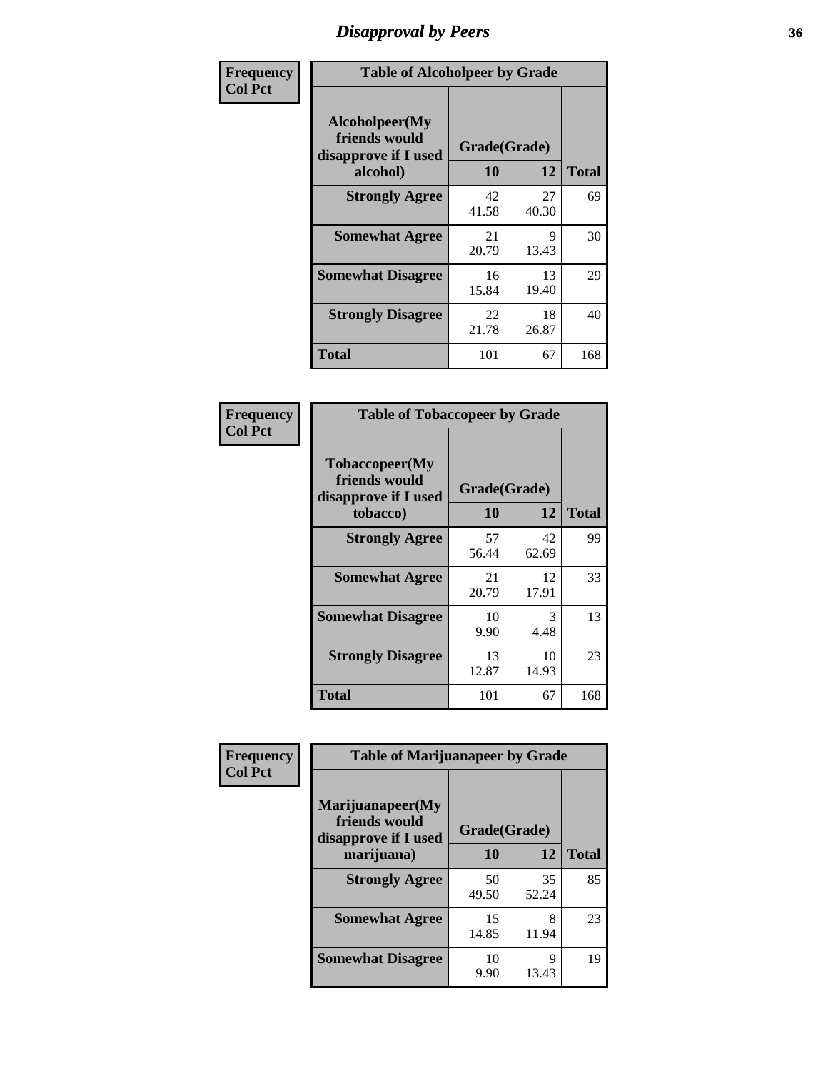## Disapproval by Peers

| Frequency Col Pct | Table of Alcoholpeer by Grade | | |
|---|---|---|---|
| Alcoholpeer(My friends would disapprove if I used alcohol) | Grade(Grade) | | |
| | 10 | 12 | Total |
| Strongly Agree | 42<br>41.58 | 27<br>40.30 | 69 |
| Somewhat Agree | 21<br>20.79 | 9<br>13.43 | 30 |
| Somewhat Disagree | 16<br>15.84 | 13<br>19.40 | 29 |
| Strongly Disagree | 22<br>21.78 | 18<br>26.87 | 40 |
| Total | 101 | 67 | 168 |

| Frequency Col Pct | Table of Tobaccopeer by Grade | | |
|---|---|---|---|
| Tobaccopeer(My friends would disapprove if I used tobacco) | Grade(Grade) | | |
| | 10 | 12 | Total |
| Strongly Agree | 57<br>56.44 | 42<br>62.69 | 99 |
| Somewhat Agree | 21<br>20.79 | 12<br>17.91 | 33 |
| Somewhat Disagree | 10<br>9.90 | 3<br>4.48 | 13 |
| Strongly Disagree | 13<br>12.87 | 10<br>14.93 | 23 |
| Total | 101 | 67 | 168 |

| Frequency Col Pct | Table of Marijuanapeer by Grade | | |
|---|---|---|---|
| Marijuanapeer(My friends would disapprove if I used marijuana) | Grade(Grade) | | |
| | 10 | 12 | Total |
| Strongly Agree | 50<br>49.50 | 35<br>52.24 | 85 |
| Somewhat Agree | 15<br>14.85 | 8<br>11.94 | 23 |
| Somewhat Disagree | 10<br>9.90 | 9<br>13.43 | 19 |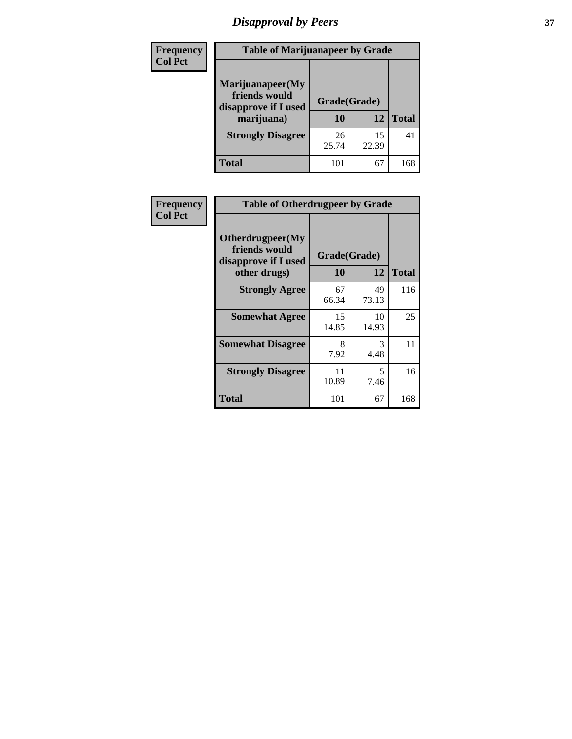# Disapproval by Peers

| Frequency<br>Col Pct | Table of Marijuanapeer by Grade | | |
|---|---|---|---|
| **Marijuanapeer(My friends would disapprove if I used marijuana)** | **Grade(Grade)** | | |
| | **10** | **12** | **Total** |
| **Strongly Disagree** | 26<br>25.74 | 15<br>22.39 | 41 |
| **Total** | 101 | 67 | 168 |

| Frequency<br>Col Pct | Table of Otherdrugpeer by Grade | | |
|---|---|---|---|
| **Otherdrugpeer(My friends would disapprove if I used other drugs)** | **Grade(Grade)** | | |
| | **10** | **12** | **Total** |
| **Strongly Agree** | 67<br>66.34 | 49<br>73.13 | 116 |
| **Somewhat Agree** | 15<br>14.85 | 10<br>14.93 | 25 |
| **Somewhat Disagree** | 8<br>7.92 | 3<br>4.48 | 11 |
| **Strongly Disagree** | 11<br>10.89 | 5<br>7.46 | 16 |
| **Total** | 101 | 67 | 168 |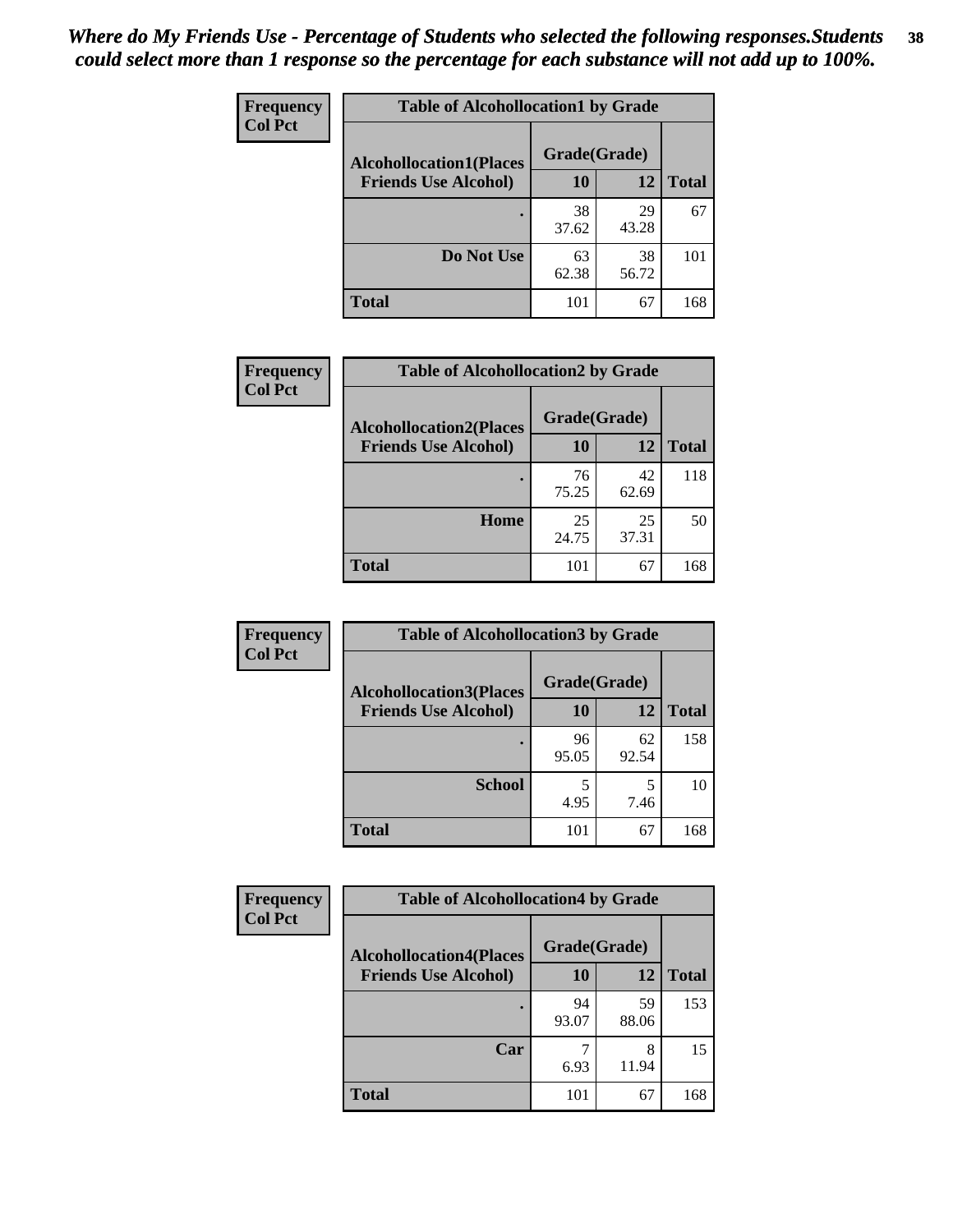*Where do My Friends Use - Percentage of Students who selected the following responses.Students could select more than 1 response so the percentage for each substance will not add up to 100%.*

**Frequency**
**Col Pct**

| Table of Alcohollocation1 by Grade | | | |
|---|---|---|---|
| **Alcohollocation1(Places Friends Use Alcohol)** | **Grade(Grade)** | | **Total** |
| | **10** | **12** | |
| **.** | 38<br>37.62 | 29<br>43.28 | 67 |
| **Do Not Use** | 63<br>62.38 | 38<br>56.72 | 101 |
| **Total** | 101 | 67 | 168 |

**Frequency**
**Col Pct**

| Table of Alcohollocation2 by Grade | | | |
|---|---|---|---|
| **Alcohollocation2(Places Friends Use Alcohol)** | **Grade(Grade)** | | **Total** |
| | **10** | **12** | |
| **.** | 76<br>75.25 | 42<br>62.69 | 118 |
| **Home** | 25<br>24.75 | 25<br>37.31 | 50 |
| **Total** | 101 | 67 | 168 |

**Frequency**
**Col Pct**

| Table of Alcohollocation3 by Grade | | | |
|---|---|---|---|
| **Alcohollocation3(Places Friends Use Alcohol)** | **Grade(Grade)** | | **Total** |
| | **10** | **12** | |
| **.** | 96<br>95.05 | 62<br>92.54 | 158 |
| **School** | 5<br>4.95 | 5<br>7.46 | 10 |
| **Total** | 101 | 67 | 168 |

**Frequency**
**Col Pct**

| Table of Alcohollocation4 by Grade | | | |
|---|---|---|---|
| **Alcohollocation4(Places Friends Use Alcohol)** | **Grade(Grade)** | | **Total** |
| | **10** | **12** | |
| **.** | 94<br>93.07 | 59<br>88.06 | 153 |
| **Car** | 7<br>6.93 | 8<br>11.94 | 15 |
| **Total** | 101 | 67 | 168 |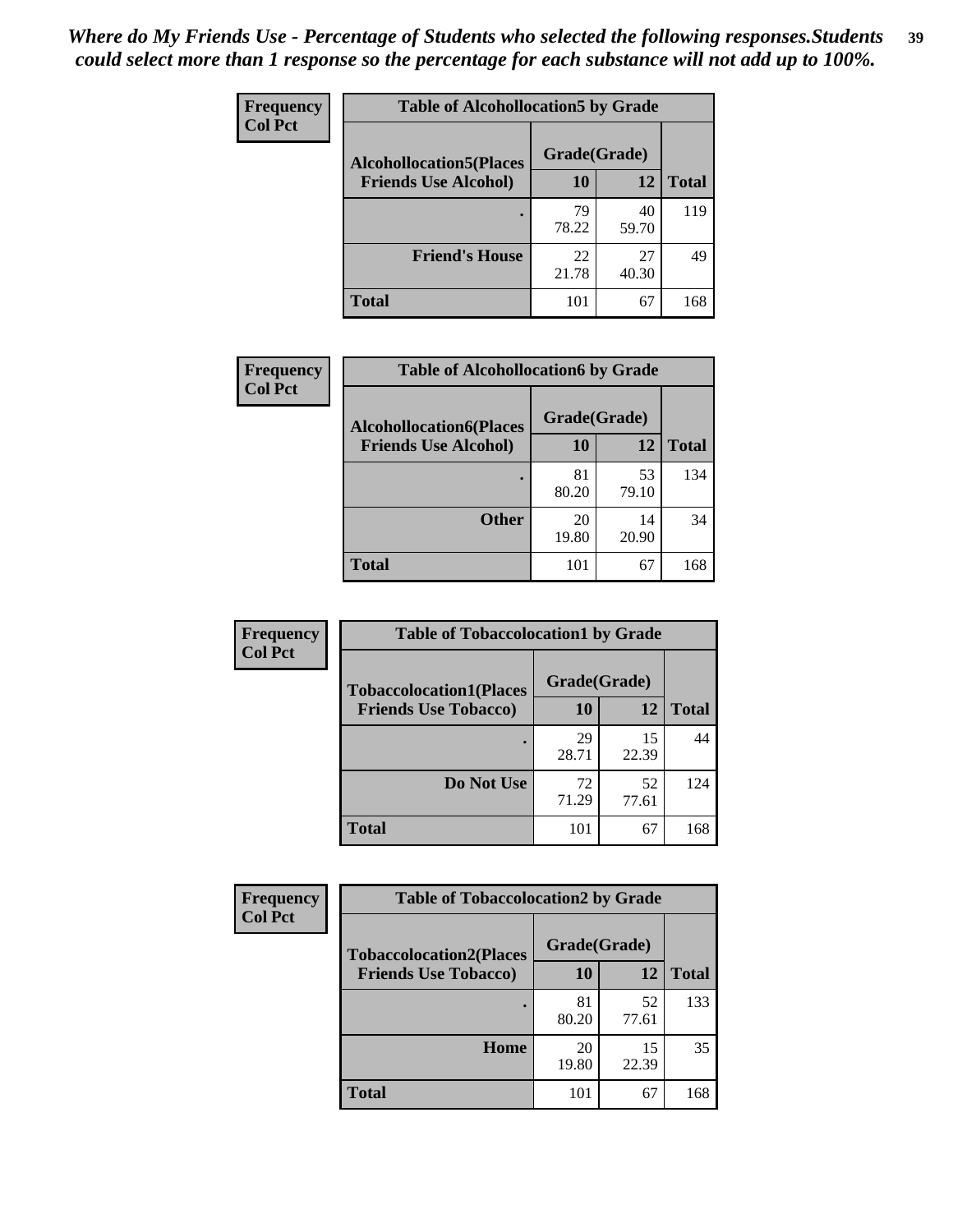*Where do My Friends Use - Percentage of Students who selected the following responses.Students could select more than 1 response so the percentage for each substance will not add up to 100%.*

**Frequency**
**Col Pct**

| Table of Alcohollocation5 by Grade | | | |
|---|---|---|---|
| **Alcohollocation5(Places Friends Use Alcohol)** | **Grade(Grade)** | | **Total** |
| | **10** | **12** | |
| **.** | 79<br>78.22 | 40<br>59.70 | 119 |
| **Friend's House** | 22<br>21.78 | 27<br>40.30 | 49 |
| **Total** | 101 | 67 | 168 |

**Frequency**
**Col Pct**

| Table of Alcohollocation6 by Grade | | | |
|---|---|---|---|
| **Alcohollocation6(Places Friends Use Alcohol)** | **Grade(Grade)** | | **Total** |
| | **10** | **12** | |
| **.** | 81<br>80.20 | 53<br>79.10 | 134 |
| **Other** | 20<br>19.80 | 14<br>20.90 | 34 |
| **Total** | 101 | 67 | 168 |

**Frequency**
**Col Pct**

| Table of Tobaccolocation1 by Grade | | | |
|---|---|---|---|
| **Tobaccolocation1(Places Friends Use Tobacco)** | **Grade(Grade)** | | **Total** |
| | **10** | **12** | |
| **.** | 29<br>28.71 | 15<br>22.39 | 44 |
| **Do Not Use** | 72<br>71.29 | 52<br>77.61 | 124 |
| **Total** | 101 | 67 | 168 |

**Frequency**
**Col Pct**

| Table of Tobaccolocation2 by Grade | | | |
|---|---|---|---|
| **Tobaccolocation2(Places Friends Use Tobacco)** | **Grade(Grade)** | | **Total** |
| | **10** | **12** | |
| **.** | 81<br>80.20 | 52<br>77.61 | 133 |
| **Home** | 20<br>19.80 | 15<br>22.39 | 35 |
| **Total** | 101 | 67 | 168 |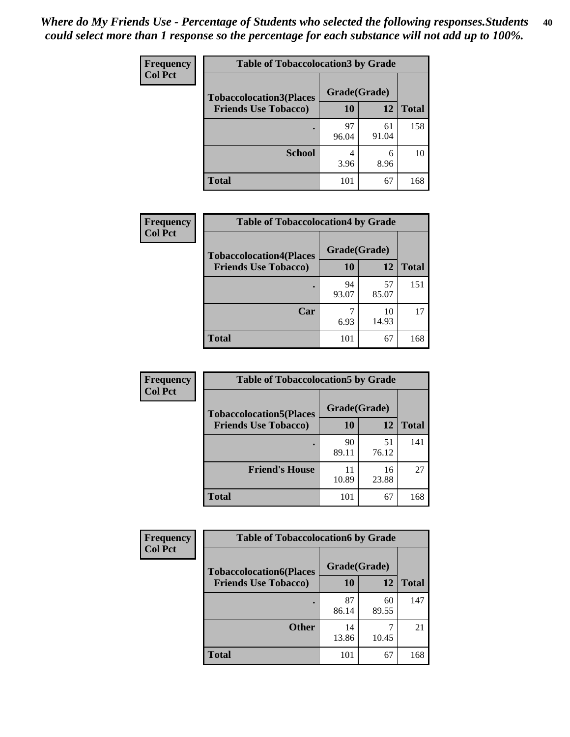*Where do My Friends Use - Percentage of Students who selected the following responses.Students could select more than 1 response so the percentage for each substance will not add up to 100%.*

**Frequency**
**Col Pct**

| Table of Tobaccolocation3 by Grade | | | |
|---|---|---|---|
| **Tobaccolocation3(Places Friends Use Tobacco)** | **Grade(Grade)** | | |
| | **10** | **12** | **Total** |
| **.** | 97<br>96.04 | 61<br>91.04 | 158 |
| **School** | 4<br>3.96 | 6<br>8.96 | 10 |
| **Total** | 101 | 67 | 168 |

**Frequency**
**Col Pct**

| Table of Tobaccolocation4 by Grade | | | |
|---|---|---|---|
| **Tobaccolocation4(Places Friends Use Tobacco)** | **Grade(Grade)** | | |
| | **10** | **12** | **Total** |
| **.** | 94<br>93.07 | 57<br>85.07 | 151 |
| **Car** | 7<br>6.93 | 10<br>14.93 | 17 |
| **Total** | 101 | 67 | 168 |

**Frequency**
**Col Pct**

| Table of Tobaccolocation5 by Grade | | | |
|---|---|---|---|
| **Tobaccolocation5(Places Friends Use Tobacco)** | **Grade(Grade)** | | |
| | **10** | **12** | **Total** |
| **.** | 90<br>89.11 | 51<br>76.12 | 141 |
| **Friend's House** | 11<br>10.89 | 16<br>23.88 | 27 |
| **Total** | 101 | 67 | 168 |

**Frequency**
**Col Pct**

| Table of Tobaccolocation6 by Grade | | | |
|---|---|---|---|
| **Tobaccolocation6(Places Friends Use Tobacco)** | **Grade(Grade)** | | |
| | **10** | **12** | **Total** |
| **.** | 87<br>86.14 | 60<br>89.55 | 147 |
| **Other** | 14<br>13.86 | 7<br>10.45 | 21 |
| **Total** | 101 | 67 | 168 |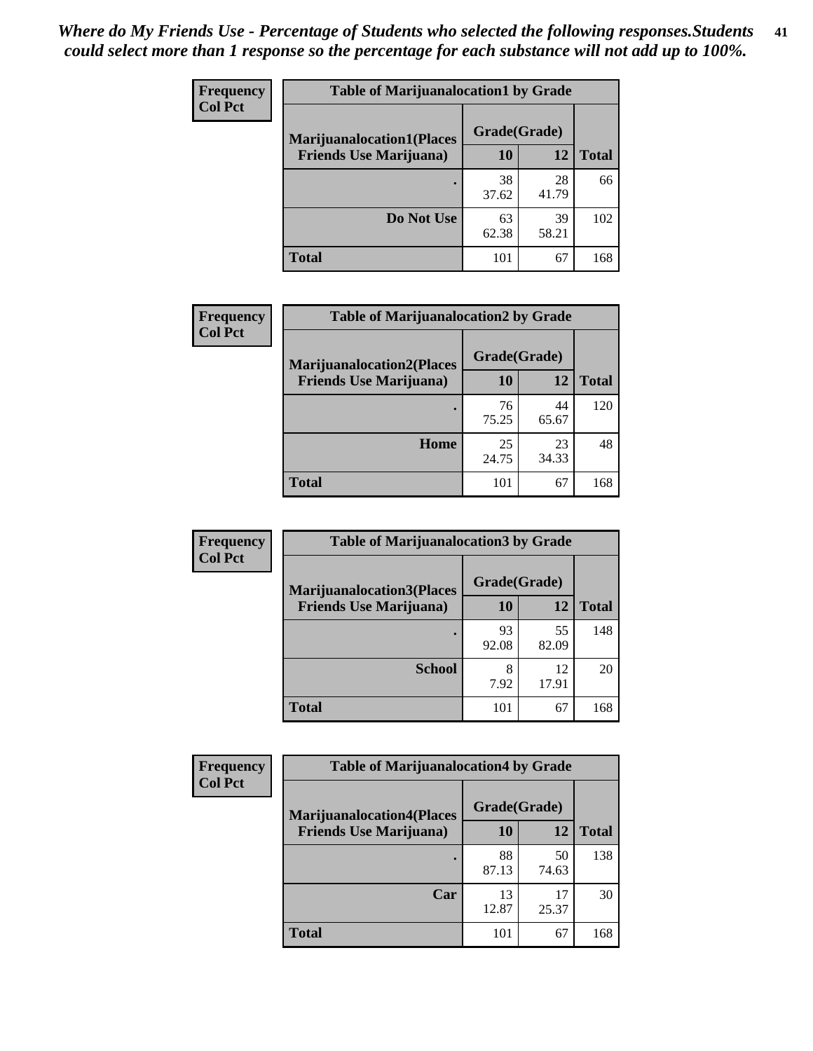*Where do My Friends Use - Percentage of Students who selected the following responses.Students could select more than 1 response so the percentage for each substance will not add up to 100%.*

**Frequency**
**Col Pct**

| Table of Marijuanalocation1 by Grade | | | |
|---|---|---|---|
| **Marijuanalocation1(Places Friends Use Marijuana)** | **Grade(Grade)** | | |
| | **10** | **12** | **Total** |
| **.** | 38<br>37.62 | 28<br>41.79 | 66 |
| **Do Not Use** | 63<br>62.38 | 39<br>58.21 | 102 |
| **Total** | 101 | 67 | 168 |

**Frequency**
**Col Pct**

| Table of Marijuanalocation2 by Grade | | | |
|---|---|---|---|
| **Marijuanalocation2(Places Friends Use Marijuana)** | **Grade(Grade)** | | |
| | **10** | **12** | **Total** |
| **.** | 76<br>75.25 | 44<br>65.67 | 120 |
| **Home** | 25<br>24.75 | 23<br>34.33 | 48 |
| **Total** | 101 | 67 | 168 |

**Frequency**
**Col Pct**

| Table of Marijuanalocation3 by Grade | | | |
|---|---|---|---|
| **Marijuanalocation3(Places Friends Use Marijuana)** | **Grade(Grade)** | | |
| | **10** | **12** | **Total** |
| **.** | 93<br>92.08 | 55<br>82.09 | 148 |
| **School** | 8<br>7.92 | 12<br>17.91 | 20 |
| **Total** | 101 | 67 | 168 |

**Frequency**
**Col Pct**

| Table of Marijuanalocation4 by Grade | | | |
|---|---|---|---|
| **Marijuanalocation4(Places Friends Use Marijuana)** | **Grade(Grade)** | | |
| | **10** | **12** | **Total** |
| **.** | 88<br>87.13 | 50<br>74.63 | 138 |
| **Car** | 13<br>12.87 | 17<br>25.37 | 30 |
| **Total** | 101 | 67 | 168 |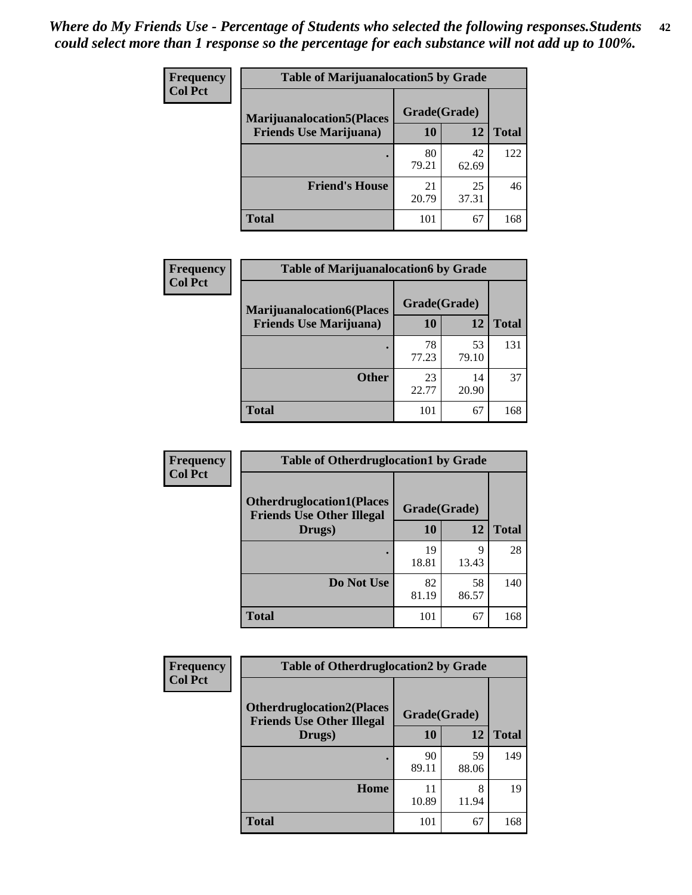*Where do My Friends Use - Percentage of Students who selected the following responses.Students could select more than 1 response so the percentage for each substance will not add up to 100%.*

**Frequency**
**Col Pct**

| Table of Marijuanalocation5 by Grade | | | |
|---|---|---|---|
| **Marijuanalocation5(Places Friends Use Marijuana)** | **Grade(Grade)** | | **Total** |
| | **10** | **12** | |
| . | 80<br>79.21 | 42<br>62.69 | 122 |
| **Friend's House** | 21<br>20.79 | 25<br>37.31 | 46 |
| **Total** | 101 | 67 | 168 |

**Frequency**
**Col Pct**

| Table of Marijuanalocation6 by Grade | | | |
|---|---|---|---|
| **Marijuanalocation6(Places Friends Use Marijuana)** | **Grade(Grade)** | | **Total** |
| | **10** | **12** | |
| . | 78<br>77.23 | 53<br>79.10 | 131 |
| **Other** | 23<br>22.77 | 14<br>20.90 | 37 |
| **Total** | 101 | 67 | 168 |

**Frequency**
**Col Pct**

| Table of Otherdruglocation1 by Grade | | | |
|---|---|---|---|
| **Otherdruglocation1(Places Friends Use Other Illegal Drugs)** | **Grade(Grade)** | | **Total** |
| | **10** | **12** | |
| . | 19<br>18.81 | 9<br>13.43 | 28 |
| **Do Not Use** | 82<br>81.19 | 58<br>86.57 | 140 |
| **Total** | 101 | 67 | 168 |

**Frequency**
**Col Pct**

| Table of Otherdruglocation2 by Grade | | | |
|---|---|---|---|
| **Otherdruglocation2(Places Friends Use Other Illegal Drugs)** | **Grade(Grade)** | | **Total** |
| | **10** | **12** | |
| . | 90<br>89.11 | 59<br>88.06 | 149 |
| **Home** | 11<br>10.89 | 8<br>11.94 | 19 |
| **Total** | 101 | 67 | 168 |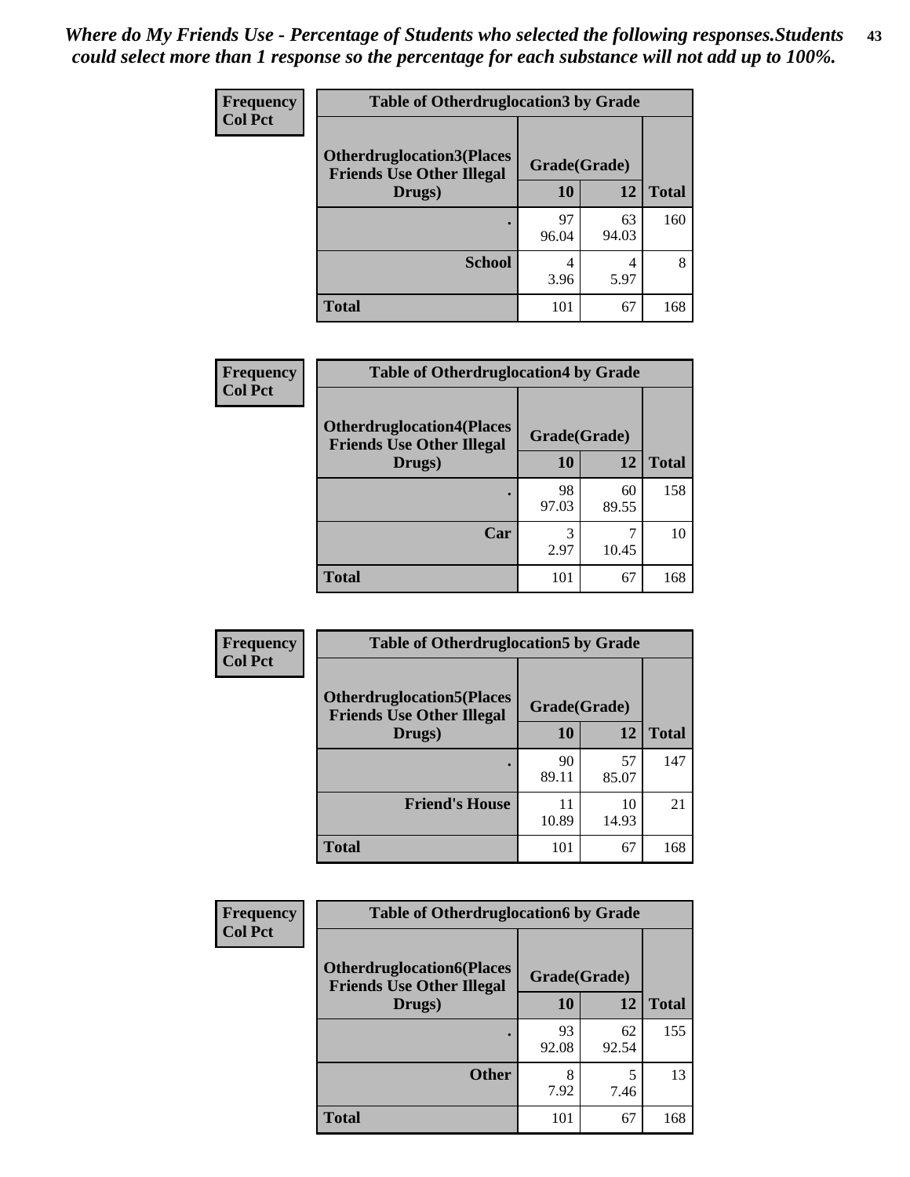*Where do My Friends Use - Percentage of Students who selected the following responses.Students could select more than 1 response so the percentage for each substance will not add up to 100%.*

| Frequency Col Pct | Table of Otherdruglocation3 by Grade | | |
|---|---|---|---|
| Otherdruglocation3(Places Friends Use Other Illegal Drugs) | Grade(Grade) | | |
| | 10 | 12 | Total |
| . | 97<br>96.04 | 63<br>94.03 | 160 |
| School | 4<br>3.96 | 4<br>5.97 | 8 |
| Total | 101 | 67 | 168 |

| Frequency Col Pct | Table of Otherdruglocation4 by Grade | | |
|---|---|---|---|
| Otherdruglocation4(Places Friends Use Other Illegal Drugs) | Grade(Grade) | | |
| | 10 | 12 | Total |
| . | 98<br>97.03 | 60<br>89.55 | 158 |
| Car | 3<br>2.97 | 7<br>10.45 | 10 |
| Total | 101 | 67 | 168 |

| Frequency Col Pct | Table of Otherdruglocation5 by Grade | | |
|---|---|---|---|
| Otherdruglocation5(Places Friends Use Other Illegal Drugs) | Grade(Grade) | | |
| | 10 | 12 | Total |
| . | 90<br>89.11 | 57<br>85.07 | 147 |
| Friend's House | 11<br>10.89 | 10<br>14.93 | 21 |
| Total | 101 | 67 | 168 |

| Frequency Col Pct | Table of Otherdruglocation6 by Grade | | |
|---|---|---|---|
| Otherdruglocation6(Places Friends Use Other Illegal Drugs) | Grade(Grade) | | |
| | 10 | 12 | Total |
| . | 93<br>92.08 | 62<br>92.54 | 155 |
| Other | 8<br>7.92 | 5<br>7.46 | 13 |
| Total | 101 | 67 | 168 |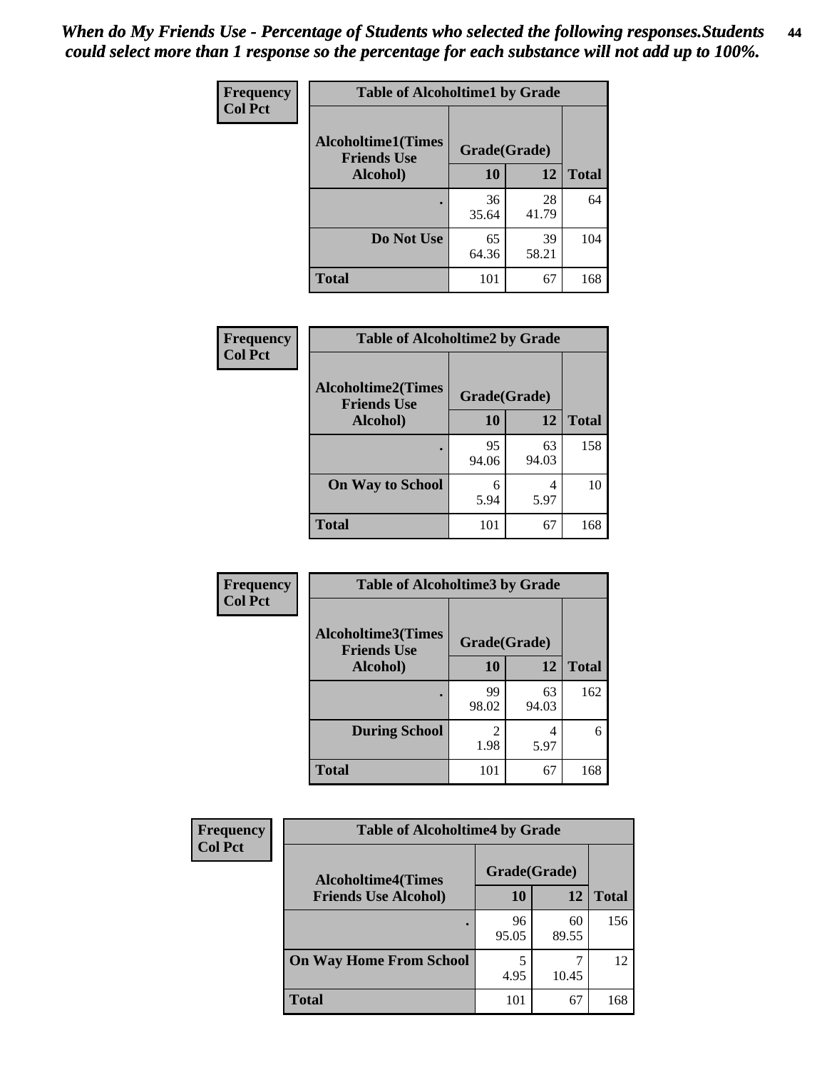*When do My Friends Use - Percentage of Students who selected the following responses.Students could select more than 1 response so the percentage for each substance will not add up to 100%.*

**Frequency**
**Col Pct**

| Table of Alcoholtime1 by Grade | | | |
|---|---|---|---|
| Alcoholtime1(Times Friends Use Alcohol) | Grade(Grade) | | |
| | 10 | 12 | Total |
| . | 36<br>35.64 | 28<br>41.79 | 64 |
| Do Not Use | 65<br>64.36 | 39<br>58.21 | 104 |
| Total | 101 | 67 | 168 |

**Frequency**
**Col Pct**

| Table of Alcoholtime2 by Grade | | | |
|---|---|---|---|
| Alcoholtime2(Times Friends Use Alcohol) | Grade(Grade) | | |
| | 10 | 12 | Total |
| . | 95<br>94.06 | 63<br>94.03 | 158 |
| On Way to School | 6<br>5.94 | 4<br>5.97 | 10 |
| Total | 101 | 67 | 168 |

**Frequency**
**Col Pct**

| Table of Alcoholtime3 by Grade | | | |
|---|---|---|---|
| Alcoholtime3(Times Friends Use Alcohol) | Grade(Grade) | | |
| | 10 | 12 | Total |
| . | 99<br>98.02 | 63<br>94.03 | 162 |
| During School | 2<br>1.98 | 4<br>5.97 | 6 |
| Total | 101 | 67 | 168 |

**Frequency**
**Col Pct**

| Table of Alcoholtime4 by Grade | | | |
|---|---|---|---|
| Alcoholtime4(Times Friends Use Alcohol) | Grade(Grade) | | |
| | 10 | 12 | Total |
| . | 96<br>95.05 | 60<br>89.55 | 156 |
| On Way Home From School | 5<br>4.95 | 7<br>10.45 | 12 |
| Total | 101 | 67 | 168 |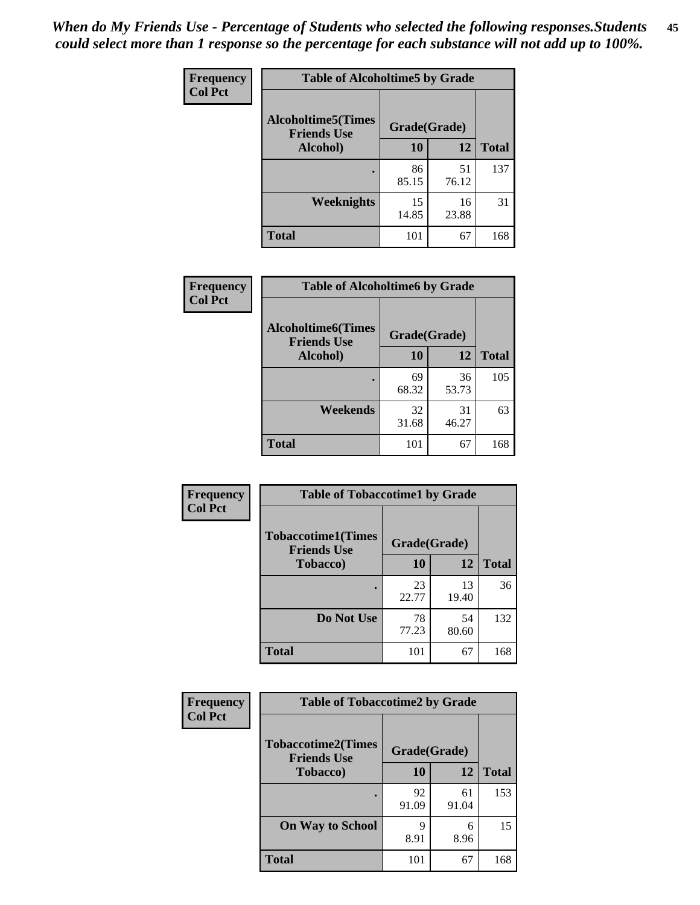*When do My Friends Use - Percentage of Students who selected the following responses.Students could select more than 1 response so the percentage for each substance will not add up to 100%.*

**Frequency**
**Col Pct**

| Table of Alcoholtime5 by Grade | | | |
|---|---|---|---|
| **Alcoholtime5(Times Friends Use Alcohol)** | **Grade(Grade)** | | **Total** |
| | **10** | **12** | |
| **.** | 86<br>85.15 | 51<br>76.12 | 137 |
| **Weeknights** | 15<br>14.85 | 16<br>23.88 | 31 |
| **Total** | 101 | 67 | 168 |

**Frequency**
**Col Pct**

| Table of Alcoholtime6 by Grade | | | |
|---|---|---|---|
| **Alcoholtime6(Times Friends Use Alcohol)** | **Grade(Grade)** | | **Total** |
| | **10** | **12** | |
| **.** | 69<br>68.32 | 36<br>53.73 | 105 |
| **Weekends** | 32<br>31.68 | 31<br>46.27 | 63 |
| **Total** | 101 | 67 | 168 |

**Frequency**
**Col Pct**

| Table of Tobaccotime1 by Grade | | | |
|---|---|---|---|
| **Tobaccotime1(Times Friends Use Tobacco)** | **Grade(Grade)** | | **Total** |
| | **10** | **12** | |
| **.** | 23<br>22.77 | 13<br>19.40 | 36 |
| **Do Not Use** | 78<br>77.23 | 54<br>80.60 | 132 |
| **Total** | 101 | 67 | 168 |

**Frequency**
**Col Pct**

| Table of Tobaccotime2 by Grade | | | |
|---|---|---|---|
| **Tobaccotime2(Times Friends Use Tobacco)** | **Grade(Grade)** | | **Total** |
| | **10** | **12** | |
| **.** | 92<br>91.09 | 61<br>91.04 | 153 |
| **On Way to School** | 9<br>8.91 | 6<br>8.96 | 15 |
| **Total** | 101 | 67 | 168 |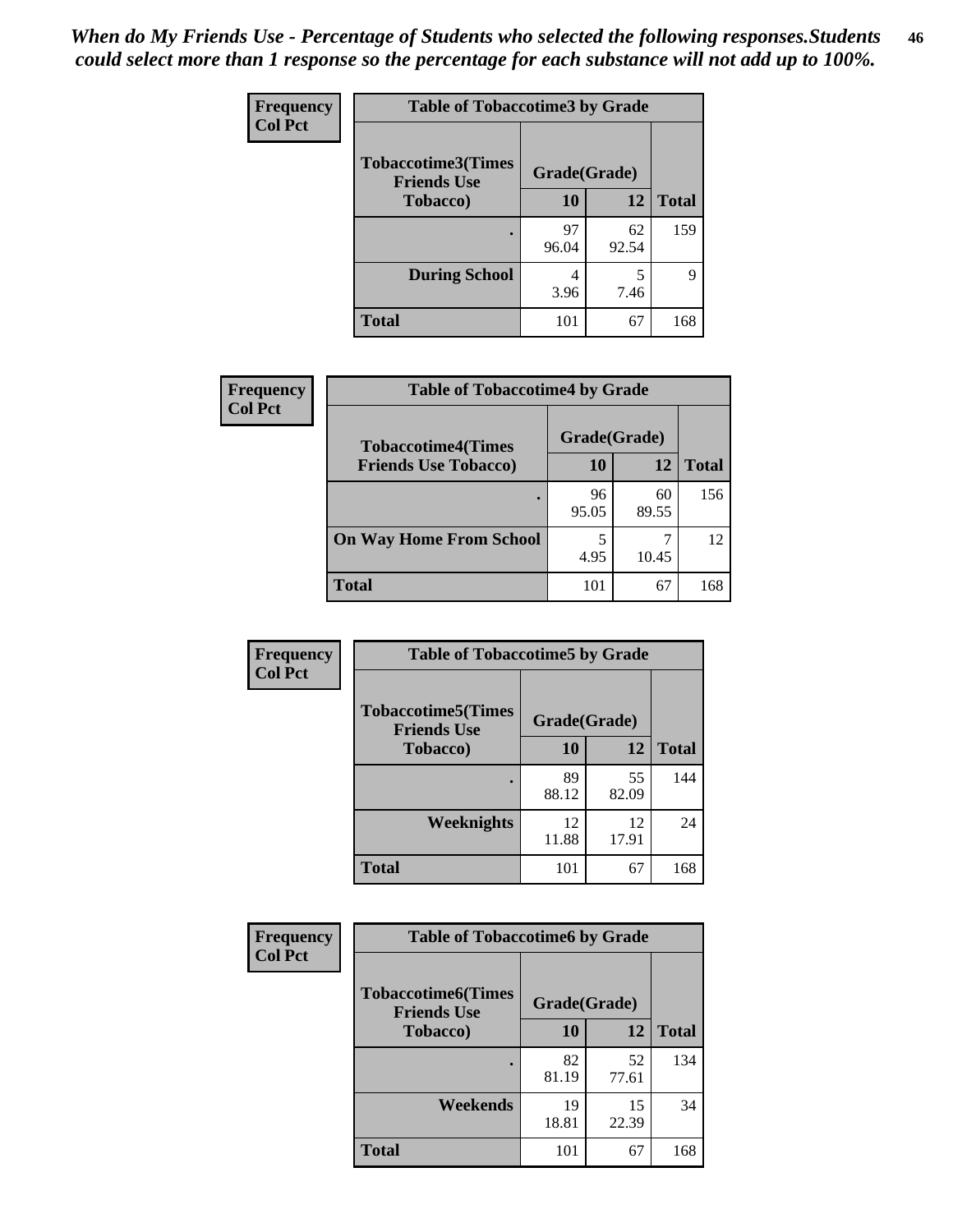*When do My Friends Use - Percentage of Students who selected the following responses.Students could select more than 1 response so the percentage for each substance will not add up to 100%.*

**Frequency**
**Col Pct**

| Table of Tobaccotime3 by Grade | | | |
|---|---|---|---|
| Tobaccotime3(Times Friends Use Tobacco) | Grade(Grade) | | Total |
| | 10 | 12 | |
| . | 97<br>96.04 | 62<br>92.54 | 159 |
| During School | 4<br>3.96 | 5<br>7.46 | 9 |
| Total | 101 | 67 | 168 |

**Frequency**
**Col Pct**

| Table of Tobaccotime4 by Grade | | | |
|---|---|---|---|
| Tobaccotime4(Times Friends Use Tobacco) | Grade(Grade) | | Total |
| | 10 | 12 | |
| . | 96<br>95.05 | 60<br>89.55 | 156 |
| On Way Home From School | 5<br>4.95 | 7<br>10.45 | 12 |
| Total | 101 | 67 | 168 |

**Frequency**
**Col Pct**

| Table of Tobaccotime5 by Grade | | | |
|---|---|---|---|
| Tobaccotime5(Times Friends Use Tobacco) | Grade(Grade) | | Total |
| | 10 | 12 | |
| . | 89<br>88.12 | 55<br>82.09 | 144 |
| Weeknights | 12<br>11.88 | 12<br>17.91 | 24 |
| Total | 101 | 67 | 168 |

**Frequency**
**Col Pct**

| Table of Tobaccotime6 by Grade | | | |
|---|---|---|---|
| Tobaccotime6(Times Friends Use Tobacco) | Grade(Grade) | | Total |
| | 10 | 12 | |
| . | 82<br>81.19 | 52<br>77.61 | 134 |
| Weekends | 19<br>18.81 | 15<br>22.39 | 34 |
| Total | 101 | 67 | 168 |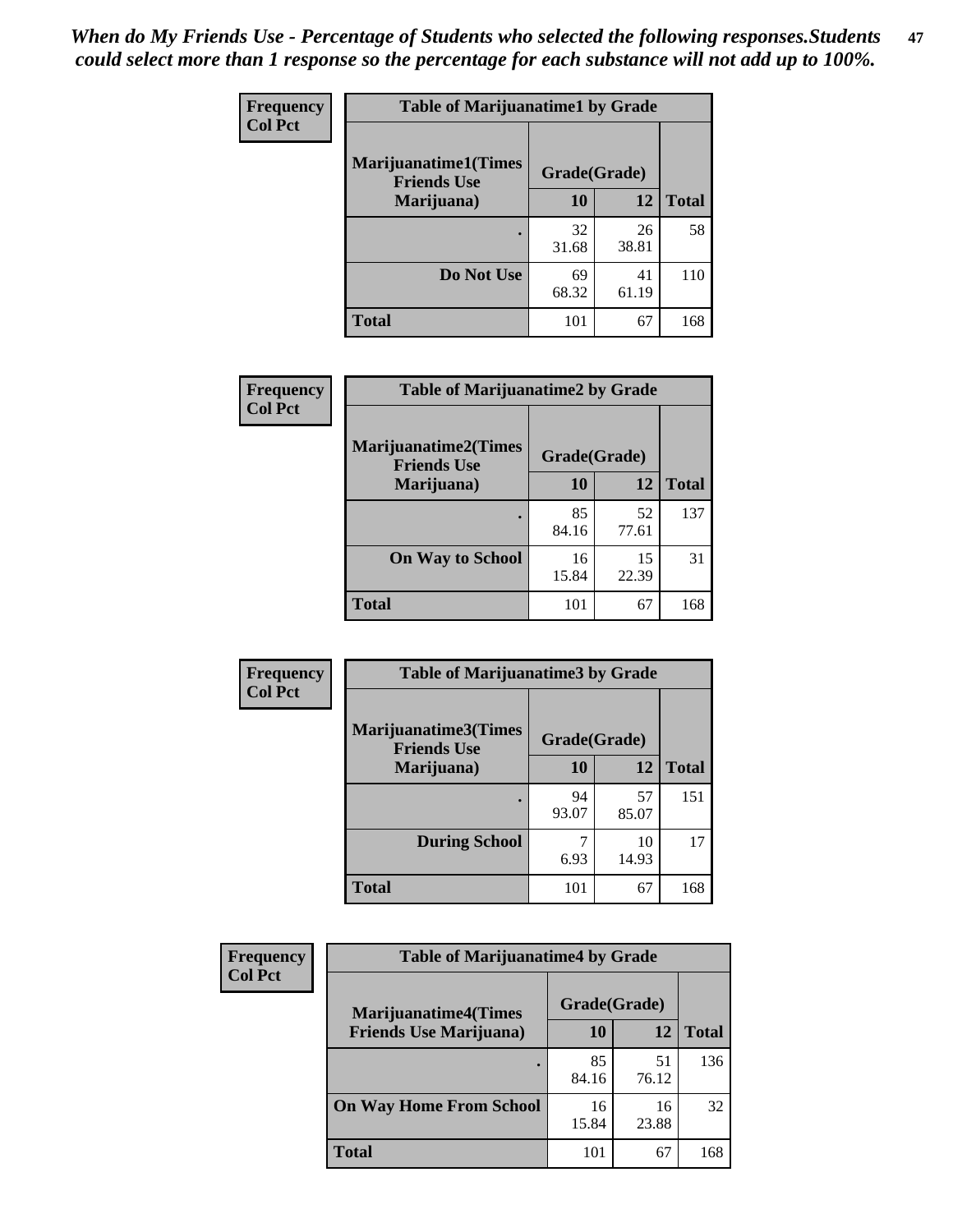*When do My Friends Use - Percentage of Students who selected the following responses.Students could select more than 1 response so the percentage for each substance will not add up to 100%.*

**Frequency**
**Col Pct**

| Table of Marijuanatime1 by Grade | | | |
|---|---|---|---|
| **Marijuanatime1(Times Friends Use Marijuana)** | **Grade(Grade)** | | |
| | **10** | **12** | **Total** |
| **.** | 32<br>31.68 | 26<br>38.81 | 58 |
| **Do Not Use** | 69<br>68.32 | 41<br>61.19 | 110 |
| **Total** | 101 | 67 | 168 |

**Frequency**
**Col Pct**

| Table of Marijuanatime2 by Grade | | | |
|---|---|---|---|
| **Marijuanatime2(Times Friends Use Marijuana)** | **Grade(Grade)** | | |
| | **10** | **12** | **Total** |
| **.** | 85<br>84.16 | 52<br>77.61 | 137 |
| **On Way to School** | 16<br>15.84 | 15<br>22.39 | 31 |
| **Total** | 101 | 67 | 168 |

**Frequency**
**Col Pct**

| Table of Marijuanatime3 by Grade | | | |
|---|---|---|---|
| **Marijuanatime3(Times Friends Use Marijuana)** | **Grade(Grade)** | | |
| | **10** | **12** | **Total** |
| **.** | 94<br>93.07 | 57<br>85.07 | 151 |
| **During School** | 7<br>6.93 | 10<br>14.93 | 17 |
| **Total** | 101 | 67 | 168 |

**Frequency**
**Col Pct**

| Table of Marijuanatime4 by Grade | | | |
|---|---|---|---|
| **Marijuanatime4(Times Friends Use Marijuana)** | **Grade(Grade)** | | |
| | **10** | **12** | **Total** |
| **.** | 85<br>84.16 | 51<br>76.12 | 136 |
| **On Way Home From School** | 16<br>15.84 | 16<br>23.88 | 32 |
| **Total** | 101 | 67 | 168 |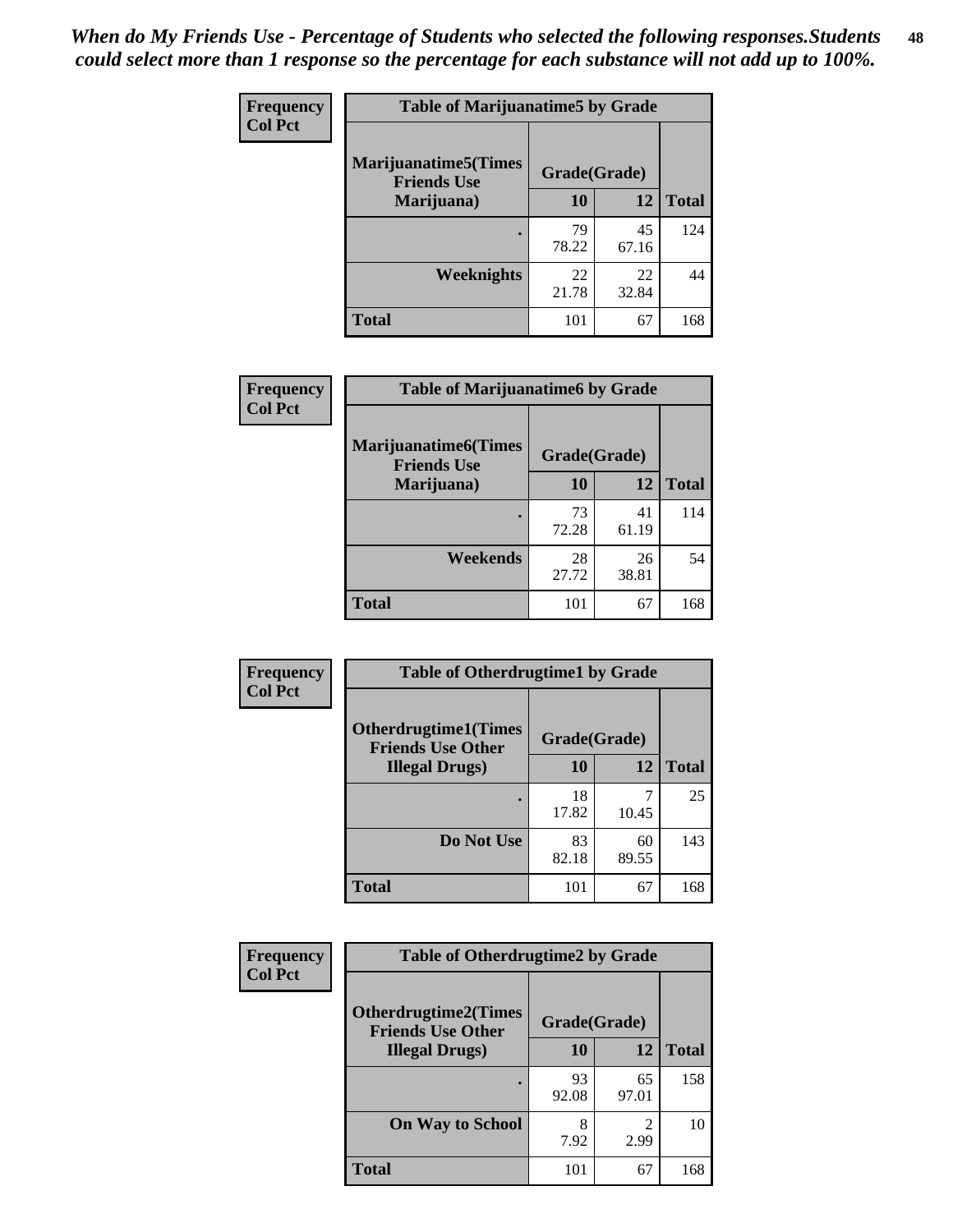*When do My Friends Use - Percentage of Students who selected the following responses.Students could select more than 1 response so the percentage for each substance will not add up to 100%.*

| Frequency Col Pct | Table of Marijuanatime5 by Grade | | |
|---|---|---|---|
| Marijuanatime5(Times Friends Use Marijuana) | Grade(Grade) | | |
| | 10 | 12 | Total |
| . | 79<br>78.22 | 45<br>67.16 | 124 |
| Weeknights | 22<br>21.78 | 22<br>32.84 | 44 |
| Total | 101 | 67 | 168 |

| Frequency Col Pct | Table of Marijuanatime6 by Grade | | |
|---|---|---|---|
| Marijuanatime6(Times Friends Use Marijuana) | Grade(Grade) | | |
| | 10 | 12 | Total |
| . | 73<br>72.28 | 41<br>61.19 | 114 |
| Weekends | 28<br>27.72 | 26<br>38.81 | 54 |
| Total | 101 | 67 | 168 |

| Frequency Col Pct | Table of Otherdrugtime1 by Grade | | |
|---|---|---|---|
| Otherdrugtime1(Times Friends Use Other Illegal Drugs) | Grade(Grade) | | |
| | 10 | 12 | Total |
| . | 18<br>17.82 | 7<br>10.45 | 25 |
| Do Not Use | 83<br>82.18 | 60<br>89.55 | 143 |
| Total | 101 | 67 | 168 |

| Frequency Col Pct | Table of Otherdrugtime2 by Grade | | |
|---|---|---|---|
| Otherdrugtime2(Times Friends Use Other Illegal Drugs) | Grade(Grade) | | |
| | 10 | 12 | Total |
| . | 93<br>92.08 | 65<br>97.01 | 158 |
| On Way to School | 8<br>7.92 | 2<br>2.99 | 10 |
| Total | 101 | 67 | 168 |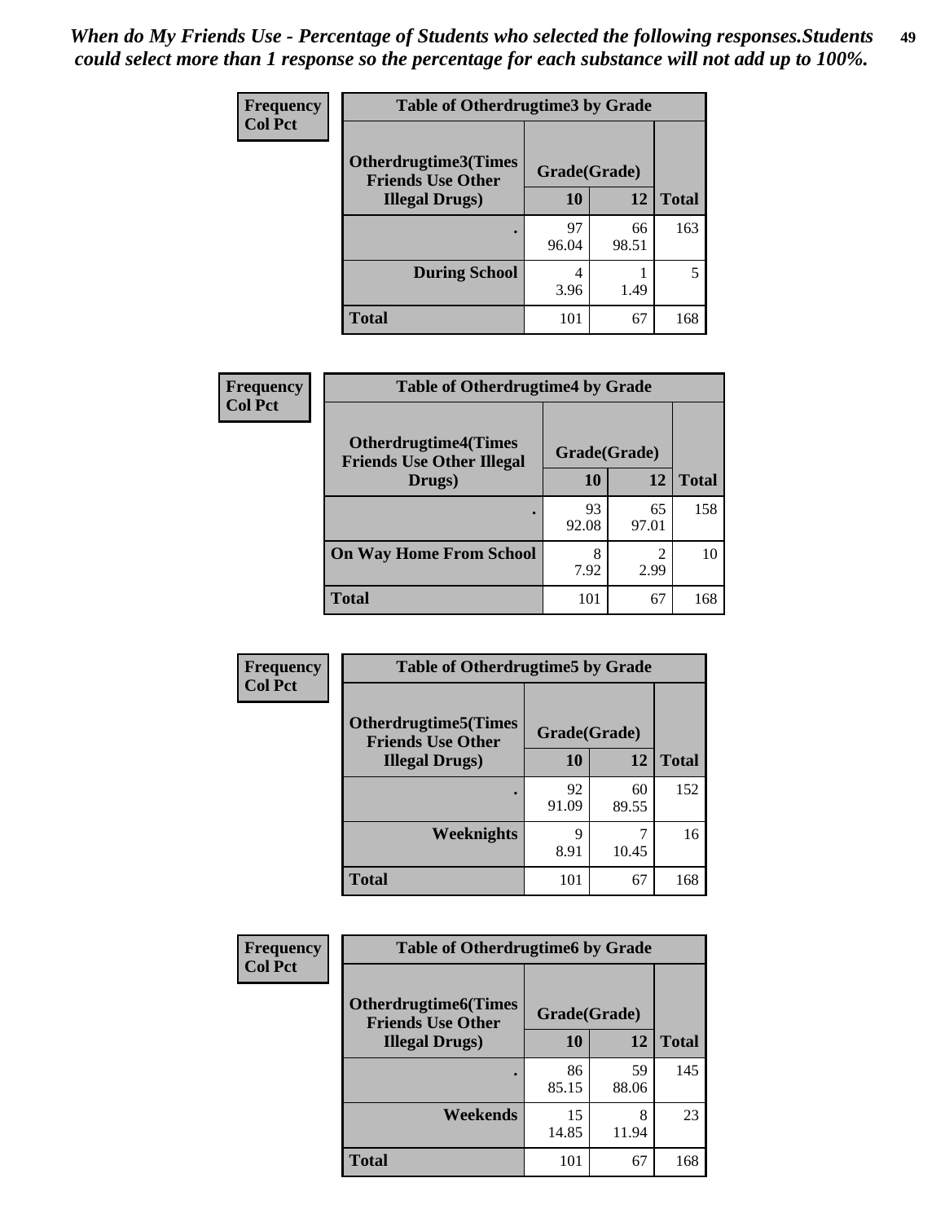*When do My Friends Use - Percentage of Students who selected the following responses.Students could select more than 1 response so the percentage for each substance will not add up to 100%.*

**Frequency**
**Col Pct**

| Table of Otherdrugtime3 by Grade | | | |
|---|---|---|---|
| **Otherdrugtime3(Times Friends Use Other Illegal Drugs)** | **Grade(Grade)** | | |
| | **10** | **12** | **Total** |
| **.** | 97<br>96.04 | 66<br>98.51 | 163 |
| **During School** | 4<br>3.96 | 1<br>1.49 | 5 |
| **Total** | 101 | 67 | 168 |

**Frequency**
**Col Pct**

| Table of Otherdrugtime4 by Grade | | | |
|---|---|---|---|
| **Otherdrugtime4(Times Friends Use Other Illegal Drugs)** | **Grade(Grade)** | | |
| | **10** | **12** | **Total** |
| **.** | 93<br>92.08 | 65<br>97.01 | 158 |
| **On Way Home From School** | 8<br>7.92 | 2<br>2.99 | 10 |
| **Total** | 101 | 67 | 168 |

**Frequency**
**Col Pct**

| Table of Otherdrugtime5 by Grade | | | |
|---|---|---|---|
| **Otherdrugtime5(Times Friends Use Other Illegal Drugs)** | **Grade(Grade)** | | |
| | **10** | **12** | **Total** |
| **.** | 92<br>91.09 | 60<br>89.55 | 152 |
| **Weeknights** | 9<br>8.91 | 7<br>10.45 | 16 |
| **Total** | 101 | 67 | 168 |

**Frequency**
**Col Pct**

| Table of Otherdrugtime6 by Grade | | | |
|---|---|---|---|
| **Otherdrugtime6(Times Friends Use Other Illegal Drugs)** | **Grade(Grade)** | | |
| | **10** | **12** | **Total** |
| **.** | 86<br>85.15 | 59<br>88.06 | 145 |
| **Weekends** | 15<br>14.85 | 8<br>11.94 | 23 |
| **Total** | 101 | 67 | 168 |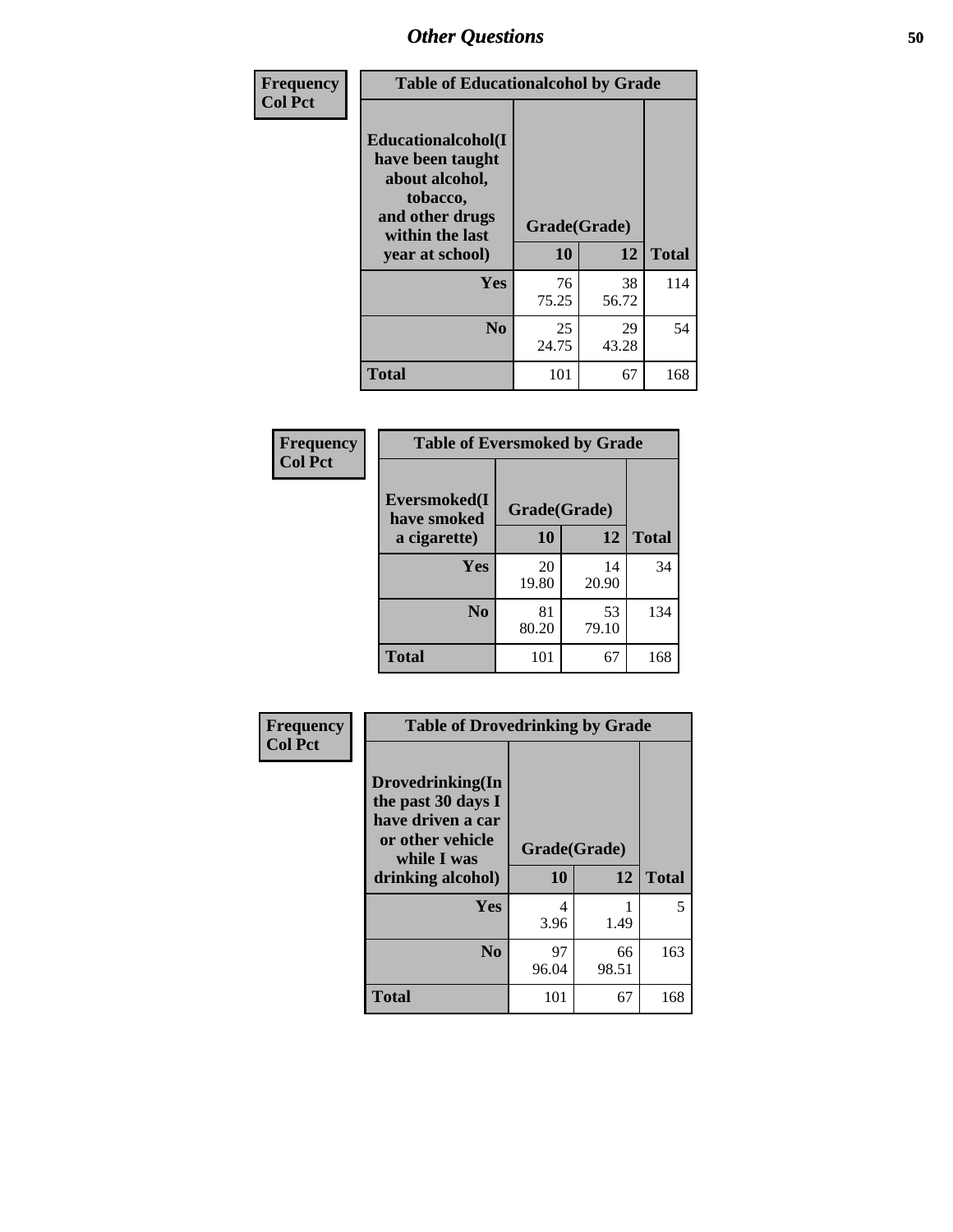# Other Questions

**Frequency**
**Col Pct**

| Table of Educationalcohol by Grade | | | |
|---|---|---|---|
| Educationalcohol(I have been taught about alcohol, tobacco, and other drugs within the last year at school) | Grade(Grade) | | |
| | 10 | 12 | Total |
| Yes | 76<br>75.25 | 38<br>56.72 | 114 |
| No | 25<br>24.75 | 29<br>43.28 | 54 |
| Total | 101 | 67 | 168 |

**Frequency**
**Col Pct**

| Table of Eversmoked by Grade | | | |
|---|---|---|---|
| Eversmoked(I have smoked a cigarette) | Grade(Grade) | | |
| | 10 | 12 | Total |
| Yes | 20<br>19.80 | 14<br>20.90 | 34 |
| No | 81<br>80.20 | 53<br>79.10 | 134 |
| Total | 101 | 67 | 168 |

**Frequency**
**Col Pct**

| Table of Drovedrinking by Grade | | | |
|---|---|---|---|
| Drovedrinking(In the past 30 days I have driven a car or other vehicle while I was drinking alcohol) | Grade(Grade) | | |
| | 10 | 12 | Total |
| Yes | 4<br>3.96 | 1<br>1.49 | 5 |
| No | 97<br>96.04 | 66<br>98.51 | 163 |
| Total | 101 | 67 | 168 |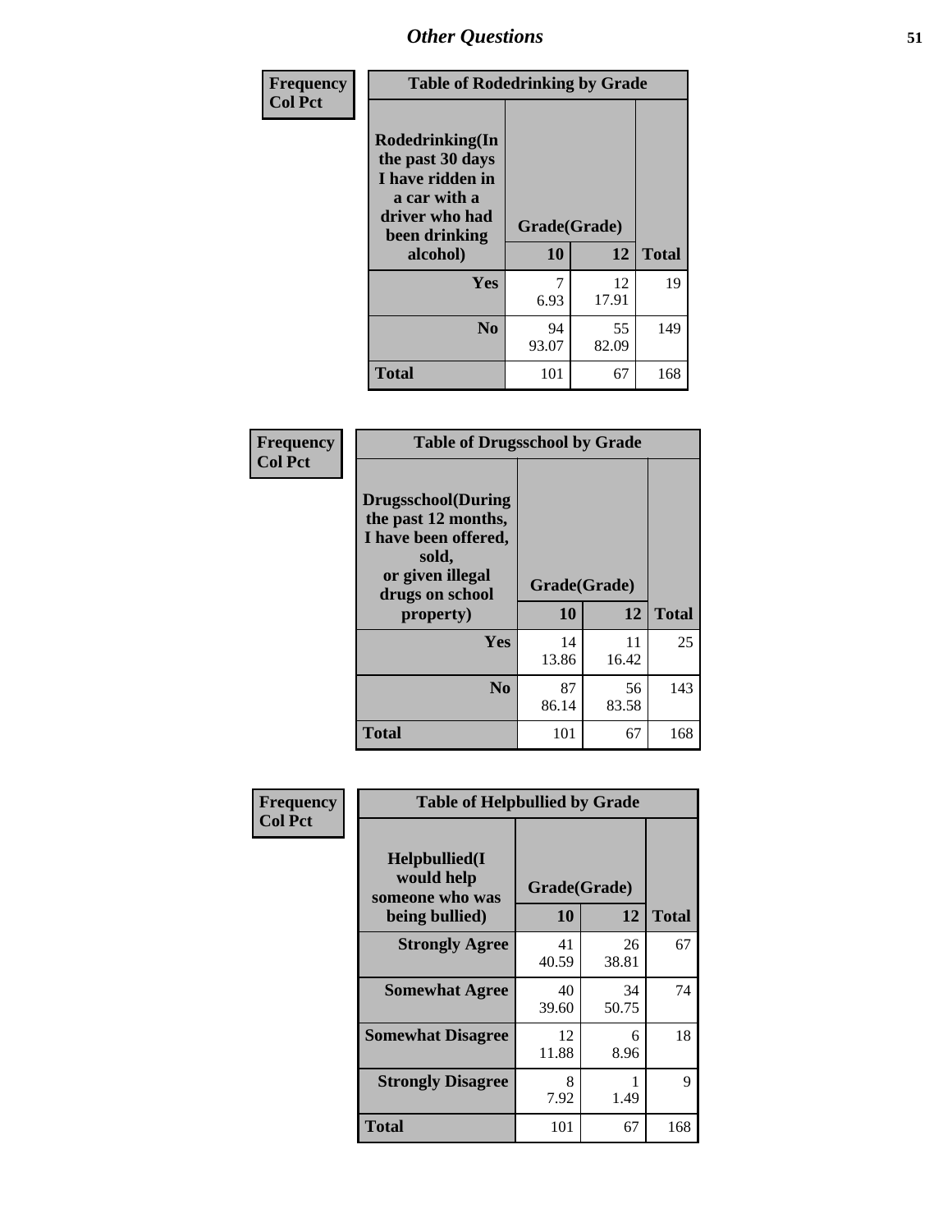## Other Questions

**Frequency**
**Col Pct**

| Table of Rodedrinking by Grade | | | |
|---|---|---|---|
| Rodedrinking(In the past 30 days I have ridden in a car with a driver who had been drinking alcohol) | Grade(Grade) | | |
| | 10 | 12 | Total |
| Yes | 7<br>6.93 | 12<br>17.91 | 19 |
| No | 94<br>93.07 | 55<br>82.09 | 149 |
| Total | 101 | 67 | 168 |

**Frequency**
**Col Pct**

| Table of Drugsschool by Grade | | | |
|---|---|---|---|
| Drugsschool(During the past 12 months, I have been offered, sold, or given illegal drugs on school property) | Grade(Grade) | | |
| | 10 | 12 | Total |
| Yes | 14<br>13.86 | 11<br>16.42 | 25 |
| No | 87<br>86.14 | 56<br>83.58 | 143 |
| Total | 101 | 67 | 168 |

**Frequency**
**Col Pct**

| Table of Helpbullied by Grade | | | |
|---|---|---|---|
| Helpbullied(I would help someone who was being bullied) | Grade(Grade) | | |
| | 10 | 12 | Total |
| Strongly Agree | 41<br>40.59 | 26<br>38.81 | 67 |
| Somewhat Agree | 40<br>39.60 | 34<br>50.75 | 74 |
| Somewhat Disagree | 12<br>11.88 | 6<br>8.96 | 18 |
| Strongly Disagree | 8<br>7.92 | 1<br>1.49 | 9 |
| Total | 101 | 67 | 168 |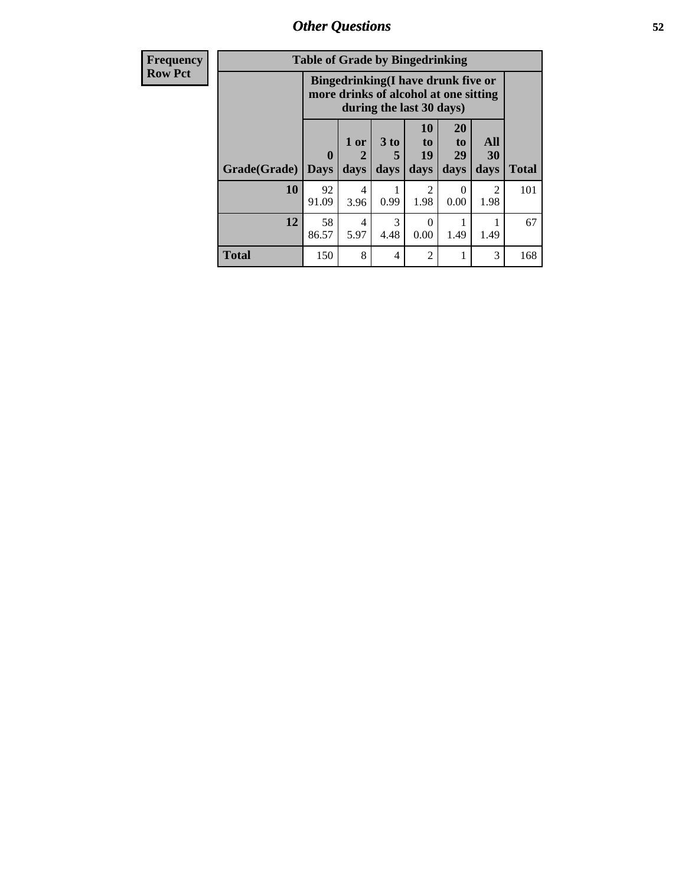| Frequency<br>Row Pct | Table of Grade by Bingedrinking | | | | | | |
|---|---|---|---|---|---|---|---|
| | Bingedrinking(I have drunk five or more drinks of alcohol at one sitting during the last 30 days) | | | | | | |
| Grade(Grade) | 0 Days | 1 or 2 days | 3 to 5 days | 10 to 19 days | 20 to 29 days | All 30 days | Total |
| 10 | 92<br>91.09 | 4<br>3.96 | 1<br>0.99 | 2<br>1.98 | 0<br>0.00 | 2<br>1.98 | 101 |
| 12 | 58<br>86.57 | 4<br>5.97 | 3<br>4.48 | 0<br>0.00 | 1<br>1.49 | 1<br>1.49 | 67 |
| Total | 150 | 8 | 4 | 2 | 1 | 3 | 168 |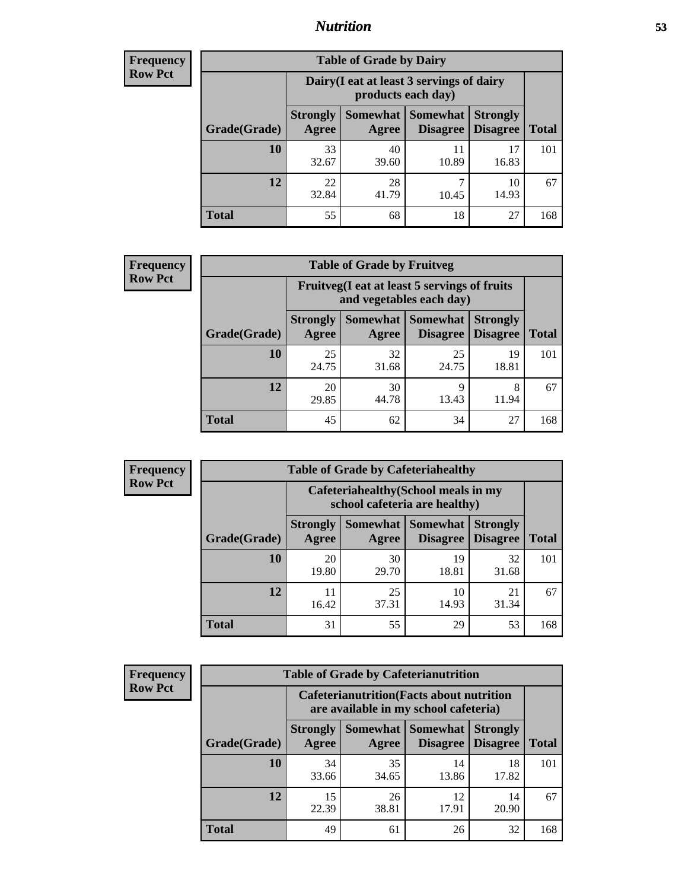| Frequency<br>Row Pct |
|---|

| Table of Grade by Dairy | | | | | |
|---|---|---|---|---|---|
| | Dairy(I eat at least 3 servings of dairy products each day) | | | | |
| Grade(Grade) | Strongly Agree | Somewhat Agree | Somewhat Disagree | Strongly Disagree | Total |
| 10 | 33<br>32.67 | 40<br>39.60 | 11<br>10.89 | 17<br>16.83 | 101 |
| 12 | 22<br>32.84 | 28<br>41.79 | 7<br>10.45 | 10<br>14.93 | 67 |
| Total | 55 | 68 | 18 | 27 | 168 |

| Frequency<br>Row Pct |
|---|

| Table of Grade by Fruitveg | | | | | |
|---|---|---|---|---|---|
| | Fruitveg(I eat at least 5 servings of fruits and vegetables each day) | | | | |
| Grade(Grade) | Strongly Agree | Somewhat Agree | Somewhat Disagree | Strongly Disagree | Total |
| 10 | 25<br>24.75 | 32<br>31.68 | 25<br>24.75 | 19<br>18.81 | 101 |
| 12 | 20<br>29.85 | 30<br>44.78 | 9<br>13.43 | 8<br>11.94 | 67 |
| Total | 45 | 62 | 34 | 27 | 168 |

| Frequency<br>Row Pct |
|---|

| Table of Grade by Cafeteriahealthy | | | | | |
|---|---|---|---|---|---|
| | Cafeteriahealthy(School meals in my school cafeteria are healthy) | | | | |
| Grade(Grade) | Strongly Agree | Somewhat Agree | Somewhat Disagree | Strongly Disagree | Total |
| 10 | 20<br>19.80 | 30<br>29.70 | 19<br>18.81 | 32<br>31.68 | 101 |
| 12 | 11<br>16.42 | 25<br>37.31 | 10<br>14.93 | 21<br>31.34 | 67 |
| Total | 31 | 55 | 29 | 53 | 168 |

| Frequency<br>Row Pct |
|---|

| Table of Grade by Cafeterianutrition | | | | | |
|---|---|---|---|---|---|
| | Cafeterianutrition(Facts about nutrition are available in my school cafeteria) | | | | |
| Grade(Grade) | Strongly Agree | Somewhat Agree | Somewhat Disagree | Strongly Disagree | Total |
| 10 | 34<br>33.66 | 35<br>34.65 | 14<br>13.86 | 18<br>17.82 | 101 |
| 12 | 15<br>22.39 | 26<br>38.81 | 12<br>17.91 | 14<br>20.90 | 67 |
| Total | 49 | 61 | 26 | 32 | 168 |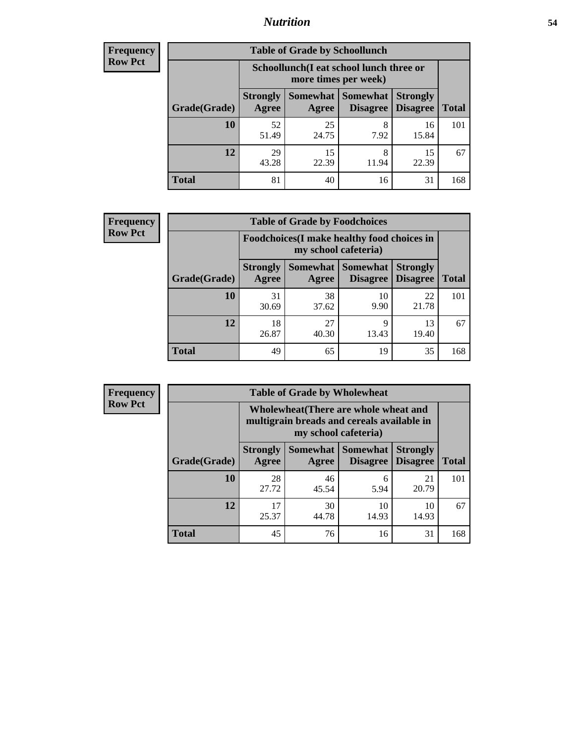## Nutrition

**Frequency**
**Row Pct**

| Table of Grade by Schoollunch | | | | | |
|---|---|---|---|---|---|
| | Schoollunch(I eat school lunch three or more times per week) | | | | |
| Grade(Grade) | Strongly Agree | Somewhat Agree | Somewhat Disagree | Strongly Disagree | Total |
| **10** | 52<br>51.49 | 25<br>24.75 | 8<br>7.92 | 16<br>15.84 | 101 |
| **12** | 29<br>43.28 | 15<br>22.39 | 8<br>11.94 | 15<br>22.39 | 67 |
| **Total** | 81 | 40 | 16 | 31 | 168 |

**Frequency**
**Row Pct**

| Table of Grade by Foodchoices | | | | | |
|---|---|---|---|---|---|
| | Foodchoices(I make healthy food choices in my school cafeteria) | | | | |
| Grade(Grade) | Strongly Agree | Somewhat Agree | Somewhat Disagree | Strongly Disagree | Total |
| **10** | 31<br>30.69 | 38<br>37.62 | 10<br>9.90 | 22<br>21.78 | 101 |
| **12** | 18<br>26.87 | 27<br>40.30 | 9<br>13.43 | 13<br>19.40 | 67 |
| **Total** | 49 | 65 | 19 | 35 | 168 |

**Frequency**
**Row Pct**

| Table of Grade by Wholewheat | | | | | |
|---|---|---|---|---|---|
| | Wholewheat(There are whole wheat and multigrain breads and cereals available in my school cafeteria) | | | | |
| Grade(Grade) | Strongly Agree | Somewhat Agree | Somewhat Disagree | Strongly Disagree | Total |
| **10** | 28<br>27.72 | 46<br>45.54 | 6<br>5.94 | 21<br>20.79 | 101 |
| **12** | 17<br>25.37 | 30<br>44.78 | 10<br>14.93 | 10<br>14.93 | 67 |
| **Total** | 45 | 76 | 16 | 31 | 168 |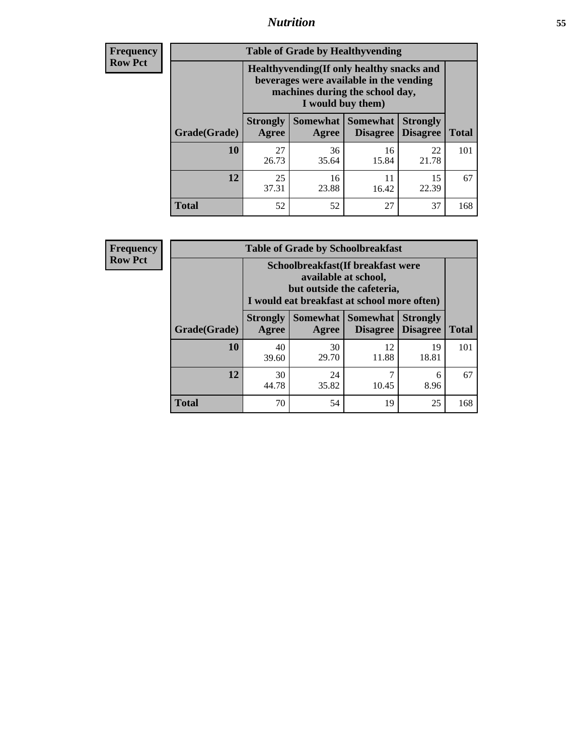## Nutrition

**Frequency**
**Row Pct**

**Table of Grade by Healthyvending**

| Grade(Grade) | Healthyvending(If only healthy snacks and beverages were available in the vending machines during the school day, I would buy them) | | | | Total |
|---|---|---|---|---|---|
| | Strongly Agree | Somewhat Agree | Somewhat Disagree | Strongly Disagree | |
| **10** | 27<br>26.73 | 36<br>35.64 | 16<br>15.84 | 22<br>21.78 | 101 |
| **12** | 25<br>37.31 | 16<br>23.88 | 11<br>16.42 | 15<br>22.39 | 67 |
| **Total** | 52 | 52 | 27 | 37 | 168 |

**Frequency**
**Row Pct**

**Table of Grade by Schoolbreakfast**

| Grade(Grade) | Schoolbreakfast(If breakfast were available at school, but outside the cafeteria, I would eat breakfast at school more often) | | | | Total |
|---|---|---|---|---|---|
| | Strongly Agree | Somewhat Agree | Somewhat Disagree | Strongly Disagree | |
| **10** | 40<br>39.60 | 30<br>29.70 | 12<br>11.88 | 19<br>18.81 | 101 |
| **12** | 30<br>44.78 | 24<br>35.82 | 7<br>10.45 | 6<br>8.96 | 67 |
| **Total** | 70 | 54 | 19 | 25 | 168 |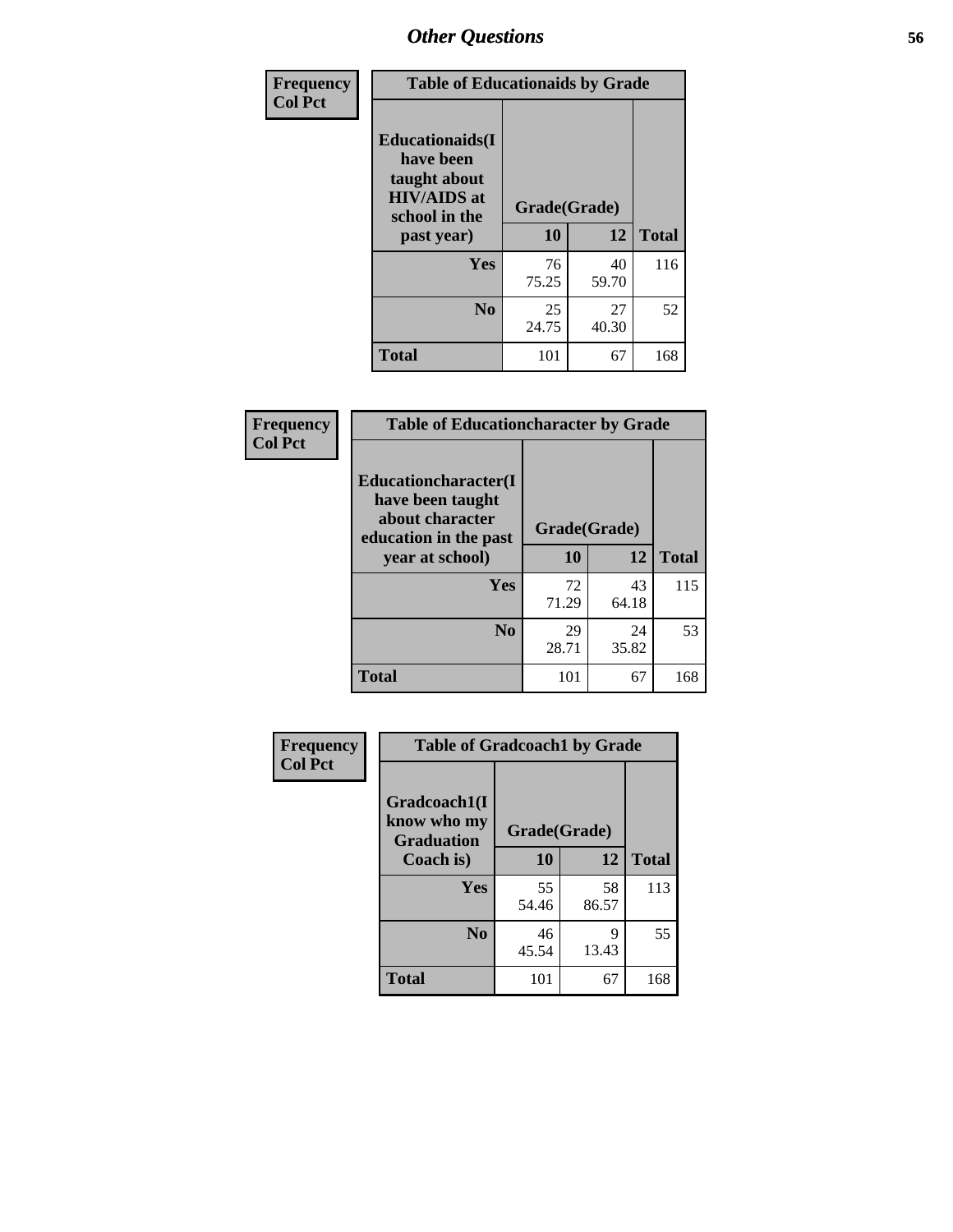## Other Questions

**Frequency**
**Col Pct**

| Table of Educationaids by Grade | | | |
|---|---|---|---|
| **Educationaids(I have been taught about HIV/AIDS at school in the past year)** | **Grade(Grade)** | | |
| | **10** | **12** | **Total** |
| **Yes** | 76<br>75.25 | 40<br>59.70 | 116 |
| **No** | 25<br>24.75 | 27<br>40.30 | 52 |
| **Total** | 101 | 67 | 168 |

**Frequency**
**Col Pct**

| Table of Educationcharacter by Grade | | | |
|---|---|---|---|
| **Educationcharacter(I have been taught about character education in the past year at school)** | **Grade(Grade)** | | |
| | **10** | **12** | **Total** |
| **Yes** | 72<br>71.29 | 43<br>64.18 | 115 |
| **No** | 29<br>28.71 | 24<br>35.82 | 53 |
| **Total** | 101 | 67 | 168 |

**Frequency**
**Col Pct**

| Table of Gradcoach1 by Grade | | | |
|---|---|---|---|
| **Gradcoach1(I know who my Graduation Coach is)** | **Grade(Grade)** | | |
| | **10** | **12** | **Total** |
| **Yes** | 55<br>54.46 | 58<br>86.57 | 113 |
| **No** | 46<br>45.54 | 9<br>13.43 | 55 |
| **Total** | 101 | 67 | 168 |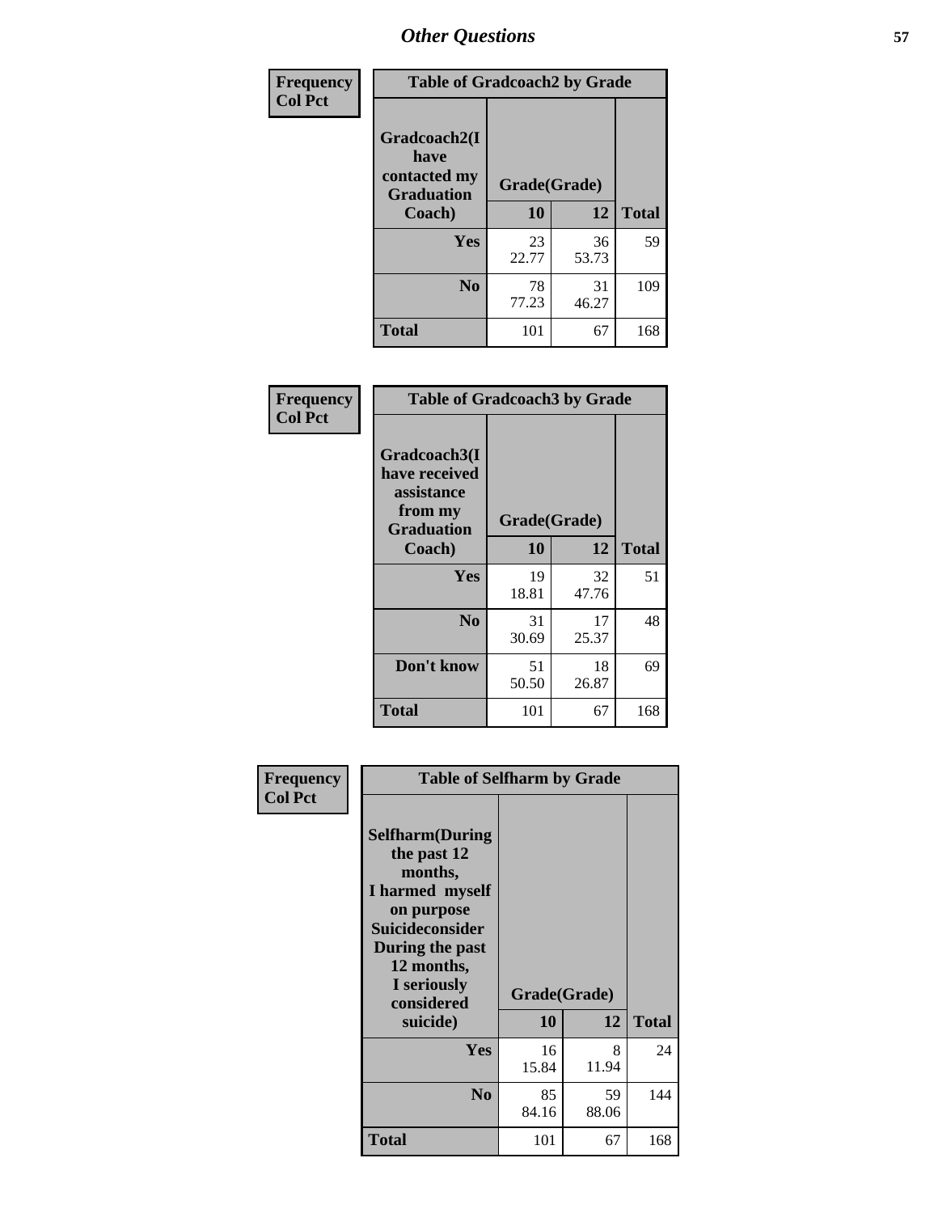| Frequency<br>Col Pct | Table of Gradcoach2 by Grade | | |
|---|---|---|---|
| Gradcoach2(I have contacted my Graduation Coach) | Grade(Grade) | | |
| | 10 | 12 | Total |
| Yes | 23<br>22.77 | 36<br>53.73 | 59 |
| No | 78<br>77.23 | 31<br>46.27 | 109 |
| Total | 101 | 67 | 168 |

| Frequency<br>Col Pct | Table of Gradcoach3 by Grade | | |
|---|---|---|---|
| Gradcoach3(I have received assistance from my Graduation Coach) | Grade(Grade) | | |
| | 10 | 12 | Total |
| Yes | 19<br>18.81 | 32<br>47.76 | 51 |
| No | 31<br>30.69 | 17<br>25.37 | 48 |
| Don't know | 51<br>50.50 | 18<br>26.87 | 69 |
| Total | 101 | 67 | 168 |

| Frequency<br>Col Pct | Table of Selfharm by Grade | | |
|---|---|---|---|
| Selfharm(During the past 12 months, I harmed myself on purpose Suicideconsider During the past 12 months, I seriously considered suicide) | Grade(Grade) | | |
| | 10 | 12 | Total |
| Yes | 16<br>15.84 | 8<br>11.94 | 24 |
| No | 85<br>84.16 | 59<br>88.06 | 144 |
| Total | 101 | 67 | 168 |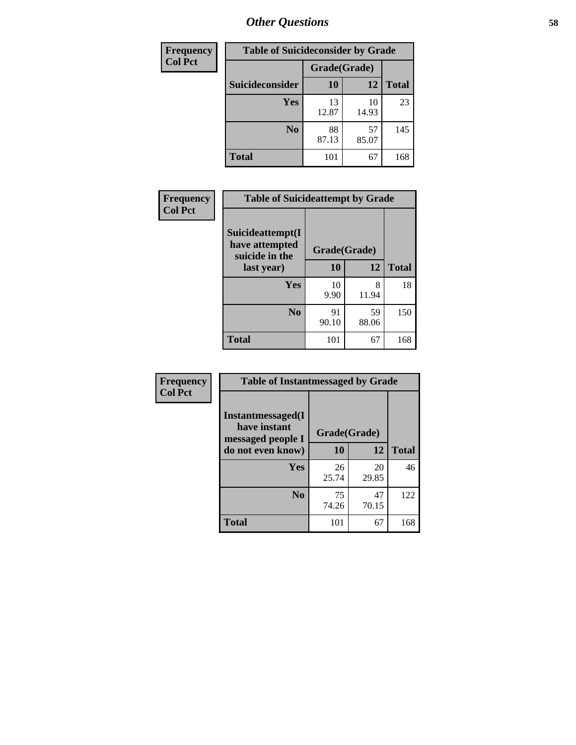# Other Questions

| Frequency Col Pct | Table of Suicideconsider by Grade | | |
|---|---|---|---|
| | Grade(Grade) | | |
| Suicideconsider | 10 | 12 | Total |
| Yes | 13 12.87 | 10 14.93 | 23 |
| No | 88 87.13 | 57 85.07 | 145 |
| Total | 101 | 67 | 168 |

| Frequency Col Pct | Table of Suicideattempt by Grade | | |
|---|---|---|---|
| Suicideattempt(I have attempted suicide in the last year) | Grade(Grade) | | |
| | 10 | 12 | Total |
| Yes | 10 9.90 | 8 11.94 | 18 |
| No | 91 90.10 | 59 88.06 | 150 |
| Total | 101 | 67 | 168 |

| Frequency Col Pct | Table of Instantmessaged by Grade | | |
|---|---|---|---|
| Instantmessaged(I have instant messaged people I do not even know) | Grade(Grade) | | |
| | 10 | 12 | Total |
| Yes | 26 25.74 | 20 29.85 | 46 |
| No | 75 74.26 | 47 70.15 | 122 |
| Total | 101 | 67 | 168 |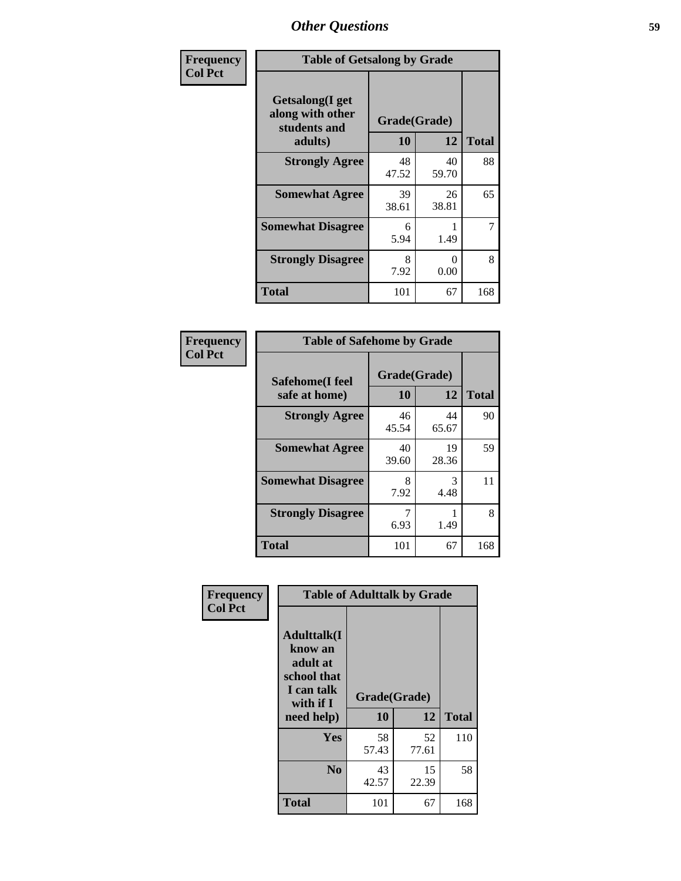# Other Questions

**Frequency**
**Col Pct**

| Table of Getsalong by Grade | | | |
|---|---|---|---|
| **Getsalong(I get along with other students and adults)** | **Grade(Grade)** | | |
| | **10** | **12** | **Total** |
| **Strongly Agree** | 48<br>47.52 | 40<br>59.70 | 88 |
| **Somewhat Agree** | 39<br>38.61 | 26<br>38.81 | 65 |
| **Somewhat Disagree** | 6<br>5.94 | 1<br>1.49 | 7 |
| **Strongly Disagree** | 8<br>7.92 | 0<br>0.00 | 8 |
| **Total** | 101 | 67 | 168 |

**Frequency**
**Col Pct**

| Table of Safehome by Grade | | | |
|---|---|---|---|
| **Safehome(I feel safe at home)** | **Grade(Grade)** | | |
| | **10** | **12** | **Total** |
| **Strongly Agree** | 46<br>45.54 | 44<br>65.67 | 90 |
| **Somewhat Agree** | 40<br>39.60 | 19<br>28.36 | 59 |
| **Somewhat Disagree** | 8<br>7.92 | 3<br>4.48 | 11 |
| **Strongly Disagree** | 7<br>6.93 | 1<br>1.49 | 8 |
| **Total** | 101 | 67 | 168 |

**Frequency**
**Col Pct**

| Table of Adulttalk by Grade | | | |
|---|---|---|---|
| **Adulttalk(I know an adult at school that I can talk with if I need help)** | **Grade(Grade)** | | |
| | **10** | **12** | **Total** |
| **Yes** | 58<br>57.43 | 52<br>77.61 | 110 |
| **No** | 43<br>42.57 | 15<br>22.39 | 58 |
| **Total** | 101 | 67 | 168 |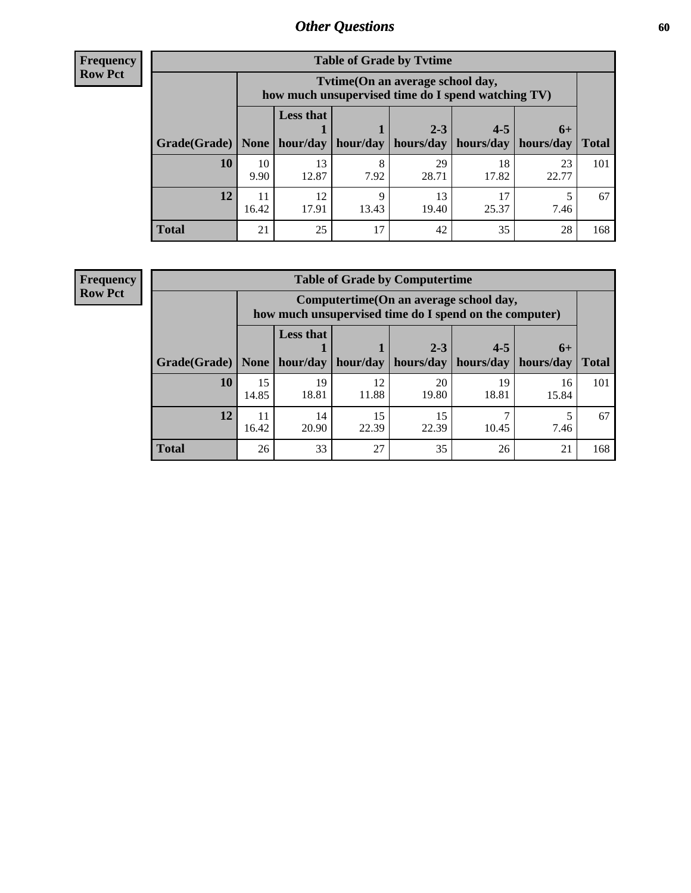**Frequency**
**Row Pct**

| Table of Grade by Tvtime | | | | | | | |
|---|---|---|---|---|---|---|---|
| | Tvtime(On an average school day, how much unsupervised time do I spend watching TV) | | | | | | |
| Grade(Grade) | None | Less that 1 hour/day | 1 hour/day | 2-3 hours/day | 4-5 hours/day | 6+ hours/day | Total |
| **10** | 10<br>9.90 | 13<br>12.87 | 8<br>7.92 | 29<br>28.71 | 18<br>17.82 | 23<br>22.77 | 101 |
| **12** | 11<br>16.42 | 12<br>17.91 | 9<br>13.43 | 13<br>19.40 | 17<br>25.37 | 5<br>7.46 | 67 |
| **Total** | 21 | 25 | 17 | 42 | 35 | 28 | 168 |

**Frequency**
**Row Pct**

| Table of Grade by Computertime | | | | | | | |
|---|---|---|---|---|---|---|---|
| | Computertime(On an average school day, how much unsupervised time do I spend on the computer) | | | | | | |
| Grade(Grade) | None | Less that 1 hour/day | 1 hour/day | 2-3 hours/day | 4-5 hours/day | 6+ hours/day | Total |
| **10** | 15<br>14.85 | 19<br>18.81 | 12<br>11.88 | 20<br>19.80 | 19<br>18.81 | 16<br>15.84 | 101 |
| **12** | 11<br>16.42 | 14<br>20.90 | 15<br>22.39 | 15<br>22.39 | 7<br>10.45 | 5<br>7.46 | 67 |
| **Total** | 26 | 33 | 27 | 35 | 26 | 21 | 168 |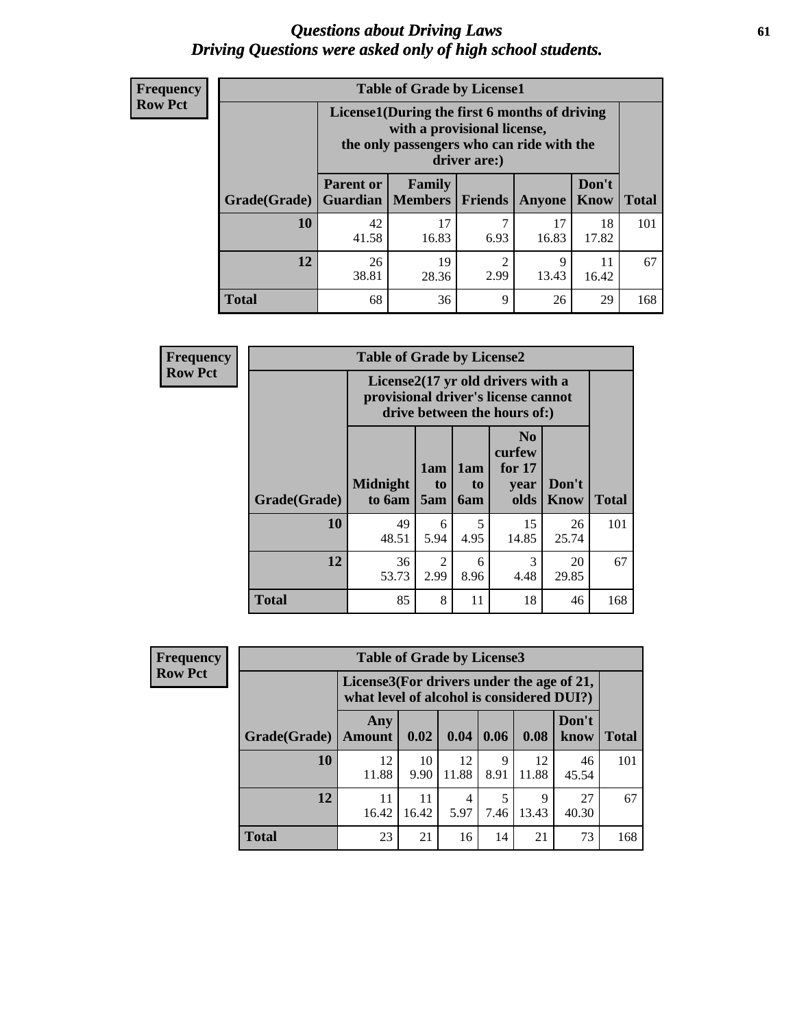# Questions about Driving Laws
## Driving Questions were asked only of high school students.

**Frequency**
**Row Pct**

| Table of Grade by License1 | | | | | | |
|---|---|---|---|---|---|---|
| | License1(During the first 6 months of driving with a provisional license, the only passengers who can ride with the driver are:) | | | | | |
| Grade(Grade) | Parent or Guardian | Family Members | Friends | Anyone | Don't Know | Total |
| 10 | 42<br>41.58 | 17<br>16.83 | 7<br>6.93 | 17<br>16.83 | 18<br>17.82 | 101 |
| 12 | 26<br>38.81 | 19<br>28.36 | 2<br>2.99 | 9<br>13.43 | 11<br>16.42 | 67 |
| Total | 68 | 36 | 9 | 26 | 29 | 168 |

**Frequency**
**Row Pct**

| Table of Grade by License2 | | | | | | |
|---|---|---|---|---|---|---|
| | License2(17 yr old drivers with a provisional driver's license cannot drive between the hours of:) | | | | | |
| Grade(Grade) | Midnight to 6am | 1am to 5am | 1am to 6am | No curfew for 17 year olds | Don't Know | Total |
| 10 | 49<br>48.51 | 6<br>5.94 | 5<br>4.95 | 15<br>14.85 | 26<br>25.74 | 101 |
| 12 | 36<br>53.73 | 2<br>2.99 | 6<br>8.96 | 3<br>4.48 | 20<br>29.85 | 67 |
| Total | 85 | 8 | 11 | 18 | 46 | 168 |

**Frequency**
**Row Pct**

| Table of Grade by License3 | | | | | | | |
|---|---|---|---|---|---|---|---|
| | License3(For drivers under the age of 21, what level of alcohol is considered DUI?) | | | | | | |
| Grade(Grade) | Any Amount | 0.02 | 0.04 | 0.06 | 0.08 | Don't know | Total |
| 10 | 12<br>11.88 | 10<br>9.90 | 12<br>11.88 | 9<br>8.91 | 12<br>11.88 | 46<br>45.54 | 101 |
| 12 | 11<br>16.42 | 11<br>16.42 | 4<br>5.97 | 5<br>7.46 | 9<br>13.43 | 27<br>40.30 | 67 |
| Total | 23 | 21 | 16 | 14 | 21 | 73 | 168 |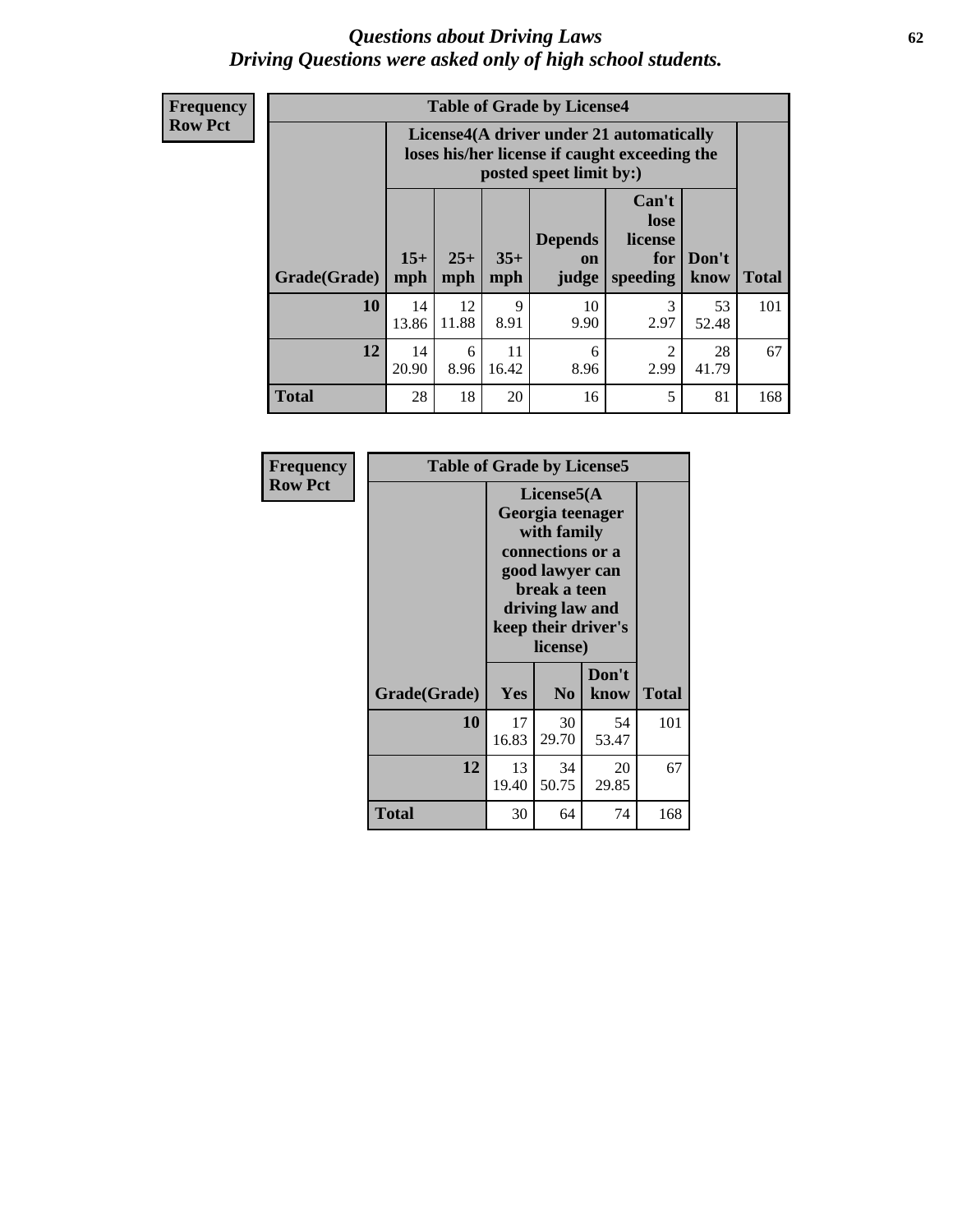# *Questions about Driving Laws*
## *Driving Questions were asked only of high school students.*

**Frequency**
**Row Pct**

**Table of Grade by License4**

| Grade(Grade) | License4(A driver under 21 automatically loses his/her license if caught exceeding the posted speet limit by:) | | | | | | Total |
|---|---|---|---|---|---|---|---|
| | 15+ mph | 25+ mph | 35+ mph | Depends on judge | Can't lose license for speeding | Don't know | |
| **10** | 14<br>13.86 | 12<br>11.88 | 9<br>8.91 | 10<br>9.90 | 3<br>2.97 | 53<br>52.48 | 101 |
| **12** | 14<br>20.90 | 6<br>8.96 | 11<br>16.42 | 6<br>8.96 | 2<br>2.99 | 28<br>41.79 | 67 |
| **Total** | 28 | 18 | 20 | 16 | 5 | 81 | 168 |

**Frequency**
**Row Pct**

**Table of Grade by License5**

| Grade(Grade) | License5(A Georgia teenager with family connections or a good lawyer can break a teen driving law and keep their driver's license) | | | Total |
|---|---|---|---|---|
| | Yes | No | Don't know | |
| **10** | 17<br>16.83 | 30<br>29.70 | 54<br>53.47 | 101 |
| **12** | 13<br>19.40 | 34<br>50.75 | 20<br>29.85 | 67 |
| **Total** | 30 | 64 | 74 | 168 |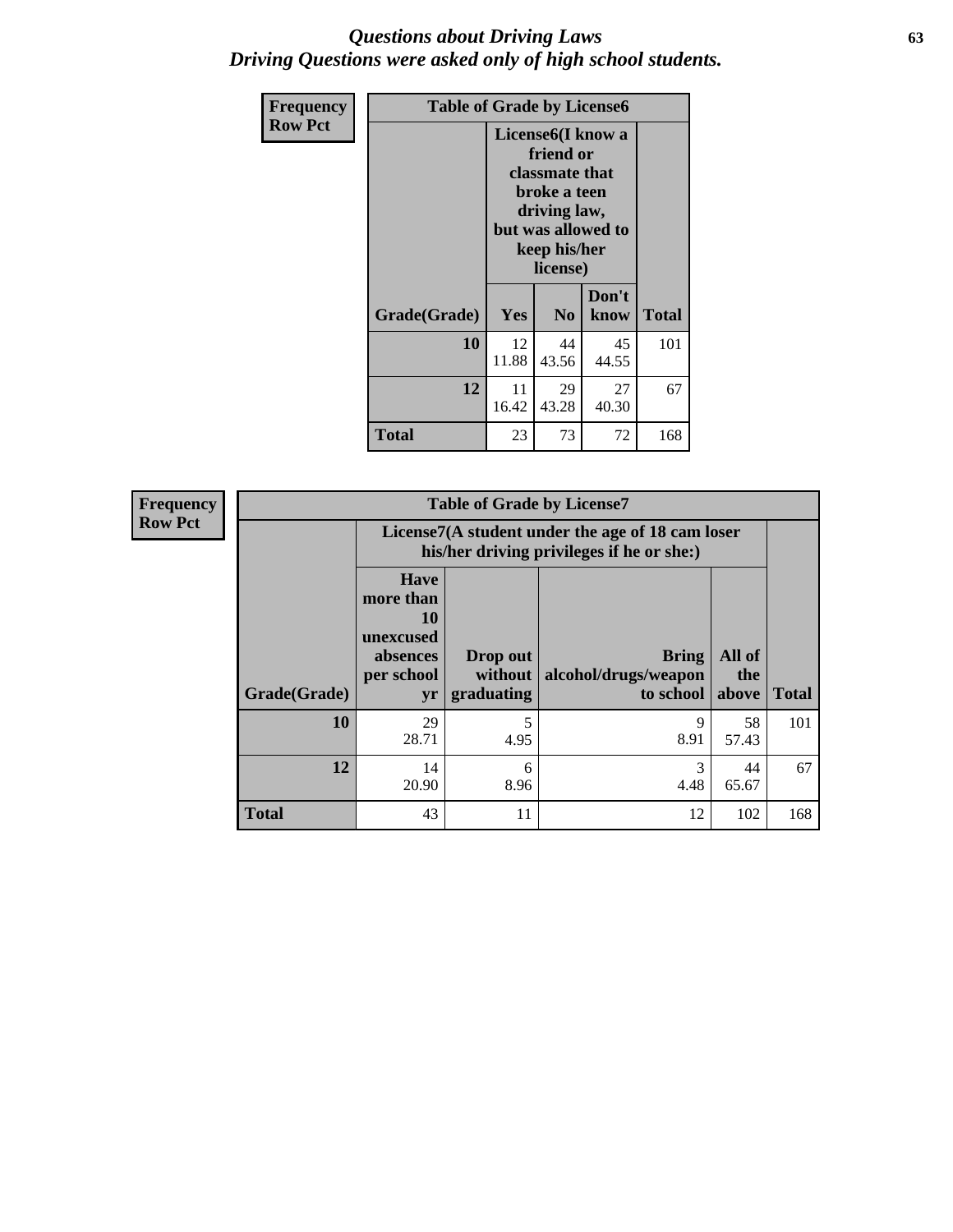# *Questions about Driving Laws*
# *Driving Questions were asked only of high school students.*

**Frequency**
**Row Pct**

**Table of Grade by License6**

| Grade(Grade) | License6(I know a friend or classmate that broke a teen driving law, but was allowed to keep his/her license) | | | Total |
|---|---|---|---|---|
| | Yes | No | Don't know | |
| **10** | 12<br>11.88 | 44<br>43.56 | 45<br>44.55 | 101 |
| **12** | 11<br>16.42 | 29<br>43.28 | 27<br>40.30 | 67 |
| **Total** | 23 | 73 | 72 | 168 |

**Frequency**
**Row Pct**

**Table of Grade by License7**

| Grade(Grade) | License7(A student under the age of 18 cam loser his/her driving privileges if he or she:) | | | | Total |
|---|---|---|---|---|---|
| | Have more than 10 unexcused absences per school yr | Drop out without graduating | Bring alcohol/drugs/weapon to school | All of the above | |
| **10** | 29<br>28.71 | 5<br>4.95 | 9<br>8.91 | 58<br>57.43 | 101 |
| **12** | 14<br>20.90 | 6<br>8.96 | 3<br>4.48 | 44<br>65.67 | 67 |
| **Total** | 43 | 11 | 12 | 102 | 168 |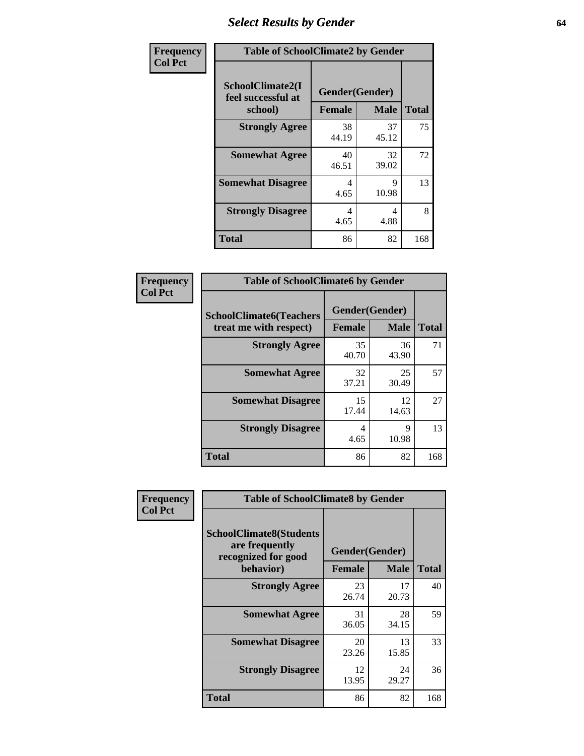## Select Results by Gender

| Frequency Col Pct | Table of SchoolClimate2 by Gender | | |
|---|---|---|---|
| SchoolClimate2(I feel successful at school) | Gender(Gender) | | |
| | Female | Male | Total |
| Strongly Agree | 38 44.19 | 37 45.12 | 75 |
| Somewhat Agree | 40 46.51 | 32 39.02 | 72 |
| Somewhat Disagree | 4 4.65 | 9 10.98 | 13 |
| Strongly Disagree | 4 4.65 | 4 4.88 | 8 |
| Total | 86 | 82 | 168 |

| Frequency Col Pct | Table of SchoolClimate6 by Gender | | |
|---|---|---|---|
| SchoolClimate6(Teachers treat me with respect) | Gender(Gender) | | |
| | Female | Male | Total |
| Strongly Agree | 35 40.70 | 36 43.90 | 71 |
| Somewhat Agree | 32 37.21 | 25 30.49 | 57 |
| Somewhat Disagree | 15 17.44 | 12 14.63 | 27 |
| Strongly Disagree | 4 4.65 | 9 10.98 | 13 |
| Total | 86 | 82 | 168 |

| Frequency Col Pct | Table of SchoolClimate8 by Gender | | |
|---|---|---|---|
| SchoolClimate8(Students are frequently recognized for good behavior) | Gender(Gender) | | |
| | Female | Male | Total |
| Strongly Agree | 23 26.74 | 17 20.73 | 40 |
| Somewhat Agree | 31 36.05 | 28 34.15 | 59 |
| Somewhat Disagree | 20 23.26 | 13 15.85 | 33 |
| Strongly Disagree | 12 13.95 | 24 29.27 | 36 |
| Total | 86 | 82 | 168 |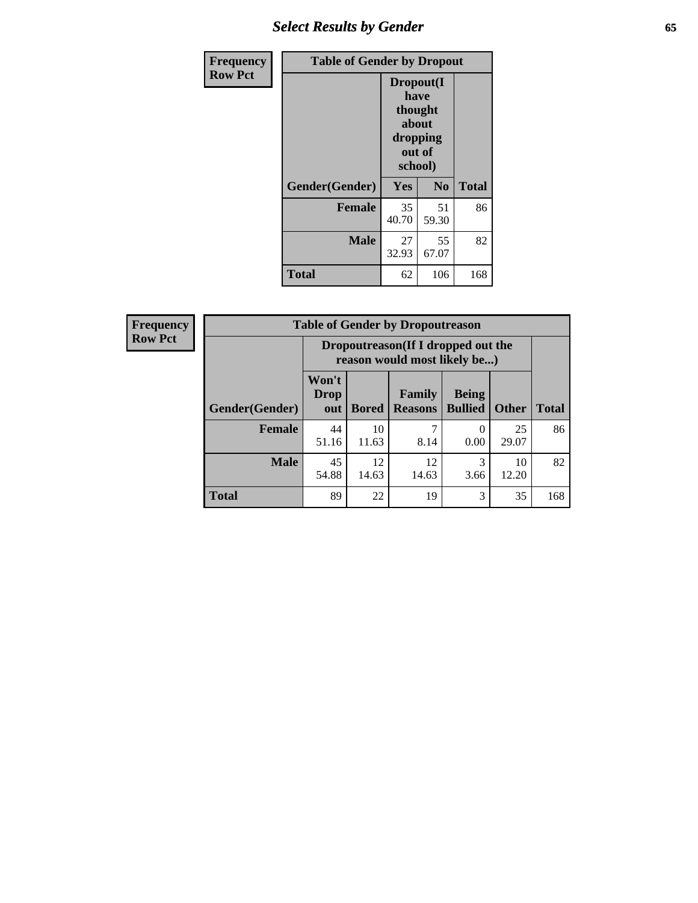| Frequency<br>Row Pct | Table of Gender by Dropout | | |
|---|---|---|---|
| | Dropout(I have thought about dropping out of school) | | |
| Gender(Gender) | Yes | No | Total |
| Female | 35<br>40.70 | 51<br>59.30 | 86 |
| Male | 27<br>32.93 | 55<br>67.07 | 82 |
| Total | 62 | 106 | 168 |

| Frequency<br>Row Pct | Table of Gender by Dropoutreason | | | | | |
|---|---|---|---|---|---|---|
| | Dropoutreason(If I dropped out the reason would most likely be...) | | | | | |
| Gender(Gender) | Won't Drop out | Bored | Family Reasons | Being Bullied | Other | Total |
| Female | 44<br>51.16 | 10<br>11.63 | 7<br>8.14 | 0<br>0.00 | 25<br>29.07 | 86 |
| Male | 45<br>54.88 | 12<br>14.63 | 12<br>14.63 | 3<br>3.66 | 10<br>12.20 | 82 |
| Total | 89 | 22 | 19 | 3 | 35 | 168 |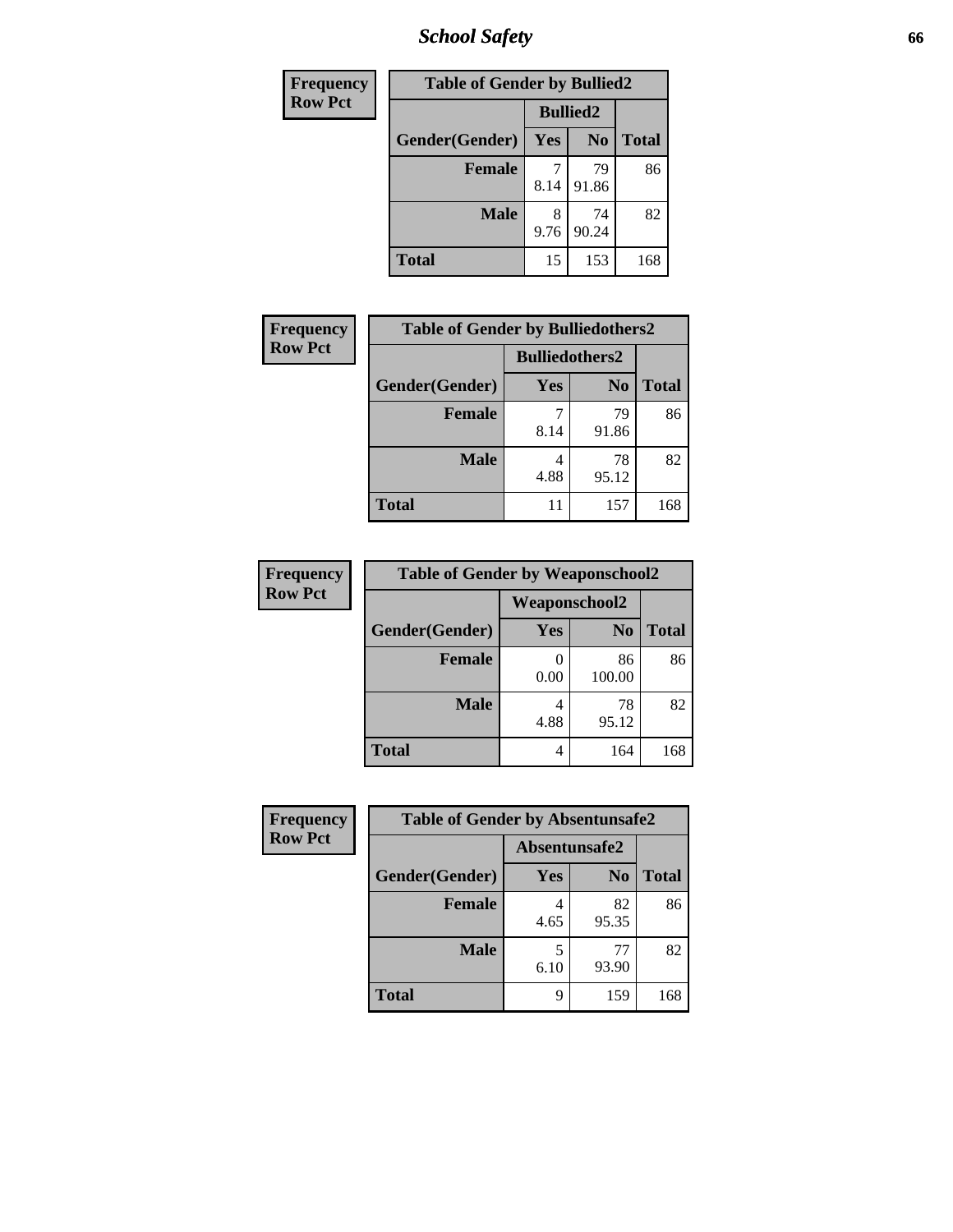## School Safety

| Frequency<br>Row Pct | | | |
|---|---|---|---|

**Table of Gender by Bullied2**

| | Bullied2 | | |
|---|---|---|---|
| Gender(Gender) | Yes | No | Total |
| Female | 7<br>8.14 | 79<br>91.86 | 86 |
| Male | 8<br>9.76 | 74<br>90.24 | 82 |
| Total | 15 | 153 | 168 |

Frequency
Row Pct

**Table of Gender by Bulliedothers2**

| | Bulliedothers2 | | |
|---|---|---|---|
| Gender(Gender) | Yes | No | Total |
| Female | 7<br>8.14 | 79<br>91.86 | 86 |
| Male | 4<br>4.88 | 78<br>95.12 | 82 |
| Total | 11 | 157 | 168 |

Frequency
Row Pct

**Table of Gender by Weaponschool2**

| | Weaponschool2 | | |
|---|---|---|---|
| Gender(Gender) | Yes | No | Total |
| Female | 0<br>0.00 | 86<br>100.00 | 86 |
| Male | 4<br>4.88 | 78<br>95.12 | 82 |
| Total | 4 | 164 | 168 |

Frequency
Row Pct

**Table of Gender by Absentunsafe2**

| | Absentunsafe2 | | |
|---|---|---|---|
| Gender(Gender) | Yes | No | Total |
| Female | 4<br>4.65 | 82<br>95.35 | 86 |
| Male | 5<br>6.10 | 77<br>93.90 | 82 |
| Total | 9 | 159 | 168 |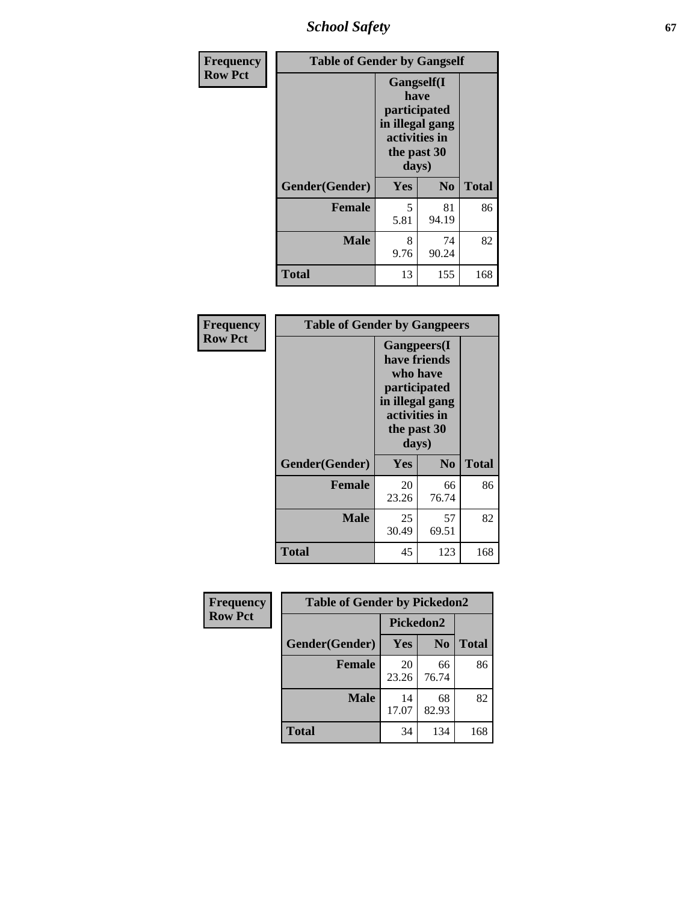| Frequency Row Pct | Table of Gender by Gangself | | |
|---|---|---|---|
| | Gangself(I have participated in illegal gang activities in the past 30 days) | | |
| Gender(Gender) | Yes | No | Total |
| Female | 5<br>5.81 | 81<br>94.19 | 86 |
| Male | 8<br>9.76 | 74<br>90.24 | 82 |
| Total | 13 | 155 | 168 |

| Frequency Row Pct | Table of Gender by Gangpeers | | |
|---|---|---|---|
| | Gangpeers(I have friends who have participated in illegal gang activities in the past 30 days) | | |
| Gender(Gender) | Yes | No | Total |
| Female | 20<br>23.26 | 66<br>76.74 | 86 |
| Male | 25<br>30.49 | 57<br>69.51 | 82 |
| Total | 45 | 123 | 168 |

| Frequency Row Pct | Table of Gender by Pickedon2 | | |
|---|---|---|---|
| | Pickedon2 | | |
| Gender(Gender) | Yes | No | Total |
| Female | 20<br>23.26 | 66<br>76.74 | 86 |
| Male | 14<br>17.07 | 68<br>82.93 | 82 |
| Total | 34 | 134 | 168 |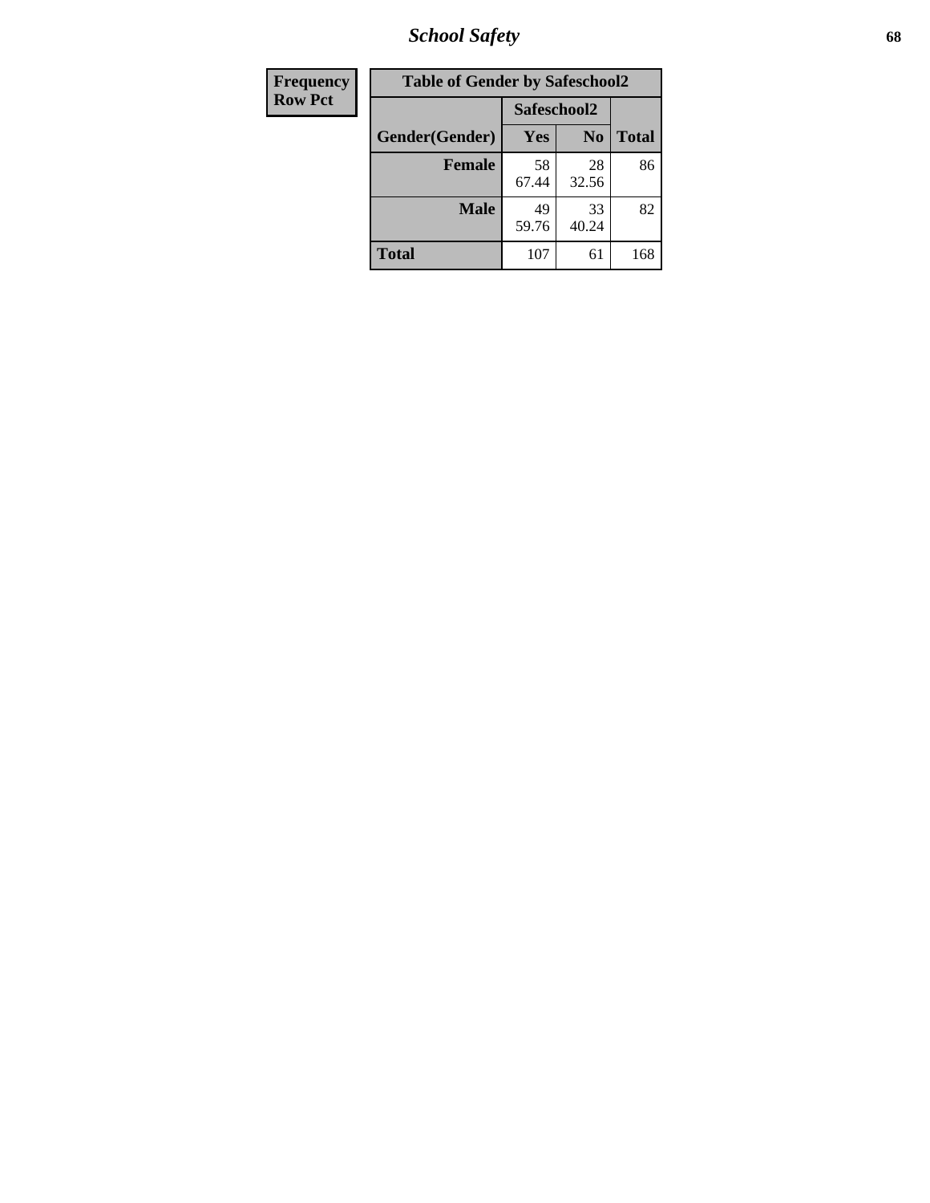# School Safety

| Frequency<br>Row Pct | Table of Gender by Safeschool2 | | | |
|---|---|---|---|---|
| | | Safeschool2 | | |
| | Gender(Gender) | Yes | No | Total |
| | Female | 58<br>67.44 | 28<br>32.56 | 86 |
| | Male | 49<br>59.76 | 33<br>40.24 | 82 |
| | Total | 107 | 61 | 168 |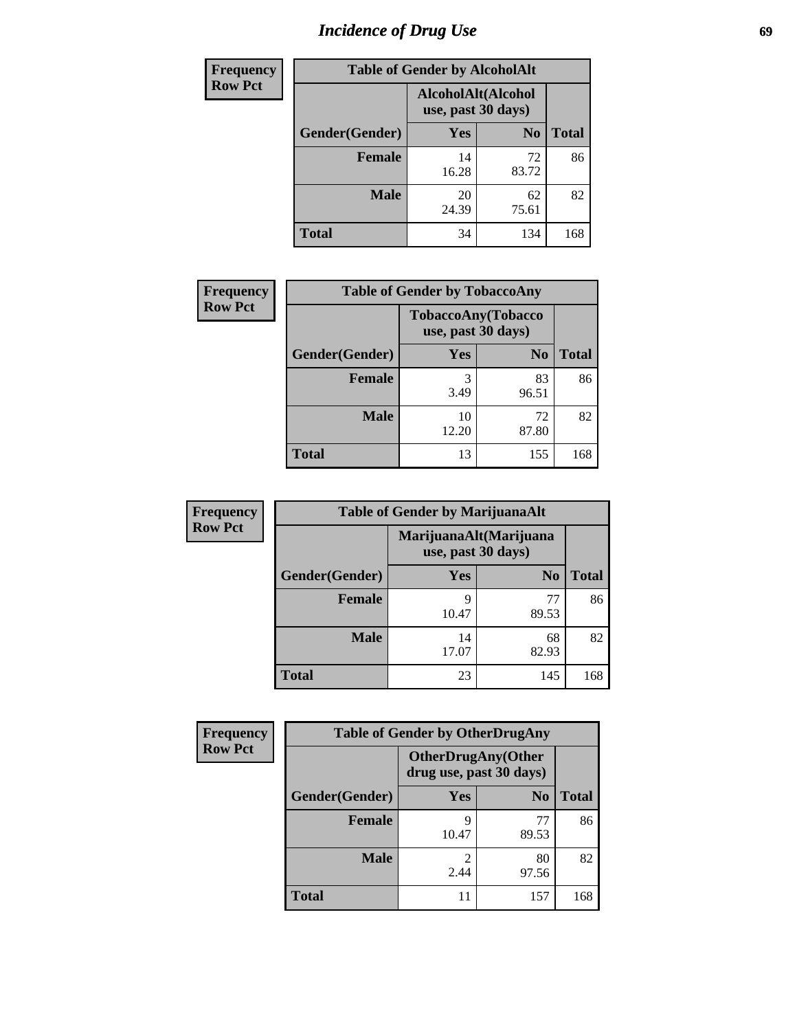# Incidence of Drug Use

| Frequency<br>Row Pct | | | |
|---|---|---|---|
| **Table of Gender by AlcoholAlt** | | | |
| | **AlcoholAlt(Alcohol use, past 30 days)** | | |
| **Gender(Gender)** | **Yes** | **No** | **Total** |
| **Female** | 14<br>16.28 | 72<br>83.72 | 86 |
| **Male** | 20<br>24.39 | 62<br>75.61 | 82 |
| **Total** | 34 | 134 | 168 |

| Frequency<br>Row Pct | | | |
|---|---|---|---|
| **Table of Gender by TobaccoAny** | | | |
| | **TobaccoAny(Tobacco use, past 30 days)** | | |
| **Gender(Gender)** | **Yes** | **No** | **Total** |
| **Female** | 3<br>3.49 | 83<br>96.51 | 86 |
| **Male** | 10<br>12.20 | 72<br>87.80 | 82 |
| **Total** | 13 | 155 | 168 |

| Frequency<br>Row Pct | | | |
|---|---|---|---|
| **Table of Gender by MarijuanaAlt** | | | |
| | **MarijuanaAlt(Marijuana use, past 30 days)** | | |
| **Gender(Gender)** | **Yes** | **No** | **Total** |
| **Female** | 9<br>10.47 | 77<br>89.53 | 86 |
| **Male** | 14<br>17.07 | 68<br>82.93 | 82 |
| **Total** | 23 | 145 | 168 |

| Frequency<br>Row Pct | | | |
|---|---|---|---|
| **Table of Gender by OtherDrugAny** | | | |
| | **OtherDrugAny(Other drug use, past 30 days)** | | |
| **Gender(Gender)** | **Yes** | **No** | **Total** |
| **Female** | 9<br>10.47 | 77<br>89.53 | 86 |
| **Male** | 2<br>2.44 | 80<br>97.56 | 82 |
| **Total** | 11 | 157 | 168 |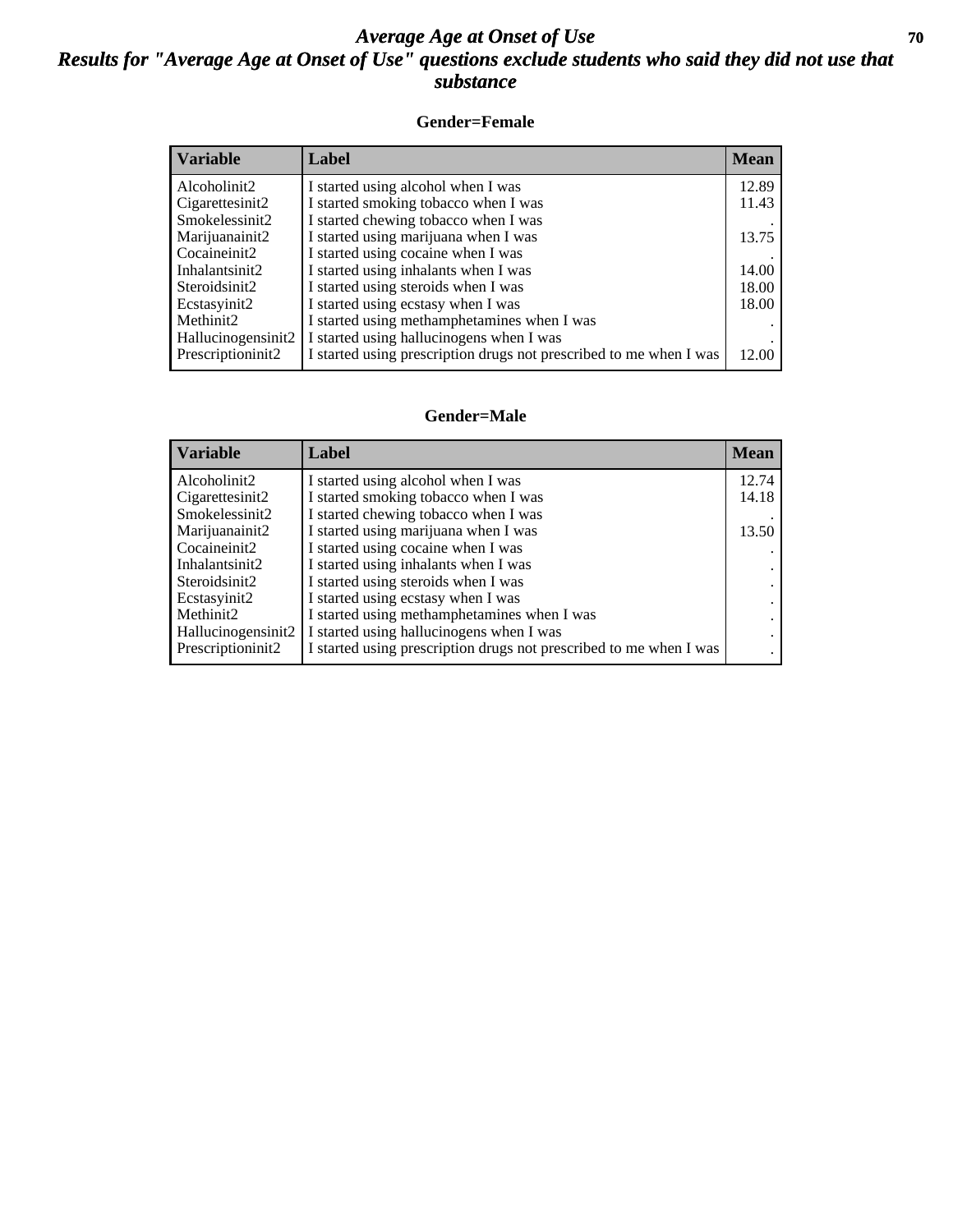# *Average Age at Onset of Use*

## *Results for "Average Age at Onset of Use" questions exclude students who said they did not use that substance*

### Gender=Female

| Variable | Label | Mean |
|---|---|---|
| Alcoholinit2 | I started using alcohol when I was | 12.89 |
| Cigarettesinit2 | I started smoking tobacco when I was | 11.43 |
| Smokelessinit2 | I started chewing tobacco when I was | . |
| Marijuanainit2 | I started using marijuana when I was | 13.75 |
| Cocaineinit2 | I started using cocaine when I was | . |
| Inhalantsinit2 | I started using inhalants when I was | 14.00 |
| Steroidsinit2 | I started using steroids when I was | 18.00 |
| Ecstasyinit2 | I started using ecstasy when I was | 18.00 |
| Methinit2 | I started using methamphetamines when I was | . |
| Hallucinogensinit2 | I started using hallucinogens when I was | . |
| Prescriptioninit2 | I started using prescription drugs not prescribed to me when I was | 12.00 |

### Gender=Male

| Variable | Label | Mean |
|---|---|---|
| Alcoholinit2 | I started using alcohol when I was | 12.74 |
| Cigarettesinit2 | I started smoking tobacco when I was | 14.18 |
| Smokelessinit2 | I started chewing tobacco when I was | . |
| Marijuanainit2 | I started using marijuana when I was | 13.50 |
| Cocaineinit2 | I started using cocaine when I was | . |
| Inhalantsinit2 | I started using inhalants when I was | . |
| Steroidsinit2 | I started using steroids when I was | . |
| Ecstasyinit2 | I started using ecstasy when I was | . |
| Methinit2 | I started using methamphetamines when I was | . |
| Hallucinogensinit2 | I started using hallucinogens when I was | . |
| Prescriptioninit2 | I started using prescription drugs not prescribed to me when I was | . |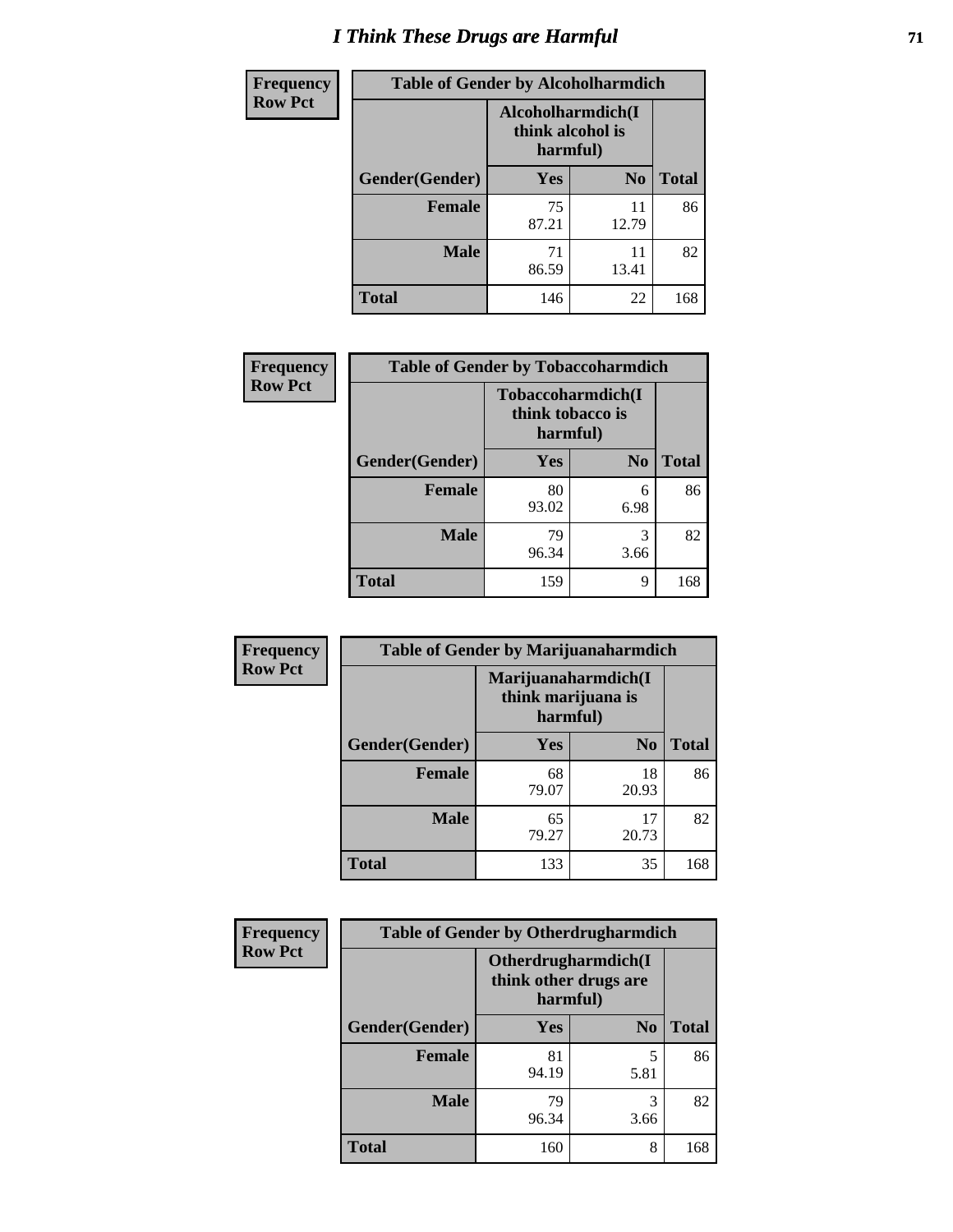# I Think These Drugs are Harmful

| Frequency Row Pct | Table of Gender by Alcoholharmdich | | |
|---|---|---|---|
| | Alcoholharmdich(I think alcohol is harmful) | | |
| Gender(Gender) | Yes | No | Total |
| Female | 75<br>87.21 | 11<br>12.79 | 86 |
| Male | 71<br>86.59 | 11<br>13.41 | 82 |
| Total | 146 | 22 | 168 |

| Frequency Row Pct | Table of Gender by Tobaccoharmdich | | |
|---|---|---|---|
| | Tobaccoharmdich(I think tobacco is harmful) | | |
| Gender(Gender) | Yes | No | Total |
| Female | 80<br>93.02 | 6<br>6.98 | 86 |
| Male | 79<br>96.34 | 3<br>3.66 | 82 |
| Total | 159 | 9 | 168 |

| Frequency Row Pct | Table of Gender by Marijuanaharmdich | | |
|---|---|---|---|
| | Marijuanaharmdich(I think marijuana is harmful) | | |
| Gender(Gender) | Yes | No | Total |
| Female | 68<br>79.07 | 18<br>20.93 | 86 |
| Male | 65<br>79.27 | 17<br>20.73 | 82 |
| Total | 133 | 35 | 168 |

| Frequency Row Pct | Table of Gender by Otherdrugharmdich | | |
|---|---|---|---|
| | Otherdrugharmdich(I think other drugs are harmful) | | |
| Gender(Gender) | Yes | No | Total |
| Female | 81<br>94.19 | 5<br>5.81 | 86 |
| Male | 79<br>96.34 | 3<br>3.66 | 82 |
| Total | 160 | 8 | 168 |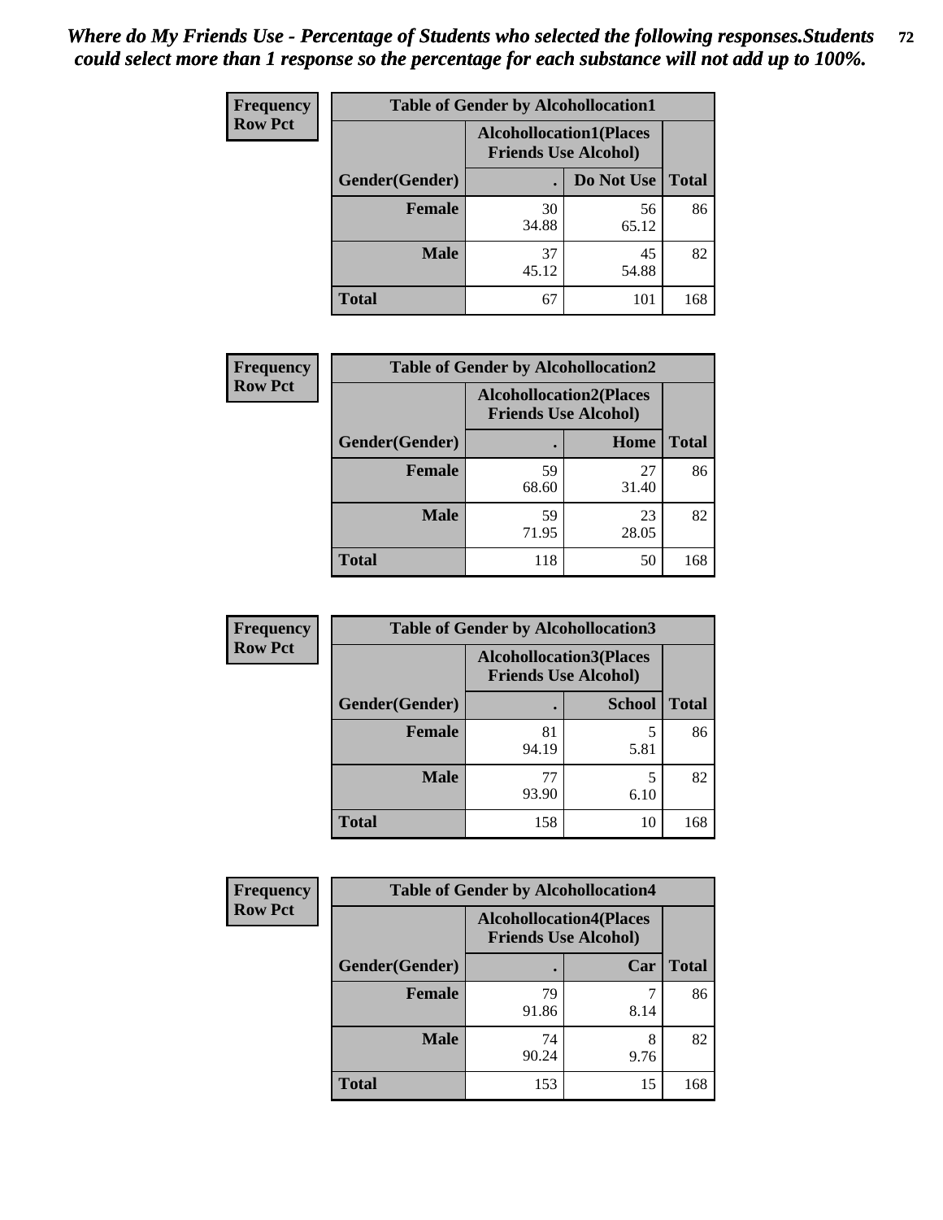*Where do My Friends Use - Percentage of Students who selected the following responses.Students could select more than 1 response so the percentage for each substance will not add up to 100%.*

**Frequency**
**Row Pct**

| Table of Gender by Alcohollocation1 | | | |
|---|---|---|---|
| | Alcohollocation1(Places Friends Use Alcohol) | | |
| Gender(Gender) | . | Do Not Use | Total |
| **Female** | 30<br>34.88 | 56<br>65.12 | 86 |
| **Male** | 37<br>45.12 | 45<br>54.88 | 82 |
| **Total** | 67 | 101 | 168 |

**Frequency**
**Row Pct**

| Table of Gender by Alcohollocation2 | | | |
|---|---|---|---|
| | Alcohollocation2(Places Friends Use Alcohol) | | |
| Gender(Gender) | . | Home | Total |
| **Female** | 59<br>68.60 | 27<br>31.40 | 86 |
| **Male** | 59<br>71.95 | 23<br>28.05 | 82 |
| **Total** | 118 | 50 | 168 |

**Frequency**
**Row Pct**

| Table of Gender by Alcohollocation3 | | | |
|---|---|---|---|
| | Alcohollocation3(Places Friends Use Alcohol) | | |
| Gender(Gender) | . | School | Total |
| **Female** | 81<br>94.19 | 5<br>5.81 | 86 |
| **Male** | 77<br>93.90 | 5<br>6.10 | 82 |
| **Total** | 158 | 10 | 168 |

**Frequency**
**Row Pct**

| Table of Gender by Alcohollocation4 | | | |
|---|---|---|---|
| | Alcohollocation4(Places Friends Use Alcohol) | | |
| Gender(Gender) | . | Car | Total |
| **Female** | 79<br>91.86 | 7<br>8.14 | 86 |
| **Male** | 74<br>90.24 | 8<br>9.76 | 82 |
| **Total** | 153 | 15 | 168 |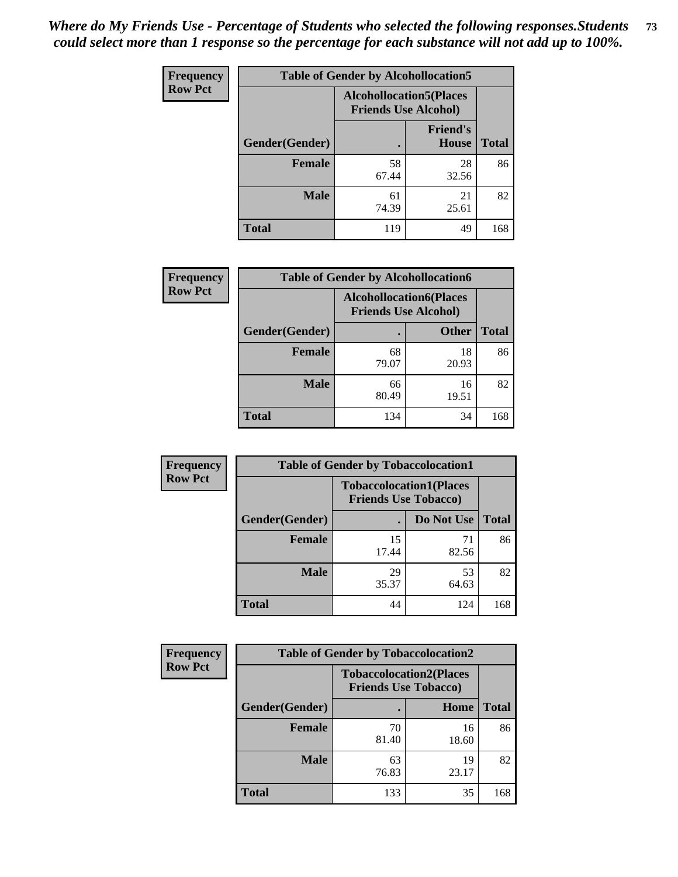*Where do My Friends Use - Percentage of Students who selected the following responses.Students could select more than 1 response so the percentage for each substance will not add up to 100%.*

**Frequency**
**Row Pct**

| Table of Gender by Alcohollocation5 | | | |
|---|---|---|---|
| | Alcohollocation5(Places Friends Use Alcohol) | | |
| Gender(Gender) | . | Friend's House | Total |
| **Female** | 58<br>67.44 | 28<br>32.56 | 86 |
| **Male** | 61<br>74.39 | 21<br>25.61 | 82 |
| **Total** | 119 | 49 | 168 |

**Frequency**
**Row Pct**

| Table of Gender by Alcohollocation6 | | | |
|---|---|---|---|
| | Alcohollocation6(Places Friends Use Alcohol) | | |
| Gender(Gender) | . | Other | Total |
| **Female** | 68<br>79.07 | 18<br>20.93 | 86 |
| **Male** | 66<br>80.49 | 16<br>19.51 | 82 |
| **Total** | 134 | 34 | 168 |

**Frequency**
**Row Pct**

| Table of Gender by Tobaccolocation1 | | | |
|---|---|---|---|
| | Tobaccolocation1(Places Friends Use Tobacco) | | |
| Gender(Gender) | . | Do Not Use | Total |
| **Female** | 15<br>17.44 | 71<br>82.56 | 86 |
| **Male** | 29<br>35.37 | 53<br>64.63 | 82 |
| **Total** | 44 | 124 | 168 |

**Frequency**
**Row Pct**

| Table of Gender by Tobaccolocation2 | | | |
|---|---|---|---|
| | Tobaccolocation2(Places Friends Use Tobacco) | | |
| Gender(Gender) | . | Home | Total |
| **Female** | 70<br>81.40 | 16<br>18.60 | 86 |
| **Male** | 63<br>76.83 | 19<br>23.17 | 82 |
| **Total** | 133 | 35 | 168 |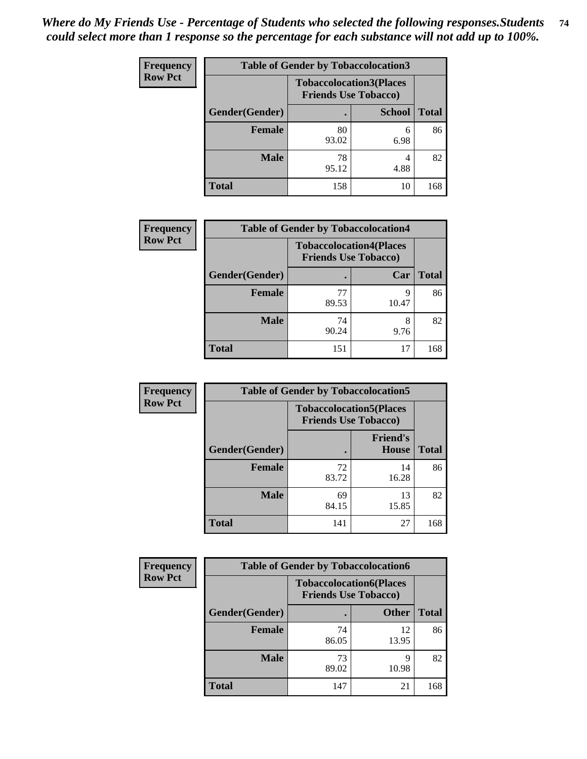*Where do My Friends Use - Percentage of Students who selected the following responses.Students could select more than 1 response so the percentage for each substance will not add up to 100%.*

**Frequency Row Pct**

| Table of Gender by Tobaccolocation3 | | | |
|---|---|---|---|
| | Tobaccolocation3(Places Friends Use Tobacco) | | |
| Gender(Gender) | . | School | Total |
| Female | 80<br>93.02 | 6<br>6.98 | 86 |
| Male | 78<br>95.12 | 4<br>4.88 | 82 |
| Total | 158 | 10 | 168 |

**Frequency Row Pct**

| Table of Gender by Tobaccolocation4 | | | |
|---|---|---|---|
| | Tobaccolocation4(Places Friends Use Tobacco) | | |
| Gender(Gender) | . | Car | Total |
| Female | 77<br>89.53 | 9<br>10.47 | 86 |
| Male | 74<br>90.24 | 8<br>9.76 | 82 |
| Total | 151 | 17 | 168 |

**Frequency Row Pct**

| Table of Gender by Tobaccolocation5 | | | |
|---|---|---|---|
| | Tobaccolocation5(Places Friends Use Tobacco) | | |
| Gender(Gender) | . | Friend's House | Total |
| Female | 72<br>83.72 | 14<br>16.28 | 86 |
| Male | 69<br>84.15 | 13<br>15.85 | 82 |
| Total | 141 | 27 | 168 |

**Frequency Row Pct**

| Table of Gender by Tobaccolocation6 | | | |
|---|---|---|---|
| | Tobaccolocation6(Places Friends Use Tobacco) | | |
| Gender(Gender) | . | Other | Total |
| Female | 74<br>86.05 | 12<br>13.95 | 86 |
| Male | 73<br>89.02 | 9<br>10.98 | 82 |
| Total | 147 | 21 | 168 |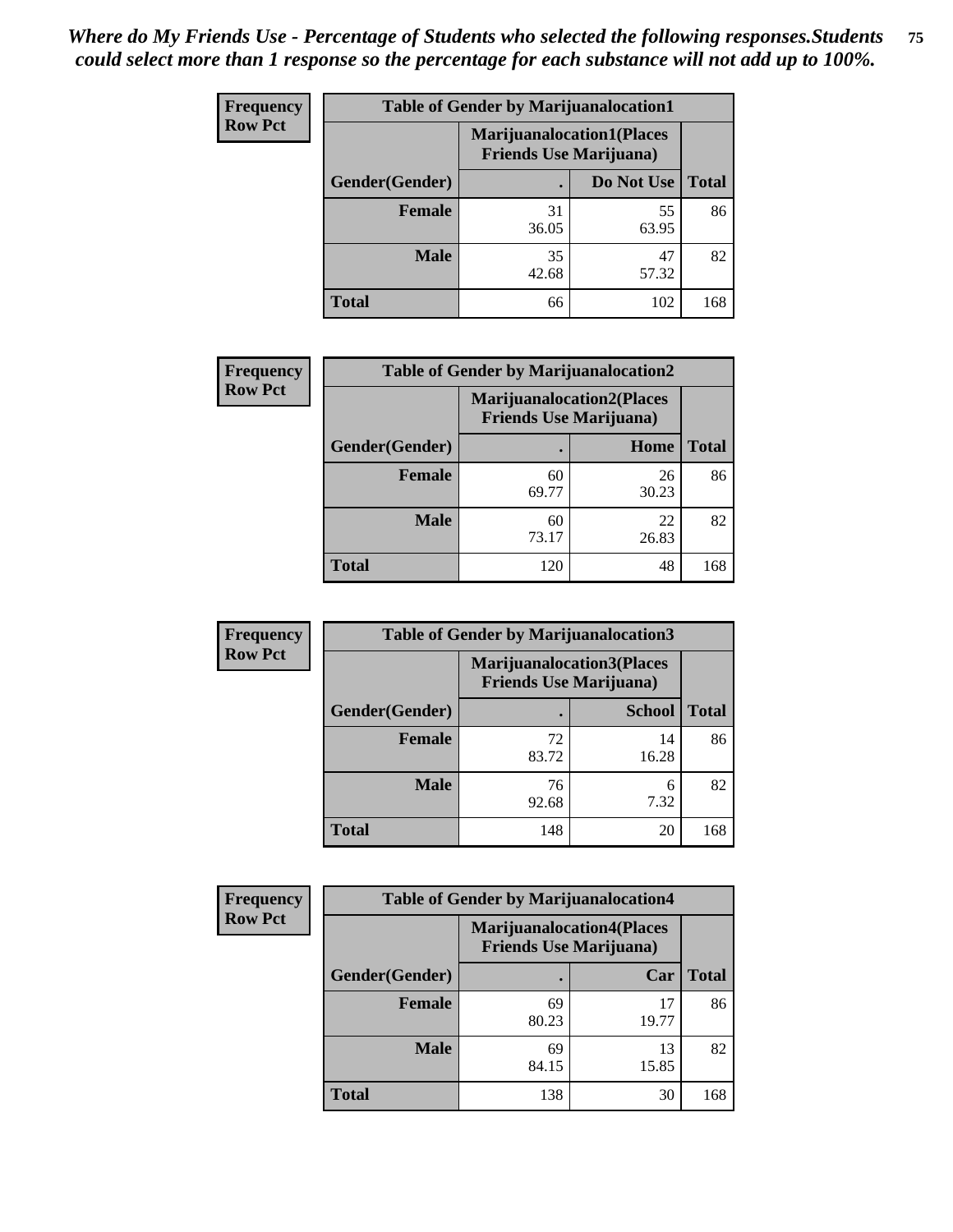*Where do My Friends Use - Percentage of Students who selected the following responses.Students could select more than 1 response so the percentage for each substance will not add up to 100%.*

| Frequency Row Pct | Table of Gender by Marijuanalocation1 | | |
|---|---|---|---|
| | Marijuanalocation1(Places Friends Use Marijuana) | | |
| Gender(Gender) | . | Do Not Use | Total |
| Female | 31<br>36.05 | 55<br>63.95 | 86 |
| Male | 35<br>42.68 | 47<br>57.32 | 82 |
| Total | 66 | 102 | 168 |

| Frequency Row Pct | Table of Gender by Marijuanalocation2 | | |
|---|---|---|---|
| | Marijuanalocation2(Places Friends Use Marijuana) | | |
| Gender(Gender) | . | Home | Total |
| Female | 60<br>69.77 | 26<br>30.23 | 86 |
| Male | 60<br>73.17 | 22<br>26.83 | 82 |
| Total | 120 | 48 | 168 |

| Frequency Row Pct | Table of Gender by Marijuanalocation3 | | |
|---|---|---|---|
| | Marijuanalocation3(Places Friends Use Marijuana) | | |
| Gender(Gender) | . | School | Total |
| Female | 72<br>83.72 | 14<br>16.28 | 86 |
| Male | 76<br>92.68 | 6<br>7.32 | 82 |
| Total | 148 | 20 | 168 |

| Frequency Row Pct | Table of Gender by Marijuanalocation4 | | |
|---|---|---|---|
| | Marijuanalocation4(Places Friends Use Marijuana) | | |
| Gender(Gender) | . | Car | Total |
| Female | 69<br>80.23 | 17<br>19.77 | 86 |
| Male | 69<br>84.15 | 13<br>15.85 | 82 |
| Total | 138 | 30 | 168 |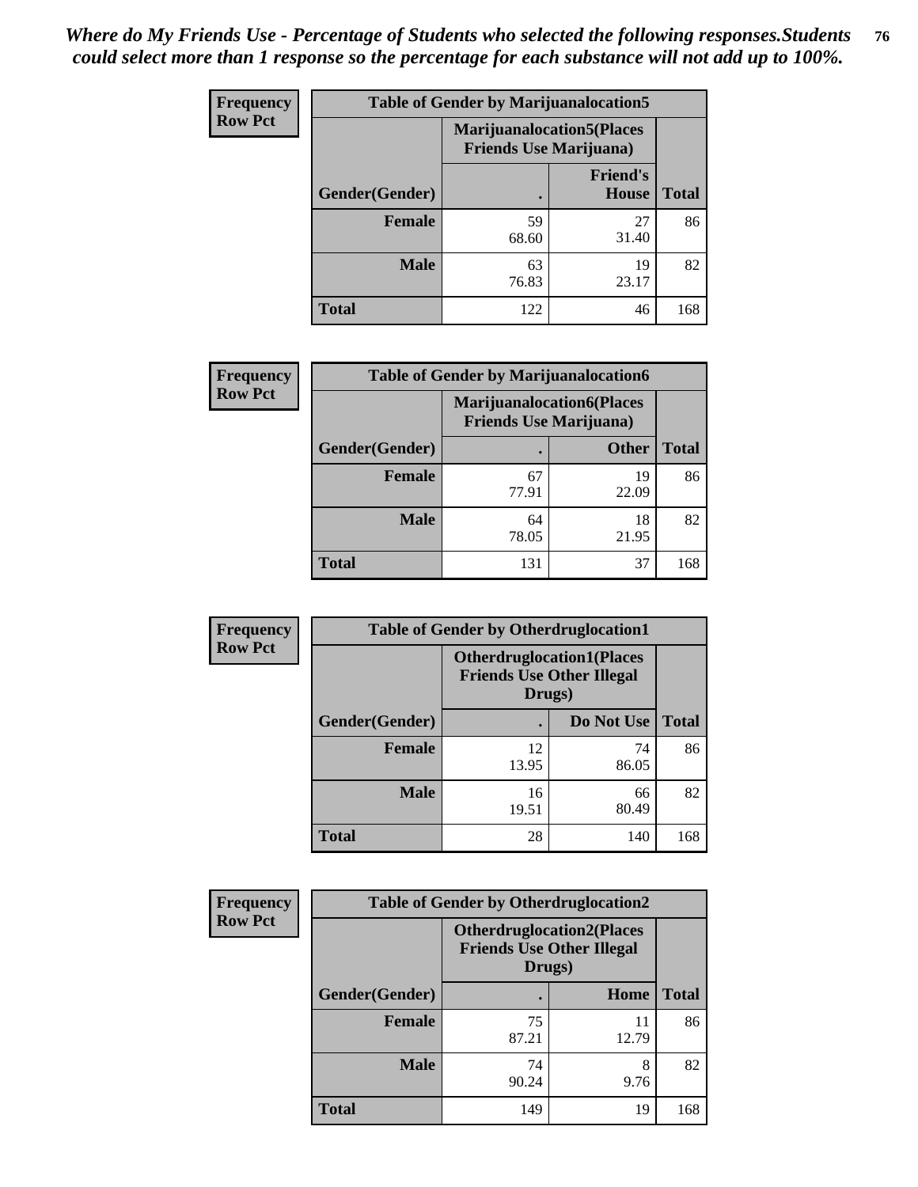*Where do My Friends Use - Percentage of Students who selected the following responses.Students could select more than 1 response so the percentage for each substance will not add up to 100%.*

**Frequency**
**Row Pct**

| Table of Gender by Marijuanalocation5 | | | |
|---|---|---|---|
| | Marijuanalocation5(Places Friends Use Marijuana) | | |
| Gender(Gender) | . | Friend's House | Total |
| Female | 59<br>68.60 | 27<br>31.40 | 86 |
| Male | 63<br>76.83 | 19<br>23.17 | 82 |
| Total | 122 | 46 | 168 |

**Frequency**
**Row Pct**

| Table of Gender by Marijuanalocation6 | | | |
|---|---|---|---|
| | Marijuanalocation6(Places Friends Use Marijuana) | | |
| Gender(Gender) | . | Other | Total |
| Female | 67<br>77.91 | 19<br>22.09 | 86 |
| Male | 64<br>78.05 | 18<br>21.95 | 82 |
| Total | 131 | 37 | 168 |

**Frequency**
**Row Pct**

| Table of Gender by Otherdruglocation1 | | | |
|---|---|---|---|
| | Otherdruglocation1(Places Friends Use Other Illegal Drugs) | | |
| Gender(Gender) | . | Do Not Use | Total |
| Female | 12<br>13.95 | 74<br>86.05 | 86 |
| Male | 16<br>19.51 | 66<br>80.49 | 82 |
| Total | 28 | 140 | 168 |

**Frequency**
**Row Pct**

| Table of Gender by Otherdruglocation2 | | | |
|---|---|---|---|
| | Otherdruglocation2(Places Friends Use Other Illegal Drugs) | | |
| Gender(Gender) | . | Home | Total |
| Female | 75<br>87.21 | 11<br>12.79 | 86 |
| Male | 74<br>90.24 | 8<br>9.76 | 82 |
| Total | 149 | 19 | 168 |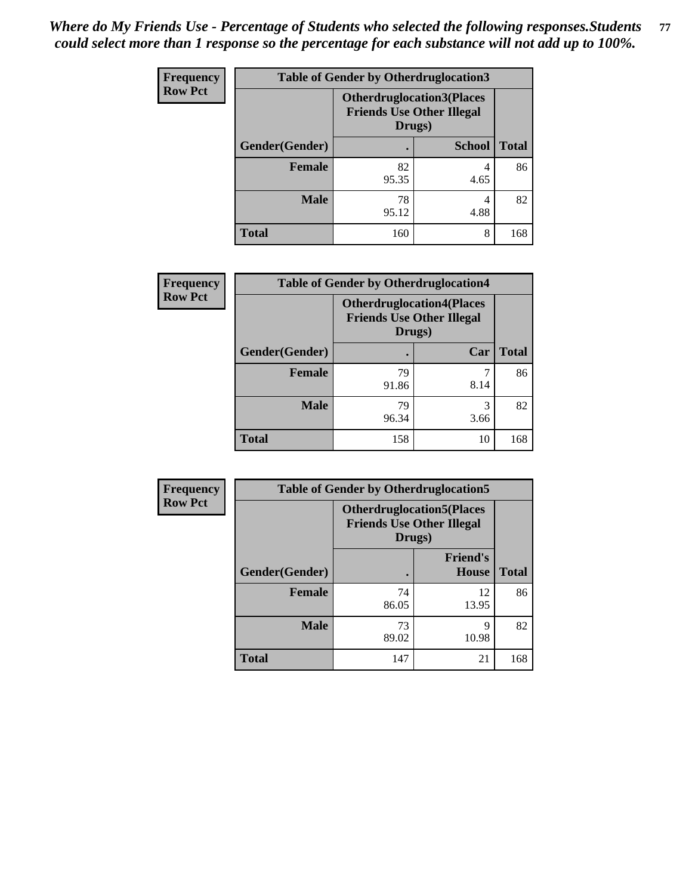*Where do My Friends Use - Percentage of Students who selected the following responses.Students could select more than 1 response so the percentage for each substance will not add up to 100%.*

**Frequency**
**Row Pct**

| Table of Gender by Otherdruglocation3 | | | |
|---|---|---|---|
| | Otherdruglocation3(Places Friends Use Other Illegal Drugs) | | |
| Gender(Gender) | . | School | Total |
| Female | 82<br>95.35 | 4<br>4.65 | 86 |
| Male | 78<br>95.12 | 4<br>4.88 | 82 |
| Total | 160 | 8 | 168 |

**Frequency**
**Row Pct**

| Table of Gender by Otherdruglocation4 | | | |
|---|---|---|---|
| | Otherdruglocation4(Places Friends Use Other Illegal Drugs) | | |
| Gender(Gender) | . | Car | Total |
| Female | 79<br>91.86 | 7<br>8.14 | 86 |
| Male | 79<br>96.34 | 3<br>3.66 | 82 |
| Total | 158 | 10 | 168 |

**Frequency**
**Row Pct**

| Table of Gender by Otherdruglocation5 | | | |
|---|---|---|---|
| | Otherdruglocation5(Places Friends Use Other Illegal Drugs) | | |
| Gender(Gender) | . | Friend's House | Total |
| Female | 74<br>86.05 | 12<br>13.95 | 86 |
| Male | 73<br>89.02 | 9<br>10.98 | 82 |
| Total | 147 | 21 | 168 |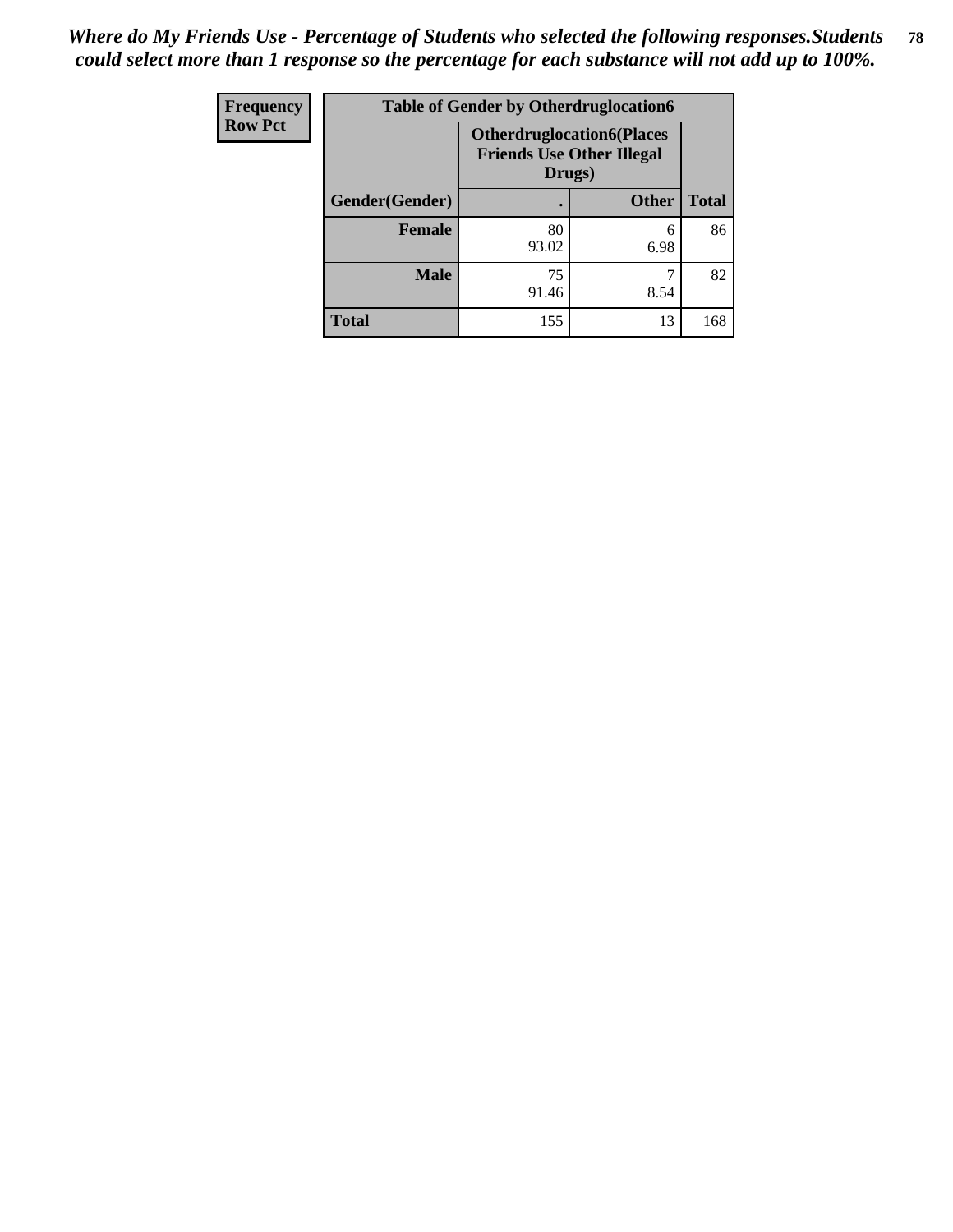*Where do My Friends Use - Percentage of Students who selected the following responses.Students could select more than 1 response so the percentage for each substance will not add up to 100%.*

| Frequency<br>Row Pct | Table of Gender by Otherdruglocation6 | | |
|---|---|---|---|
| | Otherdruglocation6(Places Friends Use Other Illegal Drugs) | | |
| Gender(Gender) | . | Other | Total |
| Female | 80<br>93.02 | 6<br>6.98 | 86 |
| Male | 75<br>91.46 | 7<br>8.54 | 82 |
| Total | 155 | 13 | 168 |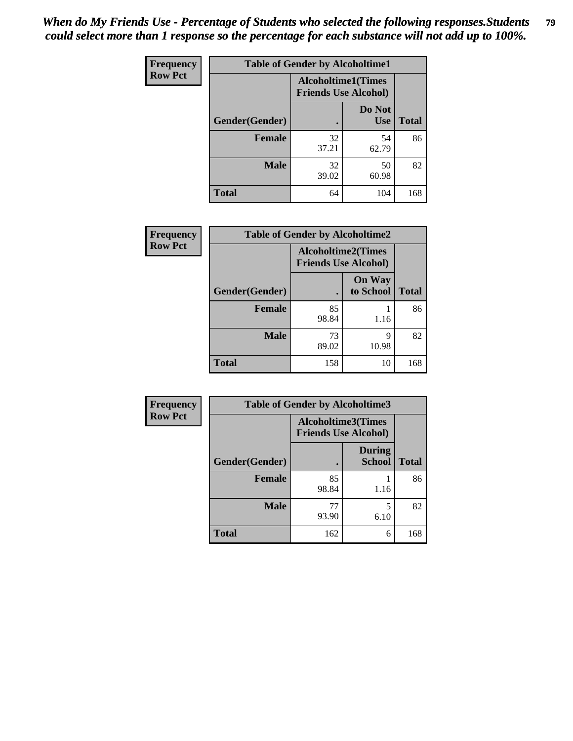*When do My Friends Use - Percentage of Students who selected the following responses.Students could select more than 1 response so the percentage for each substance will not add up to 100%.*

**Frequency**
**Row Pct**

| Table of Gender by Alcoholtime1 | | | |
|---|---|---|---|
| | Alcoholtime1(Times Friends Use Alcohol) | | |
| Gender(Gender) | . | Do Not Use | Total |
| **Female** | 32<br>37.21 | 54<br>62.79 | 86 |
| **Male** | 32<br>39.02 | 50<br>60.98 | 82 |
| **Total** | 64 | 104 | 168 |

**Frequency**
**Row Pct**

| Table of Gender by Alcoholtime2 | | | |
|---|---|---|---|
| | Alcoholtime2(Times Friends Use Alcohol) | | |
| Gender(Gender) | . | On Way to School | Total |
| **Female** | 85<br>98.84 | 1<br>1.16 | 86 |
| **Male** | 73<br>89.02 | 9<br>10.98 | 82 |
| **Total** | 158 | 10 | 168 |

**Frequency**
**Row Pct**

| Table of Gender by Alcoholtime3 | | | |
|---|---|---|---|
| | Alcoholtime3(Times Friends Use Alcohol) | | |
| Gender(Gender) | . | During School | Total |
| **Female** | 85<br>98.84 | 1<br>1.16 | 86 |
| **Male** | 77<br>93.90 | 5<br>6.10 | 82 |
| **Total** | 162 | 6 | 168 |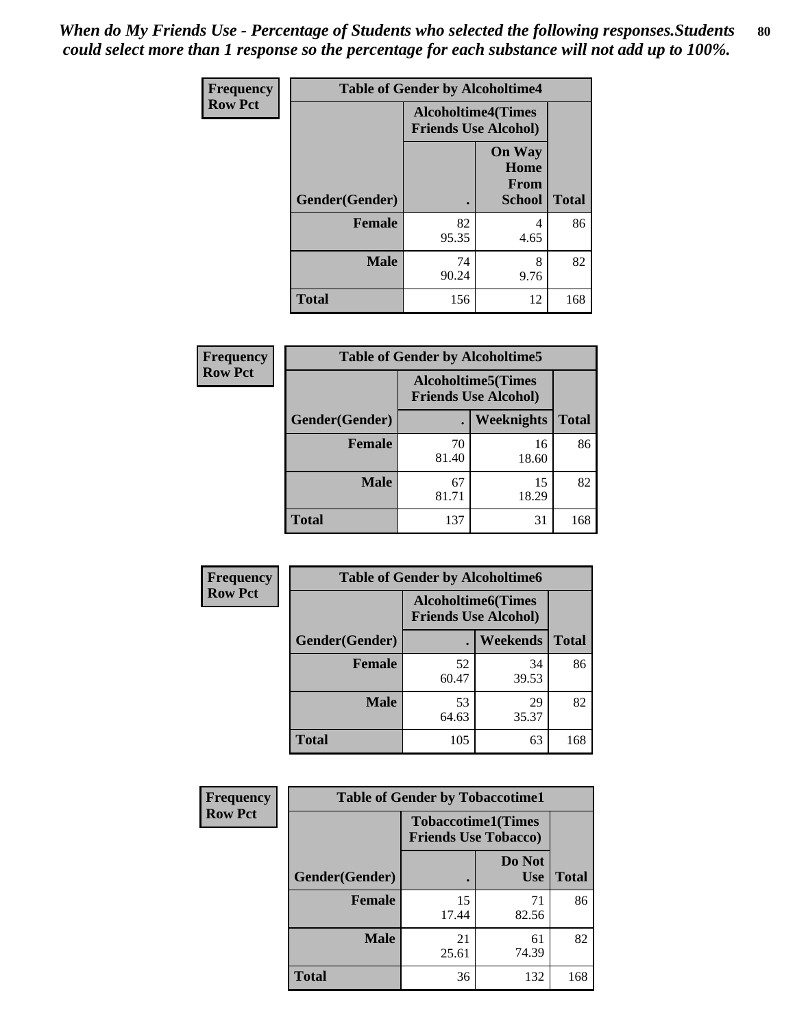*When do My Friends Use - Percentage of Students who selected the following responses.Students could select more than 1 response so the percentage for each substance will not add up to 100%.*

**Frequency**
**Row Pct**

| Table of Gender by Alcoholtime4 | | | |
|---|---|---|---|
| | Alcoholtime4(Times Friends Use Alcohol) | | |
| Gender(Gender) | . | On Way Home From School | Total |
| Female | 82<br>95.35 | 4<br>4.65 | 86 |
| Male | 74<br>90.24 | 8<br>9.76 | 82 |
| Total | 156 | 12 | 168 |

**Frequency**
**Row Pct**

| Table of Gender by Alcoholtime5 | | | |
|---|---|---|---|
| | Alcoholtime5(Times Friends Use Alcohol) | | |
| Gender(Gender) | . | Weeknights | Total |
| Female | 70<br>81.40 | 16<br>18.60 | 86 |
| Male | 67<br>81.71 | 15<br>18.29 | 82 |
| Total | 137 | 31 | 168 |

**Frequency**
**Row Pct**

| Table of Gender by Alcoholtime6 | | | |
|---|---|---|---|
| | Alcoholtime6(Times Friends Use Alcohol) | | |
| Gender(Gender) | . | Weekends | Total |
| Female | 52<br>60.47 | 34<br>39.53 | 86 |
| Male | 53<br>64.63 | 29<br>35.37 | 82 |
| Total | 105 | 63 | 168 |

**Frequency**
**Row Pct**

| Table of Gender by Tobaccotime1 | | | |
|---|---|---|---|
| | Tobaccotime1(Times Friends Use Tobacco) | | |
| Gender(Gender) | . | Do Not Use | Total |
| Female | 15<br>17.44 | 71<br>82.56 | 86 |
| Male | 21<br>25.61 | 61<br>74.39 | 82 |
| Total | 36 | 132 | 168 |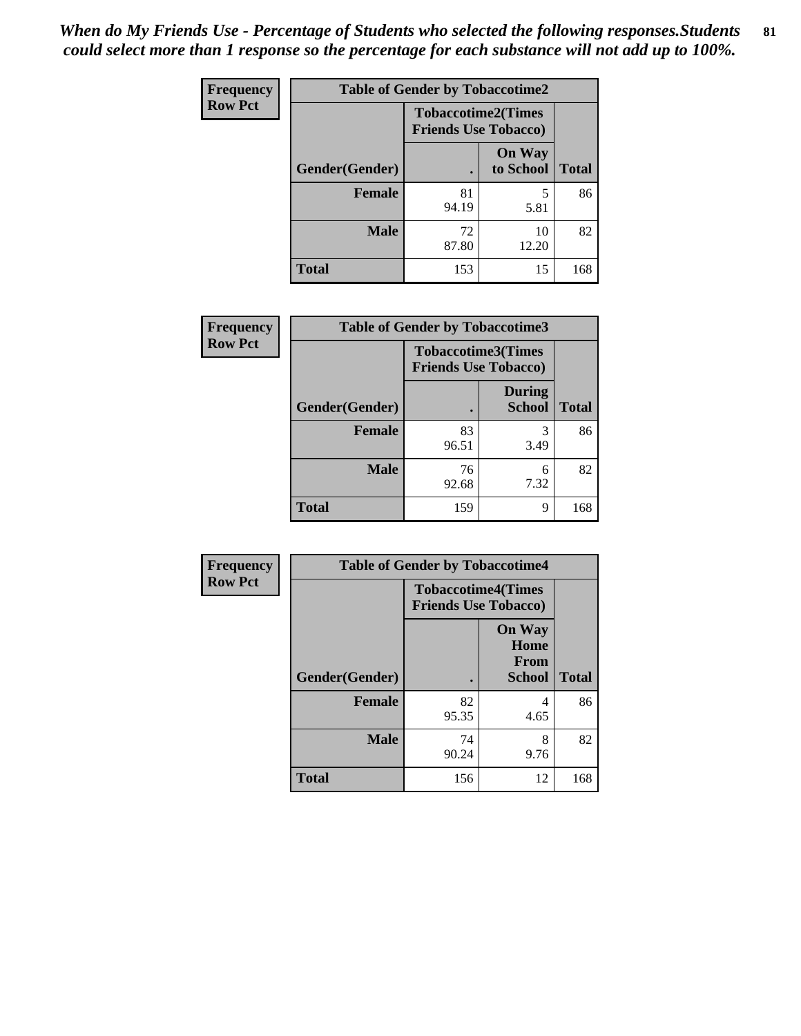*When do My Friends Use - Percentage of Students who selected the following responses.Students could select more than 1 response so the percentage for each substance will not add up to 100%.*

**Frequency**
**Row Pct**

| Table of Gender by Tobaccotime2 | | | |
|---|---|---|---|
| | Tobaccotime2(Times Friends Use Tobacco) | | |
| Gender(Gender) | . | On Way to School | Total |
| **Female** | 81<br>94.19 | 5<br>5.81 | 86 |
| **Male** | 72<br>87.80 | 10<br>12.20 | 82 |
| **Total** | 153 | 15 | 168 |

**Frequency**
**Row Pct**

| Table of Gender by Tobaccotime3 | | | |
|---|---|---|---|
| | Tobaccotime3(Times Friends Use Tobacco) | | |
| Gender(Gender) | . | During School | Total |
| **Female** | 83<br>96.51 | 3<br>3.49 | 86 |
| **Male** | 76<br>92.68 | 6<br>7.32 | 82 |
| **Total** | 159 | 9 | 168 |

**Frequency**
**Row Pct**

| Table of Gender by Tobaccotime4 | | | |
|---|---|---|---|
| | Tobaccotime4(Times Friends Use Tobacco) | | |
| Gender(Gender) | . | On Way Home From School | Total |
| **Female** | 82<br>95.35 | 4<br>4.65 | 86 |
| **Male** | 74<br>90.24 | 8<br>9.76 | 82 |
| **Total** | 156 | 12 | 168 |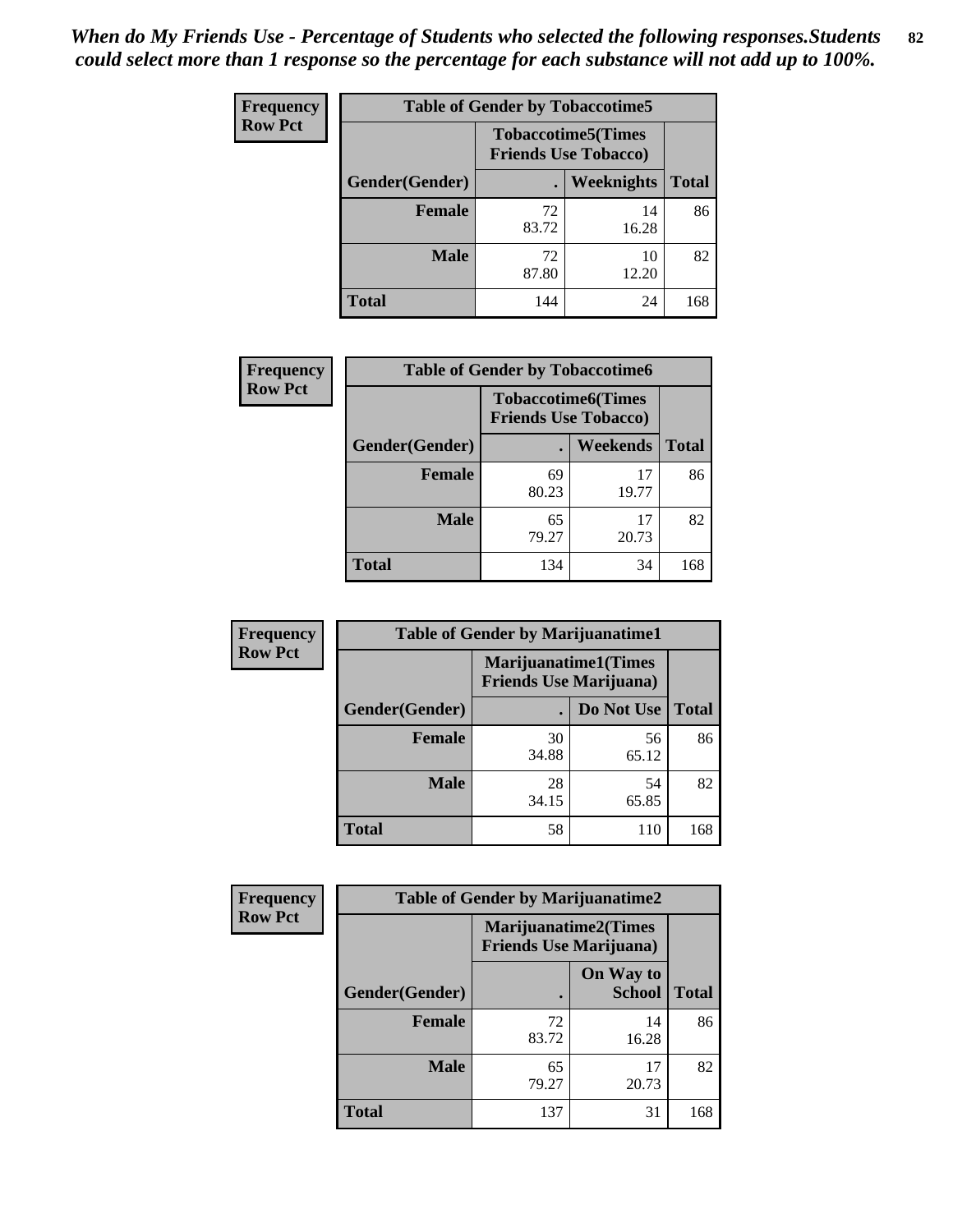*When do My Friends Use - Percentage of Students who selected the following responses.Students could select more than 1 response so the percentage for each substance will not add up to 100%.*

**Frequency**
**Row Pct**

| Table of Gender by Tobaccotime5 | | | |
|---|---|---|---|
| | Tobaccotime5(Times Friends Use Tobacco) | | |
| Gender(Gender) | . | Weeknights | Total |
| **Female** | 72<br>83.72 | 14<br>16.28 | 86 |
| **Male** | 72<br>87.80 | 10<br>12.20 | 82 |
| **Total** | 144 | 24 | 168 |

**Frequency**
**Row Pct**

| Table of Gender by Tobaccotime6 | | | |
|---|---|---|---|
| | Tobaccotime6(Times Friends Use Tobacco) | | |
| Gender(Gender) | . | Weekends | Total |
| **Female** | 69<br>80.23 | 17<br>19.77 | 86 |
| **Male** | 65<br>79.27 | 17<br>20.73 | 82 |
| **Total** | 134 | 34 | 168 |

**Frequency**
**Row Pct**

| Table of Gender by Marijuanatime1 | | | |
|---|---|---|---|
| | Marijuanatime1(Times Friends Use Marijuana) | | |
| Gender(Gender) | . | Do Not Use | Total |
| **Female** | 30<br>34.88 | 56<br>65.12 | 86 |
| **Male** | 28<br>34.15 | 54<br>65.85 | 82 |
| **Total** | 58 | 110 | 168 |

**Frequency**
**Row Pct**

| Table of Gender by Marijuanatime2 | | | |
|---|---|---|---|
| | Marijuanatime2(Times Friends Use Marijuana) | | |
| Gender(Gender) | . | On Way to School | Total |
| **Female** | 72<br>83.72 | 14<br>16.28 | 86 |
| **Male** | 65<br>79.27 | 17<br>20.73 | 82 |
| **Total** | 137 | 31 | 168 |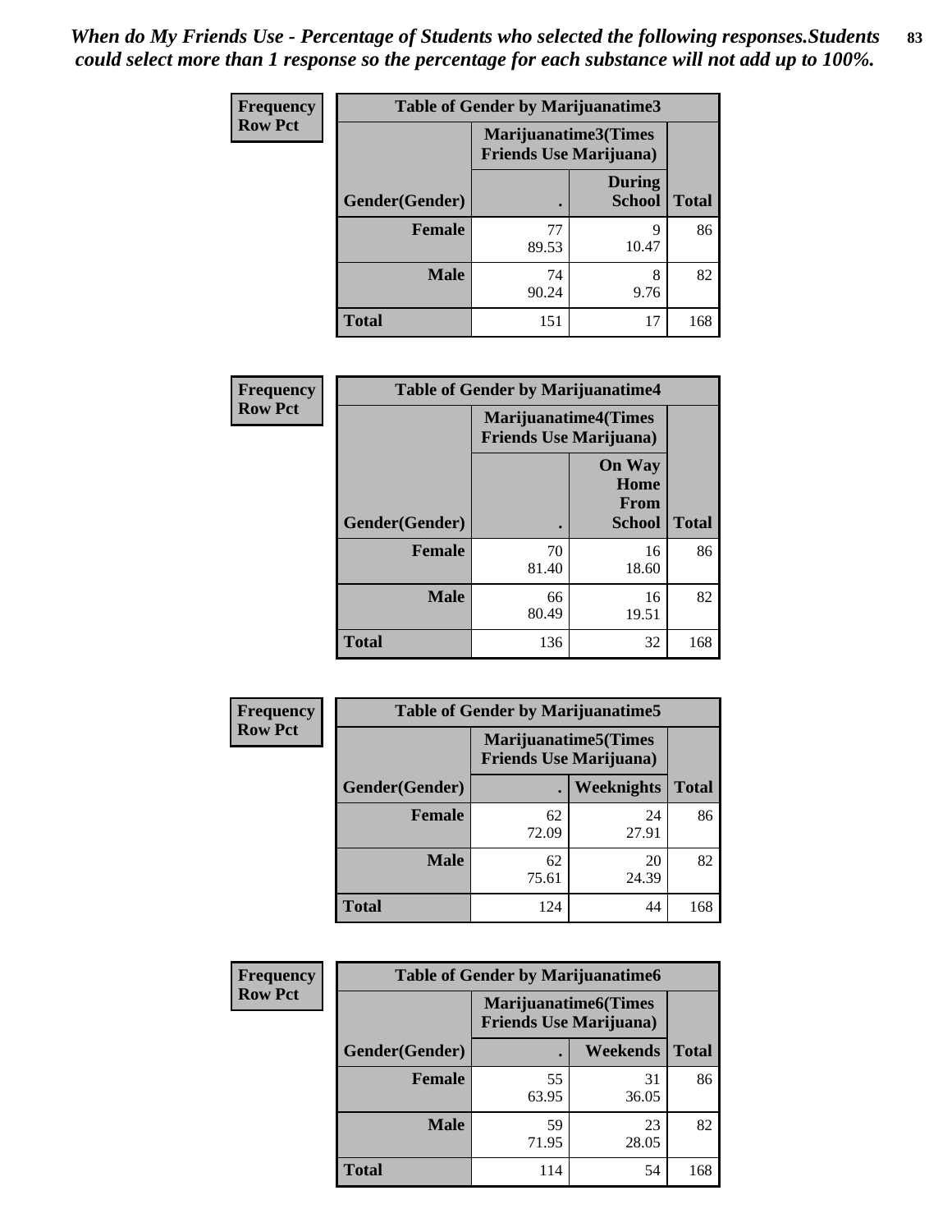*When do My Friends Use - Percentage of Students who selected the following responses.Students could select more than 1 response so the percentage for each substance will not add up to 100%.*

**Frequency**
**Row Pct**

| Table of Gender by Marijuanatime3 | | | |
|---|---|---|---|
| | Marijuanatime3(Times Friends Use Marijuana) | | |
| Gender(Gender) | . | During School | Total |
| **Female** | 77<br>89.53 | 9<br>10.47 | 86 |
| **Male** | 74<br>90.24 | 8<br>9.76 | 82 |
| **Total** | 151 | 17 | 168 |

**Frequency**
**Row Pct**

| Table of Gender by Marijuanatime4 | | | |
|---|---|---|---|
| | Marijuanatime4(Times Friends Use Marijuana) | | |
| Gender(Gender) | . | On Way Home From School | Total |
| **Female** | 70<br>81.40 | 16<br>18.60 | 86 |
| **Male** | 66<br>80.49 | 16<br>19.51 | 82 |
| **Total** | 136 | 32 | 168 |

**Frequency**
**Row Pct**

| Table of Gender by Marijuanatime5 | | | |
|---|---|---|---|
| | Marijuanatime5(Times Friends Use Marijuana) | | |
| Gender(Gender) | . | Weeknights | Total |
| **Female** | 62<br>72.09 | 24<br>27.91 | 86 |
| **Male** | 62<br>75.61 | 20<br>24.39 | 82 |
| **Total** | 124 | 44 | 168 |

**Frequency**
**Row Pct**

| Table of Gender by Marijuanatime6 | | | |
|---|---|---|---|
| | Marijuanatime6(Times Friends Use Marijuana) | | |
| Gender(Gender) | . | Weekends | Total |
| **Female** | 55<br>63.95 | 31<br>36.05 | 86 |
| **Male** | 59<br>71.95 | 23<br>28.05 | 82 |
| **Total** | 114 | 54 | 168 |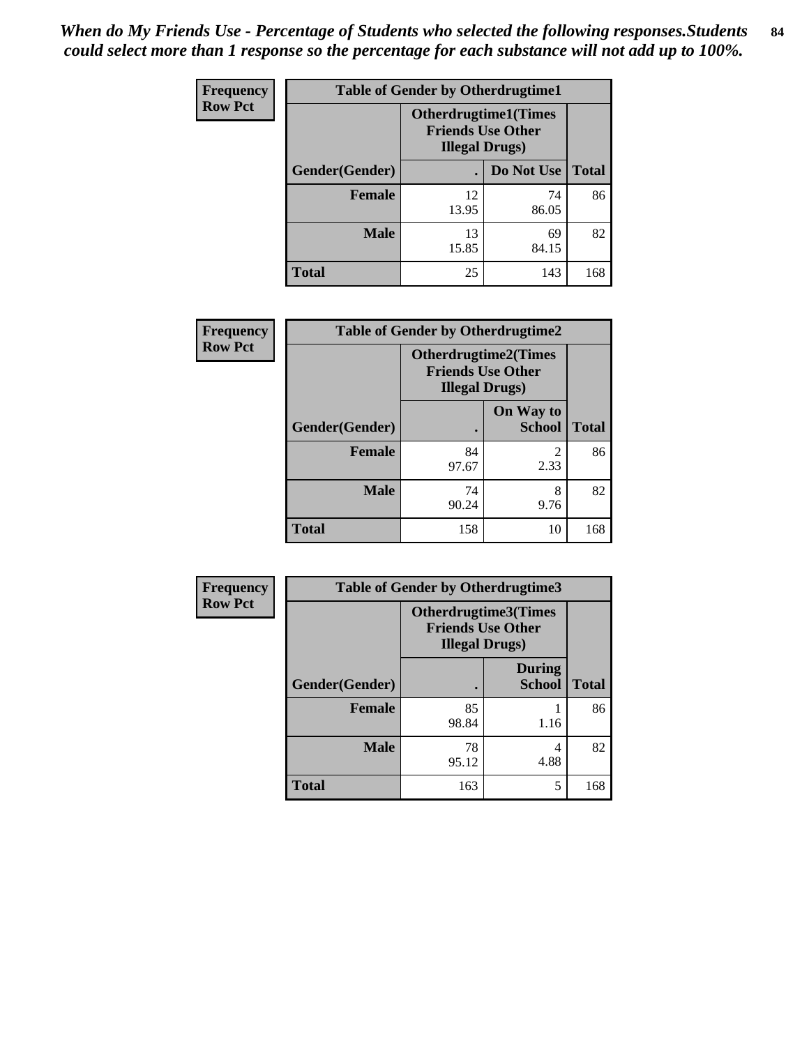*When do My Friends Use - Percentage of Students who selected the following responses.Students could select more than 1 response so the percentage for each substance will not add up to 100%.*

**Frequency**
**Row Pct**

| Table of Gender by Otherdrugtime1 | | | |
|---|---|---|---|
| | Otherdrugtime1(Times Friends Use Other Illegal Drugs) | | |
| Gender(Gender) | . | Do Not Use | Total |
| **Female** | 12<br>13.95 | 74<br>86.05 | 86 |
| **Male** | 13<br>15.85 | 69<br>84.15 | 82 |
| **Total** | 25 | 143 | 168 |

**Frequency**
**Row Pct**

| Table of Gender by Otherdrugtime2 | | | |
|---|---|---|---|
| | Otherdrugtime2(Times Friends Use Other Illegal Drugs) | | |
| Gender(Gender) | . | On Way to School | Total |
| **Female** | 84<br>97.67 | 2<br>2.33 | 86 |
| **Male** | 74<br>90.24 | 8<br>9.76 | 82 |
| **Total** | 158 | 10 | 168 |

**Frequency**
**Row Pct**

| Table of Gender by Otherdrugtime3 | | | |
|---|---|---|---|
| | Otherdrugtime3(Times Friends Use Other Illegal Drugs) | | |
| Gender(Gender) | . | During School | Total |
| **Female** | 85<br>98.84 | 1<br>1.16 | 86 |
| **Male** | 78<br>95.12 | 4<br>4.88 | 82 |
| **Total** | 163 | 5 | 168 |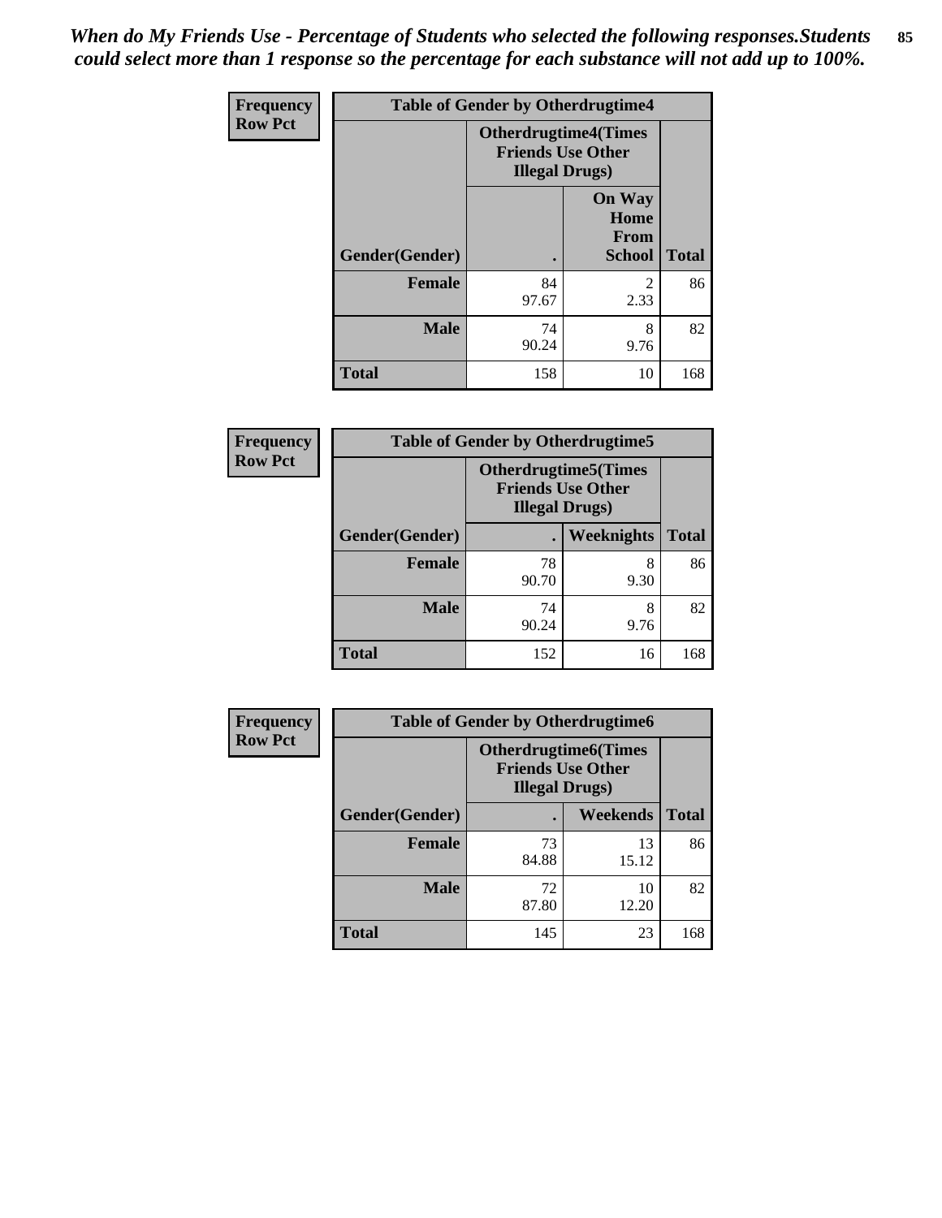*When do My Friends Use - Percentage of Students who selected the following responses.Students could select more than 1 response so the percentage for each substance will not add up to 100%.*

| Frequency Row Pct | Table of Gender by Otherdrugtime4 | | |
|---|---|---|---|
| | Otherdrugtime4(Times Friends Use Other Illegal Drugs) | | |
| Gender(Gender) | . | On Way Home From School | Total |
| Female | 84<br>97.67 | 2<br>2.33 | 86 |
| Male | 74<br>90.24 | 8<br>9.76 | 82 |
| Total | 158 | 10 | 168 |

| Frequency Row Pct | Table of Gender by Otherdrugtime5 | | |
|---|---|---|---|
| | Otherdrugtime5(Times Friends Use Other Illegal Drugs) | | |
| Gender(Gender) | . | Weeknights | Total |
| Female | 78<br>90.70 | 8<br>9.30 | 86 |
| Male | 74<br>90.24 | 8<br>9.76 | 82 |
| Total | 152 | 16 | 168 |

| Frequency Row Pct | Table of Gender by Otherdrugtime6 | | |
|---|---|---|---|
| | Otherdrugtime6(Times Friends Use Other Illegal Drugs) | | |
| Gender(Gender) | . | Weekends | Total |
| Female | 73<br>84.88 | 13<br>15.12 | 86 |
| Male | 72<br>87.80 | 10<br>12.20 | 82 |
| Total | 145 | 23 | 168 |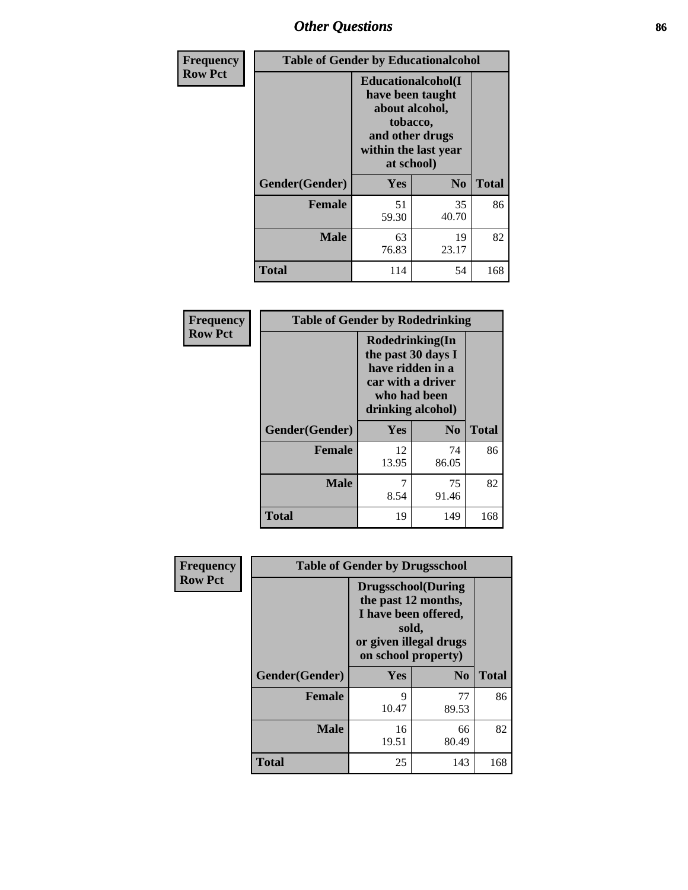# Other Questions

**Frequency**
**Row Pct**

| Table of Gender by Educationalcohol | | | |
|---|---|---|---|
| | Educationalcohol(I have been taught about alcohol, tobacco, and other drugs within the last year at school) | | |
| Gender(Gender) | Yes | No | Total |
| Female | 51<br>59.30 | 35<br>40.70 | 86 |
| Male | 63<br>76.83 | 19<br>23.17 | 82 |
| Total | 114 | 54 | 168 |

**Frequency**
**Row Pct**

| Table of Gender by Rodedrinking | | | |
|---|---|---|---|
| | Rodedrinking(In the past 30 days I have ridden in a car with a driver who had been drinking alcohol) | | |
| Gender(Gender) | Yes | No | Total |
| Female | 12<br>13.95 | 74<br>86.05 | 86 |
| Male | 7<br>8.54 | 75<br>91.46 | 82 |
| Total | 19 | 149 | 168 |

**Frequency**
**Row Pct**

| Table of Gender by Drugsschool | | | |
|---|---|---|---|
| | Drugsschool(During the past 12 months, I have been offered, sold, or given illegal drugs on school property) | | |
| Gender(Gender) | Yes | No | Total |
| Female | 9<br>10.47 | 77<br>89.53 | 86 |
| Male | 16<br>19.51 | 66<br>80.49 | 82 |
| Total | 25 | 143 | 168 |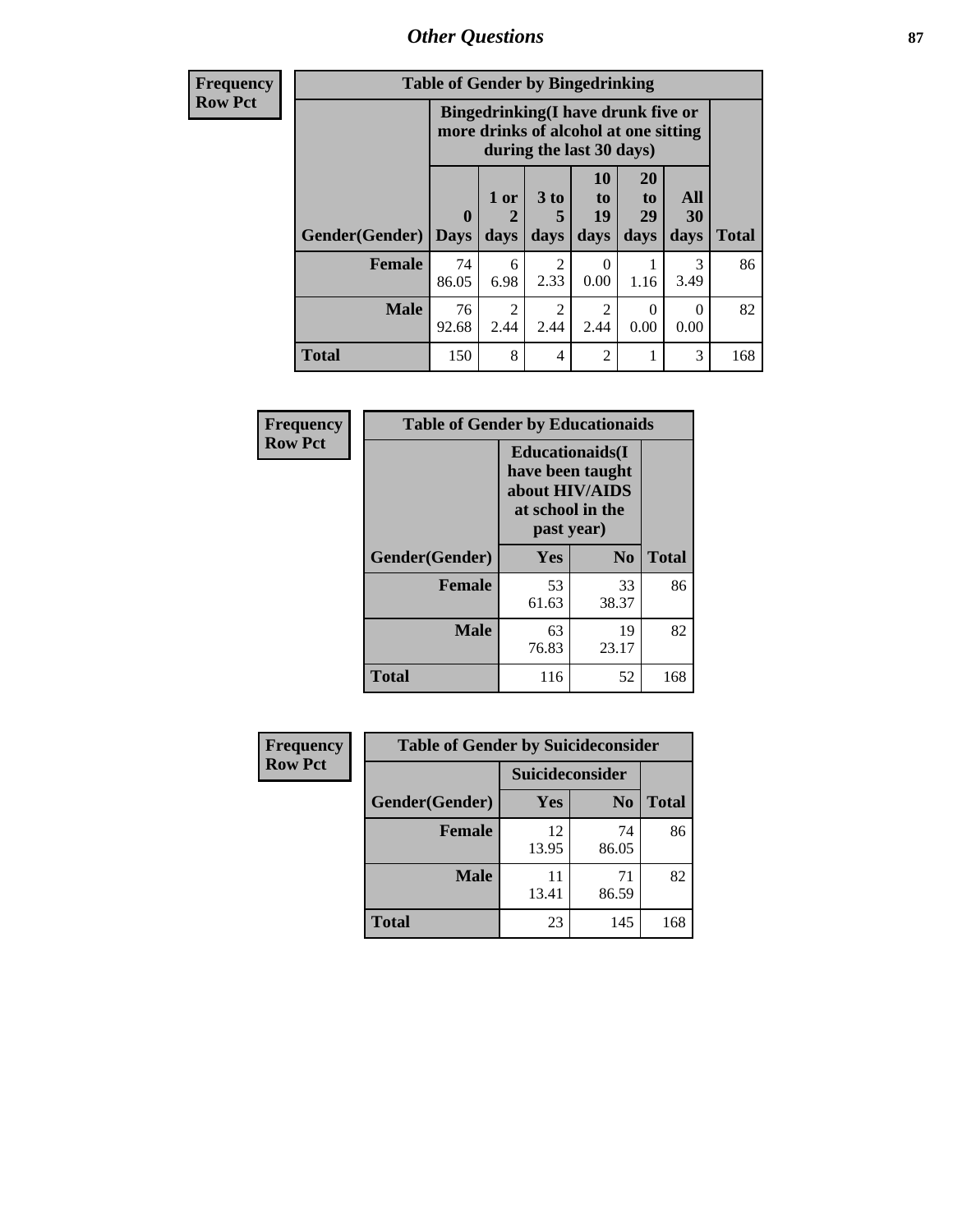| Frequency Row Pct | Table of Gender by Bingedrinking | | | | | | |
|---|---|---|---|---|---|---|---|
| | Bingedrinking(I have drunk five or more drinks of alcohol at one sitting during the last 30 days) | | | | | | |
| Gender(Gender) | 0 Days | 1 or 2 days | 3 to 5 days | 10 to 19 days | 20 to 29 days | All 30 days | Total |
| Female | 74 86.05 | 6 6.98 | 2 2.33 | 0 0.00 | 1 1.16 | 3 3.49 | 86 |
| Male | 76 92.68 | 2 2.44 | 2 2.44 | 2 2.44 | 0 0.00 | 0 0.00 | 82 |
| Total | 150 | 8 | 4 | 2 | 1 | 3 | 168 |

| Frequency Row Pct | Table of Gender by Educationaids | | |
|---|---|---|---|
| | Educationaids(I have been taught about HIV/AIDS at school in the past year) | | |
| Gender(Gender) | Yes | No | Total |
| Female | 53 61.63 | 33 38.37 | 86 |
| Male | 63 76.83 | 19 23.17 | 82 |
| Total | 116 | 52 | 168 |

| Frequency Row Pct | Table of Gender by Suicideconsider | | |
|---|---|---|---|
| | Suicideconsider | | |
| Gender(Gender) | Yes | No | Total |
| Female | 12 13.95 | 74 86.05 | 86 |
| Male | 11 13.41 | 71 86.59 | 82 |
| Total | 23 | 145 | 168 |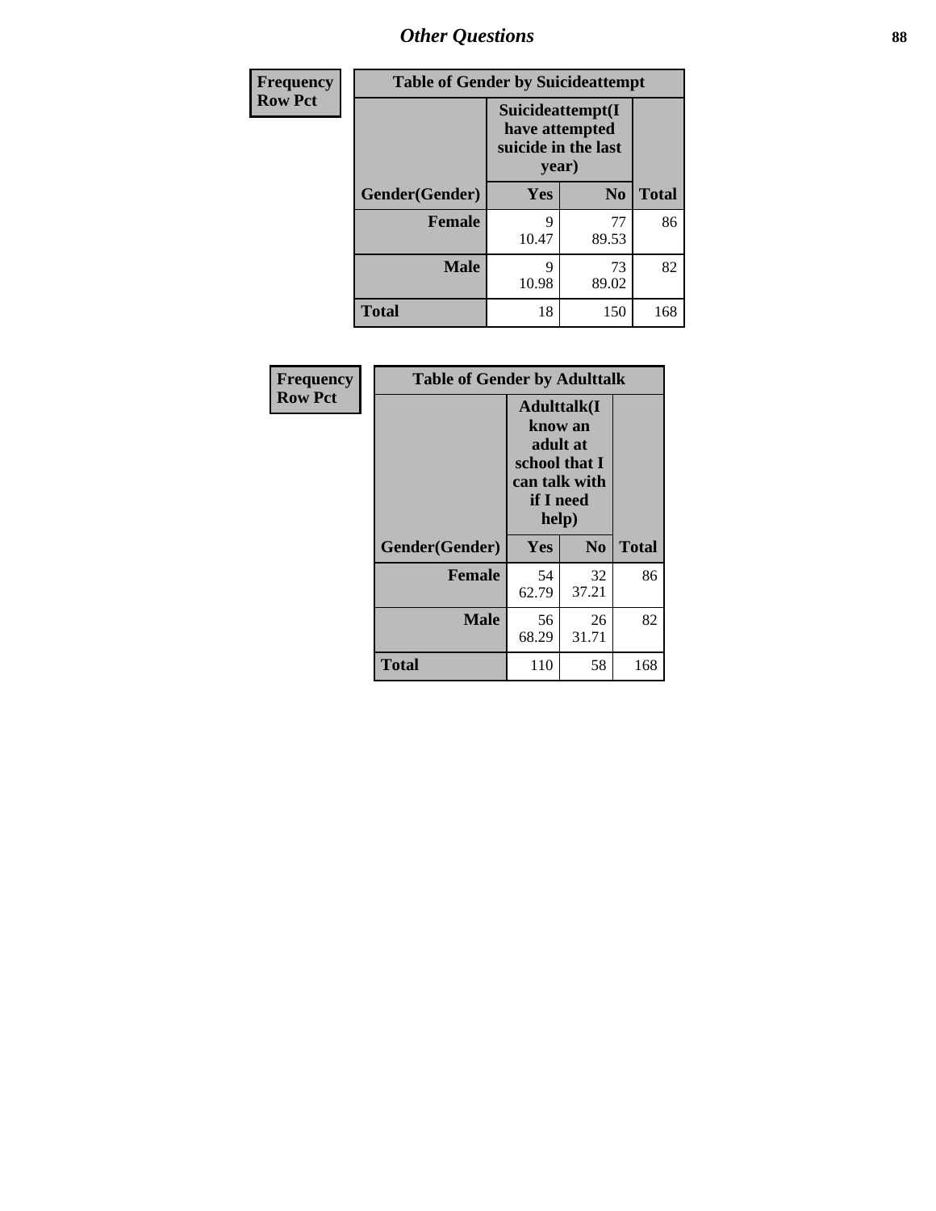# Other Questions

| Frequency Row Pct | Table of Gender by Suicideattempt | | |
|---|---|---|---|
| | Suicideattempt(I have attempted suicide in the last year) | | |
| Gender(Gender) | Yes | No | Total |
| Female | 9<br>10.47 | 77<br>89.53 | 86 |
| Male | 9<br>10.98 | 73<br>89.02 | 82 |
| Total | 18 | 150 | 168 |

| Frequency Row Pct | Table of Gender by Adulttalk | | |
|---|---|---|---|
| | Adulttalk(I know an adult at school that I can talk with if I need help) | | |
| Gender(Gender) | Yes | No | Total |
| Female | 54<br>62.79 | 32<br>37.21 | 86 |
| Male | 56<br>68.29 | 26<br>31.71 | 82 |
| Total | 110 | 58 | 168 |